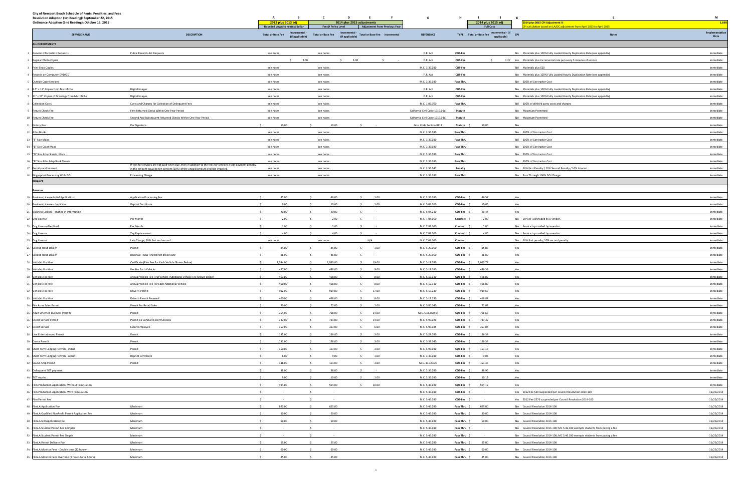**City of Newport Beach Schedule of Rents, Penalties, and Fees**
**Resolution Adoption (1st Reading): September 22, 2015**
**Ordinance Adoption (2nd Reading): October 13, 2015**

| | | A | B | C | D | E | F | G | H | I | J | K | L | M |
|---|---|---|---|---|---|---|---|---|---|---|---|---|---|---|
| | | 2012 plus 2013 adj | | 2014 plus 2015 adjustments | | | | | | 2014 plus 2015 adj | | | 2014 plus 2015 CPI Adjustment % | 1.88% |
| | | Rounded down to nearest dollar | | Fee @ Policy Level | | Adjustment From Previous Year | | | | Full Cost | | | CPI calculation based on LA/OC adjustment from April 2013 to April 2015 | |
| SERVICE NAME | DESCRIPTION | Total or Base Fee | Incremental - (if applicable) | Total or Base Fee | Incremental - (if applicable) | Total or Base Fee | Incremental | REFERENCE | TYPE | Total or Base Fee | Incremental - (If applicable) | CPI | Notes | Implementation Date |
| **ALL DEPARTMENTS** | | | | | | | | | | | | | | |
| 1 General Information Requests | Public Records Act Requests | see notes | | see notes | | | | P.R. Act | COS-Fee | | | No | Materials plus 100% Fully Loaded Hourly Duplication Rate (see appendix) | Immediate |
| 2 Regular Photo Copies | | | $ 3.00 | | $ 3.00 | | $ - | P.R. Act | COS-Fee | | $ 3.27 | Yes | Materials plus incremental rate per every 5 minutes of service | Immediate |
| 3 Print Shop Copies | | see notes | | see notes | | | | M.C. 3.36.030 | COS-Fee | | | No | Materials plus $10 | Immediate |
| 4 Records on Computer DVD/CD | | see notes | | see notes | | | | P.R. Act | COS-Fee | | | No | Materials plus 100% Fully Loaded Hourly Duplication Rate (see appendix) | Immediate |
| 5 Outside Copy Services | | see notes | | see notes | | | | M.C. 3.36.030 | Pass Thru | | | No | 100% of Contractor Cost | Immediate |
| 6 8.5" x 11" Copies from Microfiche | Digital Images | see notes | | see notes | | | | P.R. Act | COS-Fee | | | No | Materials plus 100% Fully Loaded Hourly Duplication Rate (see appendix) | Immediate |
| 7 11" x 17" Copies of Drawings from Microfiche | Digital Images | see notes | | see notes | | | | P.R. Act | COS-Fee | | | No | Materials plus 100% Fully Loaded Hourly Duplication Rate (see appendix) | Immediate |
| 8 Collection Costs | Costs and Charges for Collection of Delinquent Fees | see notes | | see notes | | | | M.C. 1.05.100 | Pass Thru | | | No | 100% of all third party costs and charges | Immediate |
| 9 Return Check Fee | First Returned Check Within One Year Period | see notes | | see notes | | | | California Civil Code 1719.0 (a) | Statute | | | No | Maximum Permitted | Immediate |
| 10 Return Check Fee | Second And Subsequent Returned Checks Within One Year Period | see notes | | see notes | | | | California Civil Code 1719.0 (a) | Statute | | | No | Maximum Permitted | Immediate |
| 11 Notary Fee | Per Signature | $ 10.00 | | $ 10.00 | | $ - | | Gov. Code Section 8211 | Statute | $ 10.00 | | No | | Immediate |
| 12 Atlas Books | | see notes | | see notes | | | | M.C. 3.36.030 | Pass Thru | | | No | 100% of Contractor Cost | Immediate |
| 13 "E" Size Maps | | see notes | | see notes | | | | M.C. 3.36.030 | Pass Thru | | | No | 100% of Contractor Cost | Immediate |
| 14 "B" Size Color Maps | | see notes | | see notes | | | | M.C. 3.36.030 | Pass Thru | | | No | 100% of Contractor Cost | Immediate |
| 15 "D" Size Atlas Sheets Maps | | see notes | | see notes | | | | M.C. 3.36.030 | Pass Thru | | | No | 100% of Contractor Cost | Immediate |
| 16 "B" Size Atlas Map Book Sheets | | see notes | | see notes | | | | M.C. 3.36.030 | Pass Thru | | | No | 100% of Contractor Cost | Immediate |
| 17 Penalty and Interest | If fees for services are not paid when due, then in addition to the fees for services a late payment penalty in the amount equal to ten percent (10%) of the unpaid amount shall be imposed. | see notes | | see notes | | | | M.C. 3.36.040 | Penalty | | | No | 10% First Penalty / 10% Second Penalty / 10% Interest | Immediate |
| 18 Fingerprint Processing With DOJ | Processing Charge | see notes | | see notes | | | | M.C. 3.36.030 | Pass Thru | | | No | Pass Through 100% DOJ Charge | Immediate |
| **FINANCE** | | | | | | | | | | | | | | |
| **Revenue** | | | | | | | | | | | | | | |
| 19 Business License Initial Application | Application Processing Fee | $ 45.00 | | $ 46.00 | | $ 1.00 | | M.C. 3.36.030 | COS-Fee | $ 46.57 | | Yes | | Immediate |
| 20 Business License - duplicate | Reprint Certificate | $ 9.00 | | $ 10.00 | | $ 1.00 | | M.C. 5.04.200 | COS-Fee | $ 10.05 | | Yes | | Immediate |
| 21 Business License - change in information | | $ 20.00 | | $ 20.00 | | $ - | | M.C. 5.04.210 | COS-Fee | $ 20.44 | | Yes | | Immediate |
| 22 Dog License | Per Month | $ 2.00 | | $ 2.00 | | $ - | | M.C. 7.04.060 | Contract | $ 2.00 | | No | Service is provided by a vendor. | Immediate |
| 23 Dog License-Sterilized | Per Month | $ 1.00 | | $ 1.00 | | $ - | | M.C. 7.04.060 | Contract | $ 1.00 | | No | Service is provided by a vendor. | Immediate |
| 24 Dog License | Tag Replacement | $ 4.00 | | $ 4.00 | | $ - | | M.C. 7.04.060 | Contract | $ 4.00 | | No | Service is provided by a vendor. | Immediate |
| 25 Dog License | Late Charge, 10% first and second | see notes | | see notes | | N/A | | M.C. 7.04.060 | Contract | | | No | 10% first penalty, 10% second penalty | Immediate |
| 26 Second Hand Dealer | Permit | $ 84.00 | | $ 85.00 | | $ 1.00 | | M.C. 5.20.060 | COS-Fee | $ 85.83 | | Yes | | Immediate |
| 27 Second Hand Dealer | Renewal + DOJ Fingerprint processing | $ 46.00 | | $ 46.00 | | $ - | | M.C. 5.20.060 | COS-Fee | $ 46.89 | | Yes | | Immediate |
| 28 Vehicles For Hire | Certificate (Plus Fee For Each Vehicle Shown Below) | $ 1,034.00 | | $ 1,053.00 | | $ 19.00 | | M.C. 5.12.030 | COS-Fee | $ 1,053.78 | | Yes | | Immediate |
| 29 Vehicles For Hire | Fee For Each Vehicle | $ 477.00 | | $ 486.00 | | $ 9.00 | | M.C. 5.12.030 | COS-Fee | $ 486.59 | | Yes | | Immediate |
| 30 Vehicles For Hire | Annual Vehicle Fee First Vehicle (Additional Vehicle Fee Shown Below) | $ 460.00 | | $ 468.00 | | $ 8.00 | | M.C. 5.12.110 | COS-Fee | $ 468.87 | | Yes | | Immediate |
| 31 Vehicles For Hire | Annual Vehicle Fee For Each Additional Vehicle | $ 460.00 | | $ 468.00 | | $ 8.00 | | M.C. 5.12.110 | COS-Fee | $ 468.87 | | Yes | | Immediate |
| 32 Vehicles For Hire | Driver's Permit | $ 902.00 | | $ 919.00 | | $ 17.00 | | M.C. 5.12.230 | COS-Fee | $ 919.67 | | Yes | | Immediate |
| 33 Vehicles For Hire | Driver's Permit Renewal | $ 460.00 | | $ 468.00 | | $ 8.00 | | M.C. 5.12.230 | COS-Fee | $ 468.87 | | Yes | | Immediate |
| 34 Fire Arms Sales Permit | Permit For Retail Sales | $ 70.00 | | $ 72.00 | | $ 2.00 | | M.C. 5.80.040 | COS-Fee | $ 72.07 | | Yes | | Immediate |
| 35 Adult Oriented Business Permits | Permit | $ 754.00 | | $ 768.00 | | $ 14.00 | | M.C. 5.96.020(B) | COS-Fee | $ 768.63 | | Yes | | Immediate |
| 36 Escort Service Permit | Permit To Conduct Escort Services | $ 717.00 | | $ 731.00 | | $ 14.00 | | M.C. 5.90.020 | COS-Fee | $ 731.32 | | Yes | | Immediate |
| 37 Escort Service | Escort Employee | $ 357.00 | | $ 363.00 | | $ 6.00 | | M.C. 5.90.035 | COS-Fee | $ 363.84 | | Yes | | Immediate |
| 38 Live Entertainment Permit | Permit | $ 153.00 | | $ 156.00 | | $ 3.00 | | M.C. 5.28.030 | COS-Fee | $ 156.34 | | Yes | | Immediate |
| 39 Dance Permit | Permit | $ 153.00 | | $ 156.00 | | $ 3.00 | | M.C. 5.32.040 | COS-Fee | $ 156.34 | | Yes | | Immediate |
| 40 Short Term Lodging Permits - initial | Permit | $ 150.00 | | $ 153.00 | | $ 3.00 | | M.C. 5.95.040 | COS-Fee | $ 153.13 | | Yes | | Immediate |
| 41 Short Term Lodging Permits - reprint | Reprint Certificate | $ 8.00 | | $ 9.00 | | $ 1.00 | | M.C. 3.36.030 | COS-Fee | $ 9.06 | | Yes | | Immediate |
| 42 Sound Amp Permit | Permit | $ 148.00 | | $ 151.00 | | $ 3.00 | | M.C. 10.32.020 | COS-Fee | $ 151.35 | | Yes | | Immediate |
| 43 Delinquent TOT payment | | $ 38.00 | | $ 38.00 | | $ - | | M.C. 3.36.030 | COS-Fee | $ 38.95 | | Yes | | Immediate |
| 44 TOT reprint | | $ 9.00 | | $ 10.00 | | $ 1.00 | | M.C. 3.36.030 | COS-Fee | $ 10.12 | | Yes | | Immediate |
| 45 Film Production Application -Without Film Liaison | | $ 494.00 | | $ 504.00 | | $ 10.00 | | M.C. 5.46.030 | COS-Fee | $ 504.12 | | Yes | | Immediate |
| 46 Film Production Application -With Film Liaison | | $ - | | $ - | | | | M.C. 5.46.030 | COS-Fee | $ - | | Yes | 2012 Fee $49 suspended per Council Resolution 2014-100 | 11/25/2014 |
| 47 Film Permit Fee | | $ - | | $ - | | | | M.C. 5.46.030 | COS-Fee | $ - | | Yes | 2012 Fee $276 suspended per Council Resolution 2014-100 | 11/25/2014 |
| 48 FilmLA Application Fee | Maximum | $ 625.00 | | $ 625.00 | | | | M.C. 5.46.030 | Pass Thru | $ 625.00 | | No | Council Resolution 2014-100 | 11/25/2014 |
| 49 FilmLA Qualified NonProfit Permit Application Fee | Maximum | $ 50.00 | | $ 50.00 | | | | M.C. 5.46.030 | Pass Thru | $ 50.00 | | No | Council Resolution 2014-100 | 11/25/2014 |
| 50 FilmLA Still Application Fee | Maximum | $ 60.00 | | $ 60.00 | | | | M.C. 5.46.030 | Pass Thru | $ 60.00 | | No | Council Resolution 2014-100 | 11/25/2014 |
| 51 FilmLA Student Permit Fee Complex | Maximum | $ - | | $ - | | | | M.C. 5.46.030 | Pass Thru | $ - | | No | Council Resolution 2014-100; MC 5.46.030 exempts students from paying a fee | 11/25/2014 |
| 52 FilmLA Student Permit Fee Simple | Maximum | $ - | | $ - | | | | M.C. 5.46.030 | Pass Thru | $ - | | No | Council Resolution 2014-100; MC 5.46.030 exempts students from paying a fee | 11/25/2014 |
| 53 FilmLA Permit Delivery Fee | Maximum | $ 55.00 | | $ 55.00 | | | | M.C. 5.46.030 | Pass Thru | $ 55.00 | | No | Council Resolution 2014-100 | 11/25/2014 |
| 54 FilmLA Monitor Fees - Double time (12 hours+) | Maximum | $ 60.00 | | $ 60.00 | | | | M.C. 5.46.030 | Pass Thru | $ 60.00 | | No | Council Resolution 2014-100 | 11/25/2014 |
| 55 FilmLA Monitor Fees Overtime (8 hours to 12 hours) | Maximum | $ 45.00 | | $ 45.00 | | | | M.C. 5.46.030 | Pass Thru | $ 45.00 | | No | Council Resolution 2014-100 | 11/25/2014 |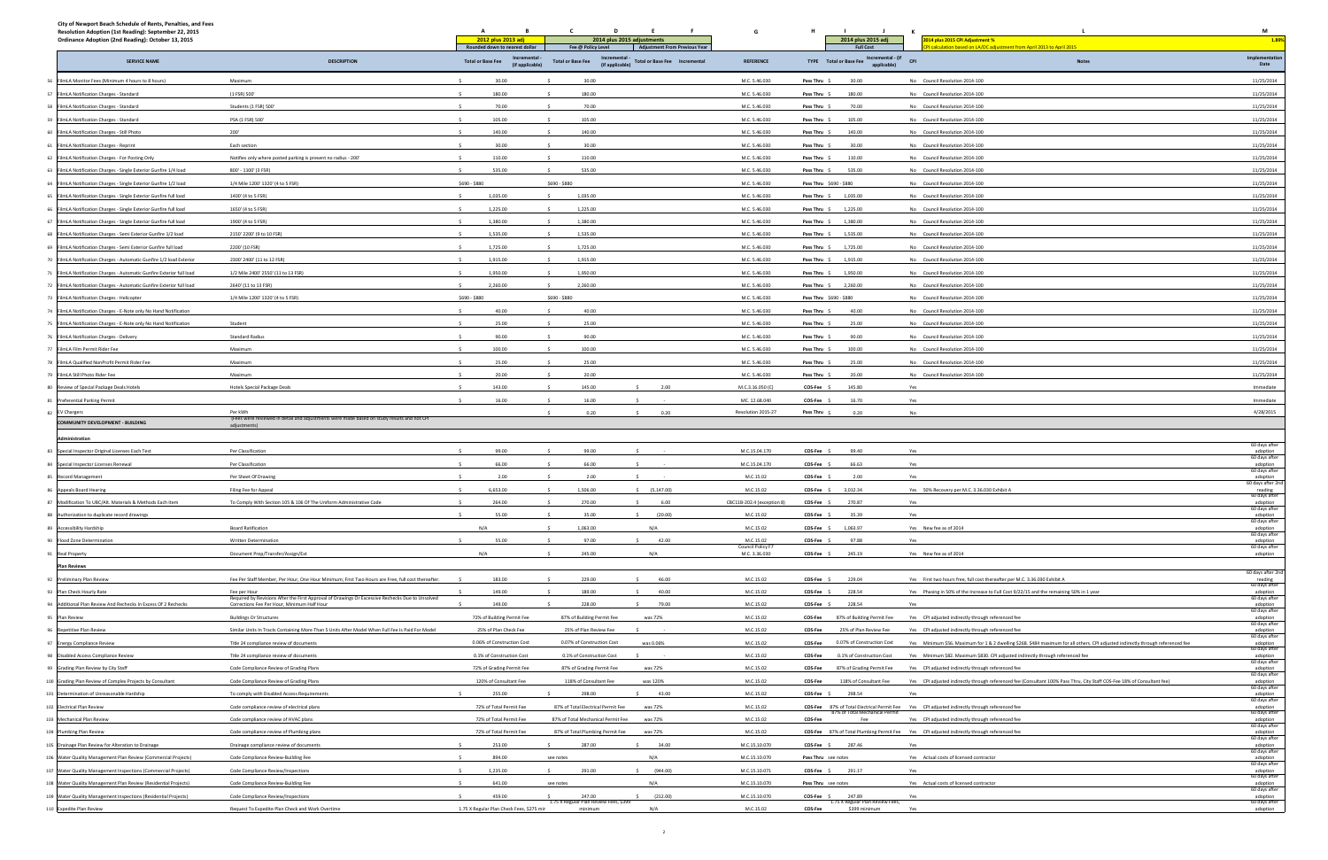City of Newport Beach Schedule of Rents, Penalties, and Fees
Resolution Adoption (1st Reading): September 22, 2015
Ordinance Adoption (2nd Reading): October 13, 2015

| | SERVICE NAME | DESCRIPTION | A: 2012 plus 2013 adj Rounded down to nearest dollar — Total or Base Fee | B: Incremental - (if applicable) | C: 2014 plus 2015 adjustments Fee @ Policy Level — Total or Base Fee | D: Incremental - (if applicable) | E: Adjustment From Previous Year — Total or Base Fee | F: Incremental | G: REFERENCE | H: TYPE | I: 2014 plus 2015 adj Full Cost — Total or Base Fee | J: Incremental - (if applicable) | K: CPI | L: Notes (2014 plus 2015 CPI Adjustment % — CPI calculation based on LA/OC adjustment from April 2013 to April 2015) | M: 1.88% Implementation Date |
|---|---|---|---|---|---|---|---|---|---|---|---|---|---|---|---|
| 56 | FilmLA Monitor Fees (Minimum 4 hours to 8 hours) | Maximum | $ 30.00 | | $ 30.00 | | | | M.C. 5.46.030 | Pass Thru | $ 30.00 | | No | Council Resolution 2014-100 | 11/25/2014 |
| 57 | FilmLA Notification Charges - Standard | (1 FSR) 500' | $ 180.00 | | $ 180.00 | | | | M.C. 5.46.030 | Pass Thru | $ 180.00 | | No | Council Resolution 2014-100 | 11/25/2014 |
| 58 | FilmLA Notification Charges - Standard | Students (1 FSR) 500' | $ 70.00 | | $ 70.00 | | | | M.C. 5.46.030 | Pass Thru | $ 70.00 | | No | Council Resolution 2014-100 | 11/25/2014 |
| 59 | FilmLA Notification Charges - Standard | PSA (1 FSR) 500' | $ 105.00 | | $ 105.00 | | | | M.C. 5.46.030 | Pass Thru | $ 105.00 | | No | Council Resolution 2014-100 | 11/25/2014 |
| 60 | FilmLA Notification Charges - Still Photo | 200' | $ 140.00 | | $ 140.00 | | | | M.C. 5.46.030 | Pass Thru | $ 140.00 | | No | Council Resolution 2014-100 | 11/25/2014 |
| 61 | FilmLA Notification Charges - Reprint | Each section | $ 30.00 | | $ 30.00 | | | | M.C. 5.46.030 | Pass Thru | $ 30.00 | | No | Council Resolution 2014-100 | 11/25/2014 |
| 62 | FilmLA Notification Charges - For Posting Only | Notifies only where posted parking is present no radius - 200' | $ 110.00 | | $ 110.00 | | | | M.C. 5.46.030 | Pass Thru | $ 110.00 | | No | Council Resolution 2014-100 | 11/25/2014 |
| 63 | FilmLA Notification Charges - Single Exterior Gunfire 1/4 load | 800' - 1100' (3 FSR) | $ 535.00 | | $ 535.00 | | | | M.C. 5.46.030 | Pass Thru | $ 535.00 | | No | Council Resolution 2014-100 | 11/25/2014 |
| 64 | FilmLA Notification Charges - Single Exterior Gunfire 1/2 load | 1/4 Mile 1200' 1320' (4 to 5 FSR) | $690 - $880 | | $690 - $880 | | | | M.C. 5.46.030 | Pass Thru | $690 - $880 | | No | Council Resolution 2014-100 | 11/25/2014 |
| 65 | FilmLA Notification Charges - Single Exterior Gunfire full load | 1400' (4 to 5 FSR) | $ 1,035.00 | | $ 1,035.00 | | | | M.C. 5.46.030 | Pass Thru | $ 1,035.00 | | No | Council Resolution 2014-100 | 11/25/2014 |
| 66 | FilmLA Notification Charges - Single Exterior Gunfire full load | 1650' (4 to 5 FSR) | $ 1,225.00 | | $ 1,225.00 | | | | M.C. 5.46.030 | Pass Thru | $ 1,225.00 | | No | Council Resolution 2014-100 | 11/25/2014 |
| 67 | FilmLA Notification Charges - Single Exterior Gunfire full load | 1900' (4 to 5 FSR) | $ 1,380.00 | | $ 1,380.00 | | | | M.C. 5.46.030 | Pass Thru | $ 1,380.00 | | No | Council Resolution 2014-100 | 11/25/2014 |
| 68 | FilmLA Notification Charges - Semi Exterior Gunfire 1/2 load | 2150' 2200' (9 to 10 FSR) | $ 1,535.00 | | $ 1,535.00 | | | | M.C. 5.46.030 | Pass Thru | $ 1,535.00 | | No | Council Resolution 2014-100 | 11/25/2014 |
| 69 | FilmLA Notification Charges - Semi Exterior Gunfire full load | 2200' (10 FSR) | $ 1,725.00 | | $ 1,725.00 | | | | M.C. 5.46.030 | Pass Thru | $ 1,725.00 | | No | Council Resolution 2014-100 | 11/25/2014 |
| 70 | FilmLA Notification Charges - Automatic Gunfire 1/2 load Exterior | 2300' 2400' (11 to 12 FSR) | $ 1,915.00 | | $ 1,915.00 | | | | M.C. 5.46.030 | Pass Thru | $ 1,915.00 | | No | Council Resolution 2014-100 | 11/25/2014 |
| 71 | FilmLA Notification Charges - Automatic Gunfire Exterior full load | 1/2 Mile 2400' 2550' (11 to 13 FSR) | $ 1,950.00 | | $ 1,950.00 | | | | M.C. 5.46.030 | Pass Thru | $ 1,950.00 | | No | Council Resolution 2014-100 | 11/25/2014 |
| 72 | FilmLA Notification Charges - Automatic Gunfire Exterior full load | 2640' (11 to 13 FSR) | $ 2,260.00 | | $ 2,260.00 | | | | M.C. 5.46.030 | Pass Thru | $ 2,260.00 | | No | Council Resolution 2014-100 | 11/25/2014 |
| 73 | FilmLA Notification Charges - Helicopter | 1/4 Mile 1200' 1320' (4 to 5 FSR) | $690 - $880 | | $690 - $880 | | | | M.C. 5.46.030 | Pass Thru | $690 - $880 | | No | Council Resolution 2014-100 | 11/25/2014 |
| 74 | FilmLA Notification Charges - E-Note only No Hand Notification | | $ 40.00 | | $ 40.00 | | | | M.C. 5.46.030 | Pass Thru | $ 40.00 | | No | Council Resolution 2014-100 | 11/25/2014 |
| 75 | FilmLA Notification Charges - E-Note only No Hand Notification | Student | $ 25.00 | | $ 25.00 | | | | M.C. 5.46.030 | Pass Thru | $ 25.00 | | No | Council Resolution 2014-100 | 11/25/2014 |
| 76 | FilmLA Notification Charges - Delivery | Standard Radius | $ 90.00 | | $ 90.00 | | | | M.C. 5.46.030 | Pass Thru | $ 90.00 | | No | Council Resolution 2014-100 | 11/25/2014 |
| 77 | FilmLA Film Permit Rider Fee | Maximum | $ 100.00 | | $ 100.00 | | | | M.C. 5.46.030 | Pass Thru | $ 100.00 | | No | Council Resolution 2014-100 | 11/25/2014 |
| 78 | FilmLA Qualified NonProfit Permit Rider Fee | Maximum | $ 25.00 | | $ 25.00 | | | | M.C. 5.46.030 | Pass Thru | $ 25.00 | | No | Council Resolution 2014-100 | 11/25/2014 |
| 79 | FilmLA Still Photo Rider Fee | Maximum | $ 20.00 | | $ 20.00 | | | | M.C. 5.46.030 | Pass Thru | $ 20.00 | | No | Council Resolution 2014-100 | 11/25/2014 |
| 80 | Review of Special Package Deals Hotels | Hotels Special Package Deals | $ 143.00 | | $ 145.00 | | $ 2.00 | | M.C.3.16.050 (C) | COS-Fee | $ 145.80 | | Yes | | Immediate |
| 81 | Preferential Parking Permit | | $ 16.00 | | $ 16.00 | | $ - | | MC. 12.68.040 | COS-Fee | $ 16.70 | | Yes | | Immediate |
| 82 | EV Chargers | Per kWh | | | $ 0.20 | | $ 0.20 | | Resolution 2015-27 | Pass Thru | $ 0.20 | | No | | 4/28/2015 |
| | **COMMUNITY DEVELOPMENT - BUILDING** | (Fees were reviewed in detail and adjustments were made based on study results and not CPI adjustments) | | | | | | | | | | | | | |
| | **Administration** | | | | | | | | | | | | | | |
| 83 | Special Inspector Original Licenses Each Test | Per Classification | $ 99.00 | | $ 99.00 | | $ - | | M.C.15.04.170 | COS-Fee | $ 99.40 | | Yes | | 60 days after adoption |
| 84 | Special Inspector Licenses Renewal | Per Classification | $ 66.00 | | $ 66.00 | | $ - | | M.C.15.04.170 | COS-Fee | $ 66.63 | | Yes | | 60 days after adoption |
| 85 | Record Management | Per Sheet Of Drawing | $ 2.00 | | $ 2.00 | | $ - | | M.C.15.02 | COS-Fee | $ 2.00 | | Yes | | 60 days after adoption |
| 86 | Appeals Board Hearing | Filing Fee for Appeal | $ 6,653.00 | | $ 1,506.00 | | $ (5,147.00) | | M.C.15.02 | COS-Fee | $ 3,012.34 | | Yes | 50% Recovery per M.C. 3.36.030 Exhibit A | 60 days after 2nd reading |
| 87 | Modification To UBC/Alt. Materials & Methods Each Item | To Comply With Section 105 & 106 Of The Uniform Administrative Code | $ 264.00 | | $ 270.00 | | $ 6.00 | | CBC11B-202.4 (exception 8) | COS-Fee | $ 270.87 | | Yes | | 60 days after adoption |
| 88 | Authorization to duplicate record drawings | | $ 55.00 | | $ 35.00 | | $ (20.00) | | M.C.15.02 | COS-Fee | $ 35.39 | | Yes | | 60 days after adoption |
| 89 | Accessibility Hardship | Board Ratification | N/A | | $ 1,063.00 | | N/A | | M.C.15.02 | COS-Fee | $ 1,063.97 | | Yes | New fee as of 2014 | 60 days after adoption |
| 90 | Flood Zone Determination | Written Determination | $ 55.00 | | $ 97.00 | | $ 42.00 | | M.C.15.02 | COS-Fee | $ 97.88 | | Yes | | 60 days after adoption |
| 91 | Real Property | Document Prep/Transfer/Assign/Ext | N/A | | $ 245.00 | | N/A | | Council Policy F7 M.C. 3.36.030 | COS-Fee | $ 245.19 | | Yes | New fee as of 2014 | 60 days after adoption |
| | **Plan Reviews** | | | | | | | | | | | | | | |
| 92 | Preliminary Plan Review | Fee Per Staff Member, Per Hour, One Hour Minimum; First Two Hours are Free, full cost thereafter. | $ 183.00 | | $ 229.00 | | $ 46.00 | | M.C.15.02 | COS-Fee | $ 229.04 | | Yes | First two hours free, full cost thereafter per M.C. 3.36.030 Exhibit A | 60 days after 2nd reading |
| 93 | Plan Check Hourly Rate | Fee per Hour | $ 149.00 | | $ 189.00 | | $ 40.00 | | M.C.15.02 | COS-Fee | $ 228.54 | | Yes | Phasing in 50% of the increase to Full Cost 9/22/15 and the remaining 50% in 1 year | 60 days after adoption |
| 94 | Additional Plan Review And Rechecks In Excess Of 2 Rechecks | Required by Revisions After the First Approval of Drawings Or Excessive Rechecks Due to Unsolved Corrections Fee Per Hour, Minimum Half Hour | $ 149.00 | | $ 228.00 | | $ 79.00 | | M.C.15.02 | COS-Fee | $ 228.54 | | Yes | | 60 days after adoption |
| 95 | Plan Review | Buildings Or Structures | 72% of Building Permit Fee | | 87% of Building Permit Fee | | was 72% | | M.C.15.02 | COS-Fee | 87% of Building Permit Fee | | Yes | CPI adjusted indirectly through referenced fee | 60 days after adoption |
| 96 | Repetitive Plan Review | Similar Units In Tracts Containing More Than 5 Units After Model When Full Fee Is Paid For Model | 25% of Plan Check Fee | | 25% of Plan Review Fee | | $ - | | M.C.15.02 | COS-Fee | 25% of Plan Review Fee | | Yes | CPI adjusted indirectly through referenced fee | 60 days after adoption |
| 97 | Energy Compliance Review | Title 24 compliance review of documents | 0.06% of Construction Cost | | 0.07% of Construction Cost | | was 0.06% | | M.C.15.02 | COS-Fee | 0.07% of Construction Cost | | Yes | Minimum $56. Maximum for 1 & 2 dwelling $268. $484 maximum for all others. CPI adjusted indirectly through referenced fee | 60 days after adoption |
| 98 | Disabled Access Compliance Review | Title 24 compliance review of documents | 0.1% of Construction Cost | | 0.1% of Construction Cost | | $ - | | M.C.15.02 | COS-Fee | 0.1% of Construction Cost | | Yes | Minimum $82. Maximum $830. CPI adjusted indirectly through referenced fee | 60 days after adoption |
| 99 | Grading Plan Review by City Staff | Code Compliance Review of Grading Plans | 72% of Grading Permit Fee | | 87% of Grading Permit Fee | | was 72% | | M.C.15.02 | COS-Fee | 87% of Grading Permit Fee | | Yes | CPI adjusted indirectly through referenced fee | 60 days after adoption |
| 100 | Grading Plan Review of Complex Projects by Consultant | Code Compliance Review of Grading Plans | 120% of Consultant Fee | | 118% of Consultant Fee | | was 120% | | M.C.15.02 | COS-Fee | 118% of Consultant Fee | | Yes | CPI adjusted indirectly through referenced fee (Consultant 100% Pass Thru, City Staff COS-Fee 18% of Consultant fee) | 60 days after adoption |
| 101 | Determination of Unreasonable Hardship | To comply with Disabled Access Requirements | $ 255.00 | | $ 298.00 | | $ 43.00 | | M.C.15.02 | COS-Fee | $ 298.54 | | Yes | | 60 days after adoption |
| 102 | Electrical Plan Review | Code compliance review of electrical plans | 72% of Total Permit Fee | | 87% of Total Electrical Permit Fee | | was 72% | | M.C.15.02 | COS-Fee | 87% of Total Electrical Permit Fee | | Yes | CPI adjusted indirectly through referenced fee | 60 days after adoption |
| 103 | Mechanical Plan Review | Code compliance review of HVAC plans | 72% of Total Permit Fee | | 87% of Total Mechanical Permit Fee | | was 72% | | M.C.15.02 | COS-Fee | 87% of Total Mechanical Permit Fee | | Yes | CPI adjusted indirectly through referenced fee | 60 days after adoption |
| 104 | Plumbing Plan Review | Code compliance review of Plumbing plans | 72% of Total Permit Fee | | 87% of Total Plumbing Permit Fee | | was 72% | | M.C.15.02 | COS-Fee | 87% of Total Plumbing Permit Fee | | Yes | CPI adjusted indirectly through referenced fee | 60 days after adoption |
| 105 | Drainage Plan Review for Alteration to Drainage | Drainage compliance review of documents | $ 253.00 | | $ 287.00 | | $ 34.00 | | M.C.15.10.070 | COS-Fee | $ 287.46 | | Yes | | 60 days after adoption |
| 106 | Water Quality Management Plan Review (Commercial Projects) | Code Compliance Review-Building Fee | $ 894.00 | | see notes | | N/A | | M.C.15.10.070 | Pass Thru | see notes | | Yes | Actual costs of licensed contractor | 60 days after adoption |
| 107 | Water Quality Management Inspections (Commercial Projects) | Code Compliance Review/Inspections | $ 1,235.00 | | $ 291.00 | | $ (944.00) | | M.C.15.10.071 | COS-Fee | $ 291.17 | | Yes | | 60 days after adoption |
| 108 | Water Quality Management Plan Review (Residential Projects) | Code Compliance Review-Building Fee | $ 641.00 | | see notes | | N/A | | M.C.15.10.070 | Pass Thru | see notes | | Yes | Actual costs of licensed contractor | 60 days after adoption |
| 109 | Water Quality Management Inspections (Residential Projects) | Code Compliance Review/Inspections | $ 459.00 | | $ 247.00 | | $ (212.00) | | M.C.15.10.070 | COS-Fee | $ 247.89 | | Yes | | 60 days after adoption |
| 110 | Expedite Plan Review | Request To Expedite Plan Check and Work Overtime | 1.75 X Regular Plan Check Fees, $275 min | | 1.75 X Regular Plan Review Fees, $399 minimum | | N/A | | M.C.15.02 | COS-Fee | 1.75 X Regular Plan Review Fees, $399 minimum | | Yes | | 60 days after adoption |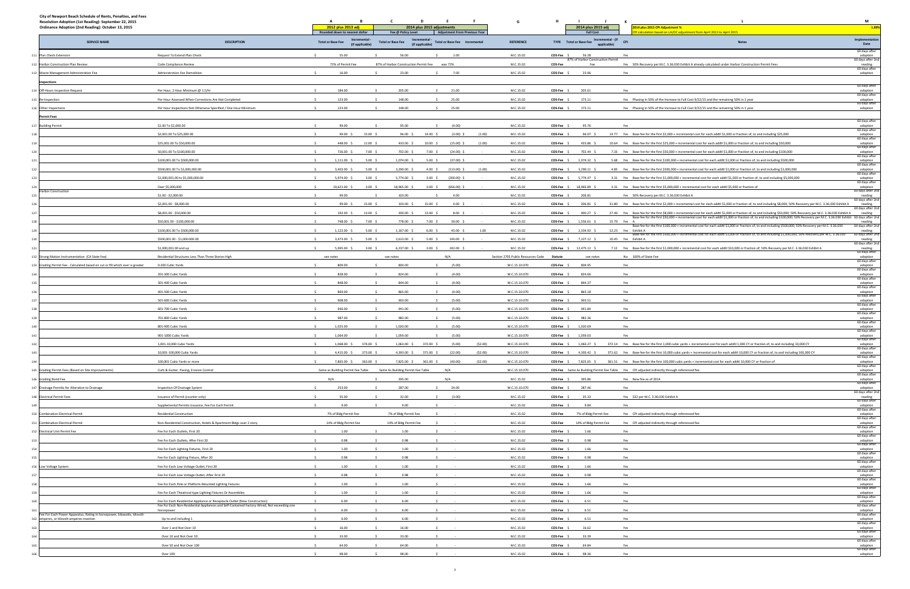City of Newport Beach Schedule of Rents, Penalties, and Fees
Resolution Adoption (1st Reading): September 22, 2015
Ordinance Adoption (2nd Reading): October 13, 2015

| | SERVICE NAME | DESCRIPTION | A: 2012 plus 2013 adj (Rounded down to nearest dollar) Total or Base Fee | B: Incremental - (if applicable) | C: 2014 plus 2015 adjustments (Fee @ Policy Level) Total or Base Fee | D: Incremental - (if applicable) | E: Adjustment From Previous Year Total or Base Fee | F: Incremental | G: REFERENCE | H: TYPE | I: 2014 plus 2015 adj (Full Cost) Total or Base Fee | J: Incremental - (if applicable) | K: CPI | L: Notes | M: Implementation Date |
|---|---|---|---|---|---|---|---|---|---|---|---|---|---|---|---|
| 111 | Plan Check Extension | Request To Extend Plan Check | $ 55.00 | | $ 56.00 | | $ 1.00 | | M.C.15.02 | CDS-Fee | $ 56.28 | | Yes | | 60 days after adoption |
| 112 | Harbor Construction Plan Review | Code Compliance Review | 72% of Permit Fee | | 87% of Harbor Construction Permit Fee | | was 72% | | M.C.15.02 | CDS-Fee | 87% of Harbor Construction Permit Fee | | Yes | 50% Recovery per M.C. 3.36.030 Exhibit A already calculated under Harbor Construction Permit Fees | 60 days after 2nd reading |
| 113 | Waste Management Administration Fee | Administration Fee Demolition | $ 16.00 | | $ 23.00 | | $ 7.00 | | M.C.15.02 | CDS-Fee | $ 23.96 | | Yes | | 60 days after adoption |
| | **Inspections** | | | | | | | | | | | | | | |
| 114 | Off-Hours Inspection Request | Per Hour; 2 Hour Minimum @ 1.5/hr | $ 184.00 | | $ 205.00 | | $ 21.00 | | M.C.15.02 | CDS-Fee | $ 205.61 | | Yes | | 60 days after adoption |
| 115 | Re-Inspection | Per Hour Assessed When Corrections Are Not Completed | $ 123.00 | | $ 148.00 | | $ 25.00 | | M.C.15.02 | CDS-Fee | $ 173.11 | | Yes | Phasing in 50% of the Increase to Full Cost 9/22/15 and the remaining 50% in 1 year | 60 days after adoption |
| 116 | Other Inspections | Per Hour Inspections Not Otherwise Specified / One Hour Minimum | $ 123.00 | | $ 148.00 | | $ 25.00 | | M.C.15.02 | CDS-Fee | $ 173.11 | | Yes | Phasing in 50% of the Increase to Full Cost 9/22/15 and the remaining 50% in 1 year | 60 days after adoption |
| | **Permit Fees** | | | | | | | | | | | | | | |
| 117 | Building Permit | $1.00 To $2,000.00 | $ 99.00 | | $ 95.00 | | $ (4.00) | | M.C.15.02 | CDS-Fee | $ 95.76 | | Yes | | 60 days after adoption |
| 118 | | $2,001.00 To $25,000.00 | $ 99.00 | $ 15.00 | $ 96.00 | $ 14.00 | $ (3.00) | $ (1.00) | M.C.15.02 | CDS-Fee | $ 96.07 | $ 14.77 | Yes | Base fee for the first $2,000 + incremental cost for each addtl $1,000 or fraction of, to and including $25,000 | 60 days after adoption |
| 119 | | $25,001.00 To $50,000.00 | $ 448.00 | $ 11.00 | $ 433.00 | $ 10.00 | $ (15.00) | $ (1.00) | M.C.15.02 | CDS-Fee | $ 433.86 | $ 10.64 | Yes | Base fee for the first $25,000 + incremental cost for each addtl $1,000 or fraction of, to and including $50,000 | 60 days after adoption |
| 120 | | 50,001.00 To $100,000.00 | $ 726.00 | $ 7.00 | $ 702.00 | $ 7.00 | $ (24.00) | $ - | M.C.15.02 | CDS-Fee | $ 702.44 | $ 7.33 | Yes | Base fee for the first $50,000 + incremental cost for each addtl $1,000 or fraction of, to and including $100,000 | 60 days after adoption |
| 121 | | $100,001.00 To $500,000.00 | $ 1,111.00 | $ 5.00 | $ 1,074.00 | $ 5.00 | $ (37.00) | $ - | M.C.15.02 | CDS-Fee | $ 1,074.32 | $ 5.68 | Yes | Base fee for the first $100,000 + incremental cost for each addtl $1,000 or fraction of, to and including $500,000 | 60 days after adoption |
| 122 | | $500,001.00 To $1,000,000.00 | $ 3,403.00 | $ 5.00 | $ 3,290.00 | $ 4.00 | $ (113.00) | $ (1.00) | M.C.15.02 | CDS-Fee | $ 3,290.11 | $ 4.83 | Yes | Base fee for the first $500,000 + incremental cost for each addtl $1,000 or fraction of, to and including $1,000,000 | 60 days after adoption |
| 123 | | $1,000,001.00 to $5,000,000.00 | $ 5,974.00 | $ 3.00 | $ 5,774.00 | $ 3.00 | $ (200.00) | $ - | M.C.15.02 | CDS-Fee | $ 5,774.47 | $ 3.31 | Yes | Base fee for the first $1,000,000 + incremental cost for each addtl $1,000 or fraction of, to and including $5,000,000 | 60 days after adoption |
| 124 | | Over $5,000,000 | $ 19,621.00 | $ 3.00 | $ 18,965.00 | $ 3.00 | $ (656.00) | $ - | M.C.15.02 | CDS-Fee | $ 18,965.89 | $ 3.31 | Yes | Base fee for the first $5,000,000+ incremental cost for each addtl $5,000 or fraction of | 60 days after adoption |
| 125 | Harbor Construction | $1.00 - $2,000.00 | $ 99.00 | | $ 103.00 | | $ 4.00 | | M.C.15.02 | CDS-Fee | $ 206.81 | | Yes | 50% Recovery per M.C. 3.36.030 Exhibit A | 60 days after 2nd reading |
| 126 | | $2,001.00 - $8,000.00 | $ 99.00 | $ 15.00 | $ 103.00 | $ 15.00 | $ 4.00 | $ - | M.C.15.02 | CDS-Fee | $ 206.81 | $ 31.80 | Yes | Base fee for the first $2,000 + incremental cost for each addtl $1,000 or fraction of, to and including $8,000; 50% Recovery per M.C. 3.36.030 Exhibit A | 60 days after 2nd reading |
| 127 | | $8,001.00 - $50,000.00 | $ 192.00 | $ 13.00 | $ 200.00 | $ 13.00 | $ 8.00 | $ - | M.C.15.02 | CDS-Fee | $ 400.27 | $ 27.46 | Yes | Base fee for the first $8,000 + incremental cost for each addtl $1,000 or fraction of, to and including $50,000; 50% Recovery per M.C. 3.36.030 Exhibit A | 60 days after 2nd reading |
| 128 | | $50,001.00 - $100,000.00 | $ 748.00 | $ 7.00 | $ 778.00 | $ 7.00 | $ 30.00 | $ - | M.C.15.02 | CDS-Fee | $ 1,556.64 | $ 15.79 | Yes | Base fee for the first $50,000 + incremental cost for each addtl $1,000 or fraction of, to and including $100,000; 50% Recovery per M.C. 3.36.030 Exhibit A | 60 days after 2nd reading |
| 129 | | $100,001.00 - $500,000.00 | $ 1,122.00 | $ 5.00 | $ 1,167.00 | $ 6.00 | $ 45.00 | $ 1.00 | M.C.15.02 | CDS-Fee | $ 2,334.92 | $ 12.23 | Yes | Base fee for the first $100,000 + incremental cost for each addtl $1,000 or fraction of, to and including $500,000; 50% Recovery per M.C. 3.36.030 Exhibit A | 60 days after 2nd reading |
| 130 | | $500,001.00 - $1,000,000.00 | $ 3,473.00 | $ 5.00 | $ 3,613.00 | $ 5.00 | $ 140.00 | $ - | M.C.15.02 | CDS-Fee | $ 7,227.12 | $ 10.45 | Yes | Base fee for the first $500,000 + incremental cost for each addtl $1,000 or fraction of, to and including $1,000,000; 50% Recovery per M.C. 3.36.030 Exhibit A | 60 days after 2nd reading |
| 131 | | $1,000,001.00 and up | $ 5,995.00 | $ 3.00 | $ 6,237.00 | $ 3.00 | $ 242.00 | $ - | M.C.15.02 | CDS-Fee | $ 12,475.12 | $ 7.12 | Yes | Base fee for the first $1,000,000 + incremental cost for each addtl $10,000 or fraction of; 50% Recovery per M.C. 3.36.030 Exhibit A | 60 days after 2nd reading |
| 132 | Strong Motion Instrumentation (CA State Fee) | Residential Structures Less Than Three Stories High | see notes | | see notes | | N/A | | Section 2705 Public Resources Code | Statute | see notes | | No | 100% of State Fee | 60 days after adoption |
| 133 | Grading Permit Fee - Calculated based on cut or fill which ever is greater | 0-200 Cubic Yards | $ 809.00 | | $ 804.00 | | $ (5.00) | | M.C.15.10.070 | CDS-Fee | $ 804.95 | | Yes | | 60 days after adoption |
| 134 | | 201-300 Cubic Yards | $ 828.00 | | $ 824.00 | | $ (4.00) | | M.C.15.10.070 | CDS-Fee | $ 824.66 | | Yes | | 60 days after adoption |
| 135 | | 301-400 Cubic Yards | $ 848.00 | | $ 844.00 | | $ (4.00) | | M.C.15.10.070 | CDS-Fee | $ 844.37 | | Yes | | 60 days after adoption |
| 136 | | 401-500 Cubic Yards | $ 869.00 | | $ 865.00 | | $ (4.00) | | M.C.15.10.070 | CDS-Fee | $ 865.18 | | Yes | | 60 days after adoption |
| 137 | | 501-600 Cubic Yards | $ 908.00 | | $ 903.00 | | $ (5.00) | | M.C.15.10.070 | CDS-Fee | $ 903.51 | | Yes | | 60 days after adoption |
| 138 | | 601-700 Cubic Yards | $ 946.00 | | $ 941.00 | | $ (5.00) | | M.C.15.10.070 | CDS-Fee | $ 941.84 | | Yes | | 60 days after adoption |
| 139 | | 701-800 Cubic Yards | $ 987.00 | | $ 982.00 | | $ (5.00) | | M.C.15.10.070 | CDS-Fee | $ 982.36 | | Yes | | 60 days after adoption |
| 140 | | 801-900 Cubic Yards | $ 1,025.00 | | $ 1,020.00 | | $ (5.00) | | M.C.15.10.070 | CDS-Fee | $ 1,020.69 | | Yes | | 60 days after adoption |
| 141 | | 901-1000 Cubic Yards | $ 1,064.00 | | $ 1,059.00 | | $ (5.00) | | M.C.15.10.070 | CDS-Fee | $ 1,059.03 | | Yes | | 60 days after adoption |
| 142 | | 1,001-10,000 Cubic Yards | $ 1,068.00 | $ 374.00 | $ 1,063.00 | $ 372.00 | $ (5.00) | ($2.00) | M.C.15.10.070 | CDS-Fee | $ 1,063.27 | $ 372.14 | Yes | Base fee for the first 1,000 cubic yards + incremental cost for each addtl 1,000 CY or fraction of, to and including 10,000 CY | 60 days after adoption |
| 143 | | 10,001-100,000 Cubic Yards | $ 4,415.00 | $ 373.00 | $ 4,393.00 | $ 371.00 | $ (22.00) | ($2.00) | M.C.15.10.070 | CDS-Fee | $ 4,393.42 | $ 371.62 | Yes | Base fee for the first 10,000 cubic yards + incremental cost for each addtl 10,000 CY or fraction of, to and including 100,000 CY | 60 days after adoption |
| 144 | | 100,001 Cubic Yards or more | $ 7,865.00 | $ 363.00 | $ 7,825.00 | $ 361.00 | $ (40.00) | ($2.00) | M.C.15.10.070 | CDS-Fee | $ 7,825.65 | $ 361.51 | Yes | Base fee for the first 100,000 cubic yards + incremental cost for each addtl 10,000 CY or fraction of | 60 days after adoption |
| 145 | Grading Permit Fees (Based on Site Improvements) | Curb & Gutter, Paving, Erosion Control | Same as Building Permit Fee Table | | Same As Building Permit Fee Table | | N/A | | M.C.15.10.070 | CDS-Fee | Same As Building Permit Fee Table | | Yes | CPI adjusted indirectly through referenced fee | 60 days after adoption |
| 146 | Grading Bond Fee | | N/A | | $ 395.00 | | N/A | | M.C.15.02 | CDS-Fee | $ 395.86 | | Yes | New fee as of 2014 | 60 days after adoption |
| 147 | Drainage Permits for Alteration to Drainage | Inspection Of Drainage System | $ 253.00 | | $ 287.00 | | $ 34.00 | | M.C.15.10.070 | CDS-Fee | $ 287.46 | | Yes | | 60 days after adoption |
| 148 | Electrical Permit Fees | Issuance of Permit (counter only) | $ 35.00 | | $ 32.00 | | $ (3.00) | | M.C.15.02 | CDS-Fee | $ 35.33 | | Yes | $32 per M.C. 3.36.030 Exhibit A | 60 days after 2nd reading |
| 149 | | Supplemental Permits Issuance, Fee For Each Permit | $ 9.00 | | $ 9.00 | | $ - | | M.C.15.02 | CDS-Fee | $ 9.84 | | Yes | | 60 days after adoption |
| 150 | Combination Electrical Permit | Residential Construction | 7% of Bldg Permit Fee | | 7% of Bldg Permit Fee | | $ - | | M.C.15.02 | CDS-Fee | 7% of Bldg Permit Fee | | Yes | CPI adjusted indirectly through referenced fee | 60 days after adoption |
| 151 | Combination Electrical Permit | Non-Residential Construction, Hotels & Apartment Bldgs over 2 story | 14% of Bldg Permit Fee | | 14% of Bldg Permit Fee | | $ - | | M.C.15.02 | CDS-Fee | 14% of Bldg Permit Fee | | Yes | CPI adjusted indirectly through referenced fee | 60 days after adoption |
| 152 | Electrical Unit Permit Fee | Fee For Each Outlets, First 20 | $ 1.00 | | $ 1.00 | | $ - | | M.C.15.02 | CDS-Fee | $ 1.66 | | Yes | | 60 days after adoption |
| 153 | | Fee For Each Outlets, After First 20 | $ 0.98 | | $ 0.98 | | $ - | | M.C.15.02 | CDS-Fee | $ 0.98 | | Yes | | 60 days after adoption |
| 154 | | Fee For Each Lighting Fixtures, First 20 | $ 1.00 | | $ 1.00 | | $ - | | M.C.15.02 | CDS-Fee | $ 1.66 | | Yes | | 60 days after adoption |
| 155 | | Fee For Each Lighting Fixture, After 20 | $ 0.98 | | $ 0.98 | | $ - | | M.C.15.02 | CDS-Fee | $ 0.98 | | Yes | | 60 days after adoption |
| 156 | Low Voltage System | Fee For Each Low Voltage Outlet, First 20 | $ 1.00 | | $ 1.00 | | $ - | | M.C.15.02 | CDS-Fee | $ 1.66 | | Yes | | 60 days after adoption |
| 157 | | Fee For Each Low Voltage Outlet, After First 20 | $ 0.98 | | $ 0.98 | | $ - | | M.C.15.02 | CDS-Fee | $ 0.98 | | Yes | | 60 days after adoption |
| 158 | | Fee For Each Pole or Platform-Mounted Lighting Fixtures | $ 1.00 | | $ 1.00 | | $ - | | M.C.15.02 | CDS-Fee | $ 1.66 | | Yes | | 60 days after adoption |
| 159 | | Fee For Each Theatrical-type Lighting Fixtures Or Assemblies | $ 1.00 | | $ 1.00 | | $ - | | M.C.15.02 | CDS-Fee | $ 1.66 | | Yes | | 60 days after adoption |
| 160 | | Fee For Each Residential Appliance or Receptacle Outlet (New Construction) | $ 6.00 | | $ 6.00 | | $ - | | M.C.15.02 | CDS-Fee | $ 6.51 | | Yes | | 60 days after adoption |
| 161 | | Fee For Each Non-Residential Appliances and Self-Contained Factory-Wired, Not exceeding one horsepower | $ 6.00 | | $ 6.00 | | $ - | | M.C.15.02 | CDS-Fee | $ 6.51 | | Yes | | 60 days after adoption |
| 162 | Fee For Each Power Apparatus, Rating in horsepower, kilowatts, kilovolt-amperes, or kilovolt-amperes-reactive: | Up to and including 1 | $ 6.00 | | $ 6.00 | | $ - | | M.C.15.02 | CDS-Fee | $ 6.51 | | Yes | | 60 days after adoption |
| 163 | | Over 1 and Not Over 10 | $ 16.00 | | $ 16.00 | | $ - | | M.C.15.02 | CDS-Fee | $ 16.62 | | Yes | | 60 days after adoption |
| 164 | | Over 10 and Not Over 50 | $ 33.00 | | $ 33.00 | | $ - | | M.C.15.02 | CDS-Fee | $ 33.39 | | Yes | | 60 days after adoption |
| 165 | | Over 50 and Not Over 100 | $ 64.00 | | $ 64.00 | | $ - | | M.C.15.02 | CDS-Fee | $ 64.84 | | Yes | | 60 days after adoption |
| 166 | | Over 100 | $ 98.00 | | $ 98.00 | | $ - | | M.C.15.02 | CDS-Fee | $ 98.36 | | Yes | | 60 days after adoption |

2014 plus 2015 CPI Adjustment %: 1.88%
CPI calculation based on LA/OC adjustment from April 2013 to April 2015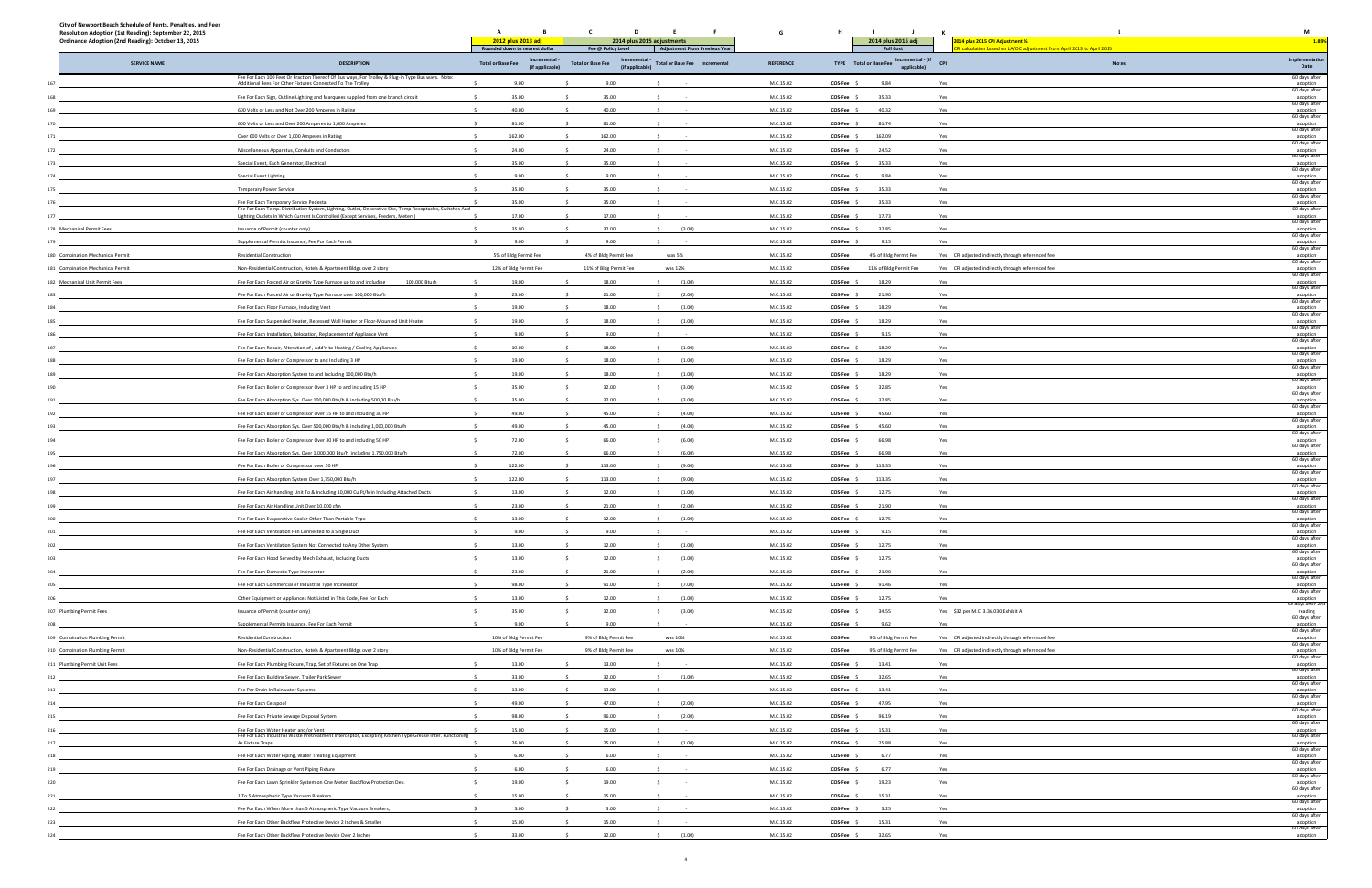City of Newport Beach Schedule of Rents, Penalties, and Fees
Resolution Adoption (1st Reading): September 22, 2015
Ordinance Adoption (2nd Reading): October 13, 2015

| | | A | B | C | D | E | F | G | H | I | J | K | L | M |
|---|---|---|---|---|---|---|---|---|---|---|---|---|---|---|
| | | 2012 plus 2013 adj | | 2014 plus 2015 adjustments | | | | | | 2014 plus 2015 adj | | 2014 plus 2015 CPI Adjustment % | | 1.88% |
| | | Rounded down to nearest dollar | | Fee @ Policy Level | | Adjustment From Previous Year | | | | Full Cost | | CPI calculation based on LA/OC adjustment from April 2013 to April 2015 | | |
| | SERVICE NAME | DESCRIPTION | Total or Base Fee | Incremental - (if applicable) | Total or Base Fee | Incremental - (if applicable) | Total or Base Fee | Incremental | REFERENCE | TYPE | Total or Base Fee | Incremental - (if applicable) | CPI | Notes | Implementation Date |
| 167 | | Fee For Each 100 Feet Or Fraction Thereof Of Bus ways, For Trolley & Plug-in Type Bus ways. Note: Additional Fees For Other Fixtures Connected To The Trolley | $ 9.00 | | $ 9.00 | | $ - | | M.C.15.02 | CDS-Fee | $ 9.84 | | Yes | | 60 days after adoption |
| 168 | | Fee For Each Sign, Outline Lighting and Marquees supplied from one branch circuit | $ 35.00 | | $ 35.00 | | $ - | | M.C.15.02 | CDS-Fee | $ 35.33 | | Yes | | 60 days after adoption |
| 169 | | 600 Volts or Less and Not Over 200 Amperes in Rating | $ 40.00 | | $ 40.00 | | $ - | | M.C.15.02 | CDS-Fee | $ 40.32 | | Yes | | 60 days after adoption |
| 170 | | 600 Volts or Less and Over 200 Amperes to 1,000 Amperes | $ 81.00 | | $ 81.00 | | $ - | | M.C.15.02 | CDS-Fee | $ 81.74 | | Yes | | 60 days after adoption |
| 171 | | Over 600 Volts or Over 1,000 Amperes in Rating | $ 162.00 | | $ 162.00 | | $ - | | M.C.15.02 | CDS-Fee | $ 162.09 | | Yes | | 60 days after adoption |
| 172 | | Miscellaneous Apparatus, Conduits and Conductors | $ 24.00 | | $ 24.00 | | $ - | | M.C.15.02 | CDS-Fee | $ 24.52 | | Yes | | 60 days after adoption |
| 173 | | Special Event, Each Generator, Electrical | $ 35.00 | | $ 35.00 | | $ - | | M.C.15.02 | CDS-Fee | $ 35.33 | | Yes | | 60 days after adoption |
| 174 | | Special Event Lighting | $ 9.00 | | $ 9.00 | | $ - | | M.C.15.02 | CDS-Fee | $ 9.84 | | Yes | | 60 days after adoption |
| 175 | | Temporary Power Service | $ 35.00 | | $ 35.00 | | $ - | | M.C.15.02 | CDS-Fee | $ 35.33 | | Yes | | 60 days after adoption |
| 176 | | Fee For Each Temporary Service Pedestal | $ 35.00 | | $ 35.00 | | $ - | | M.C.15.02 | CDS-Fee | $ 35.33 | | Yes | | 60 days after adoption |
| 177 | | Fee For Each Temp. Distribution System, Lighting, Outlet, Decorative Site, Temp Receptacles, Switches And Lighting Outlets In Which Current Is Controlled (Except Services, Feeders, Meters) | $ 17.00 | | $ 17.00 | | $ - | | M.C.15.02 | CDS-Fee | $ 17.73 | | Yes | | 60 days after adoption |
| 178 | Mechanical Permit Fees | Issuance of Permit (counter only) | $ 35.00 | | $ 32.00 | | $ (3.00) | | M.C.15.02 | CDS-Fee | $ 32.85 | | Yes | | 60 days after adoption |
| 179 | | Supplemental Permits Issuance, Fee For Each Permit | $ 9.00 | | $ 9.00 | | $ - | | M.C.15.02 | CDS-Fee | $ 9.15 | | Yes | | 60 days after adoption |
| 180 | Combination Mechanical Permit | Residential Construction | 5% of Bldg Permit Fee | | 4% of Bldg Permit Fee | | was 5% | | M.C.15.02 | CDS-Fee | 4% of Bldg Permit Fee | | Yes | CPI adjusted indirectly through referenced fee | 60 days after adoption |
| 181 | Combination Mechanical Permit | Non-Residential Construction, Hotels & Apartment Bldgs over 2 story | 12% of Bldg Permit Fee | | 11% of Bldg Permit Fee | | was 12% | | M.C.15.02 | CDS-Fee | 11% of Bldg Permit Fee | | Yes | CPI adjusted indirectly through referenced fee | 60 days after adoption |
| 182 | Mechanical Unit Permit Fees | Fee For Each Forced Air or Gravity Type Furnace up to and including 100,000 Btu/h | $ 19.00 | | $ 18.00 | | $ (1.00) | | M.C.15.02 | CDS-Fee | $ 18.29 | | Yes | | 60 days after adoption |
| 183 | | Fee For Each Forced Air or Gravity Type Furnace over 100,000 Btu/h | $ 23.00 | | $ 21.00 | | $ (2.00) | | M.C.15.02 | CDS-Fee | $ 21.90 | | Yes | | 60 days after adoption |
| 184 | | Fee For Each Floor Furnace, Including Vent | $ 19.00 | | $ 18.00 | | $ (1.00) | | M.C.15.02 | CDS-Fee | $ 18.29 | | Yes | | 60 days after adoption |
| 185 | | Fee For Each Suspended Heater, Recessed Wall Heater or Floor-Mounted Unit Heater | $ 19.00 | | $ 18.00 | | $ (1.00) | | M.C.15.02 | CDS-Fee | $ 18.29 | | Yes | | 60 days after adoption |
| 186 | | Fee For Each Installation, Relocation, Replacement of Appliance Vent | $ 9.00 | | $ 9.00 | | $ - | | M.C.15.02 | CDS-Fee | $ 9.15 | | Yes | | 60 days after adoption |
| 187 | | Fee For Each Repair, Alteration of , Add'n to Heating / Cooling Appliances | $ 19.00 | | $ 18.00 | | $ (1.00) | | M.C.15.02 | CDS-Fee | $ 18.29 | | Yes | | 60 days after adoption |
| 188 | | Fee For Each Boiler or Compressor to and Including 3 HP | $ 19.00 | | $ 18.00 | | $ (1.00) | | M.C.15.02 | CDS-Fee | $ 18.29 | | Yes | | 60 days after adoption |
| 189 | | Fee For Each Absorption System to and Including 100,000 Btu/h | $ 19.00 | | $ 18.00 | | $ (1.00) | | M.C.15.02 | CDS-Fee | $ 18.29 | | Yes | | 60 days after adoption |
| 190 | | Fee For Each Boiler or Compressor Over 3 HP to and including 15 HP | $ 35.00 | | $ 32.00 | | $ (3.00) | | M.C.15.02 | CDS-Fee | $ 32.85 | | Yes | | 60 days after adoption |
| 191 | | Fee For Each Absorption Sys. Over 100,000 Btu/h & including 500,00 Btu/h | $ 35.00 | | $ 32.00 | | $ (3.00) | | M.C.15.02 | CDS-Fee | $ 32.85 | | Yes | | 60 days after adoption |
| 192 | | Fee For Each Boiler or Compressor Over 15 HP to and including 30 HP | $ 49.00 | | $ 45.00 | | $ (4.00) | | M.C.15.02 | CDS-Fee | $ 45.60 | | Yes | | 60 days after adoption |
| 193 | | Fee For Each Absorption Sys. Over 500,000 Btu/h & including 1,000,000 Btu/h | $ 49.00 | | $ 45.00 | | $ (4.00) | | M.C.15.02 | CDS-Fee | $ 45.60 | | Yes | | 60 days after adoption |
| 194 | | Fee For Each Boiler or Compressor Over 30 HP to and including 50 HP | $ 72.00 | | $ 66.00 | | $ (6.00) | | M.C.15.02 | CDS-Fee | $ 66.98 | | Yes | | 60 days after adoption |
| 195 | | Fee For Each Absorption Sys. Over 1,000,000 Btu/h including 1,750,000 Btu/h | $ 72.00 | | $ 66.00 | | $ (6.00) | | M.C.15.02 | CDS-Fee | $ 66.98 | | Yes | | 60 days after adoption |
| 196 | | Fee For Each Boiler or Compressor over 50 HP | $ 122.00 | | $ 113.00 | | $ (9.00) | | M.C.15.02 | CDS-Fee | $ 113.35 | | Yes | | 60 days after adoption |
| 197 | | Fee For Each Absorption System Over 1,750,000 Btu/h | $ 122.00 | | $ 113.00 | | $ (9.00) | | M.C.15.02 | CDS-Fee | $ 113.35 | | Yes | | 60 days after adoption |
| 198 | | Fee For Each Air handling Unit To & Including 10,000 Cu Ft/Min Including Attached Ducts | $ 13.00 | | $ 12.00 | | $ (1.00) | | M.C.15.02 | CDS-Fee | $ 12.75 | | Yes | | 60 days after adoption |
| 199 | | Fee For Each Air Handling Unit Over 10,000 cfm | $ 23.00 | | $ 21.00 | | $ (2.00) | | M.C.15.02 | CDS-Fee | $ 21.90 | | Yes | | 60 days after adoption |
| 200 | | Fee For Each Evaporative Cooler Other Than Portable Type | $ 13.00 | | $ 12.00 | | $ (1.00) | | M.C.15.02 | CDS-Fee | $ 12.75 | | Yes | | 60 days after adoption |
| 201 | | Fee For Each Ventilation Fan Connected to a Single Duct | $ 9.00 | | $ 9.00 | | $ - | | M.C.15.02 | CDS-Fee | $ 9.15 | | Yes | | 60 days after adoption |
| 202 | | Fee For Each Ventilation System Not Connected to Any Other System | $ 13.00 | | $ 12.00 | | $ (1.00) | | M.C.15.02 | CDS-Fee | $ 12.75 | | Yes | | 60 days after adoption |
| 203 | | Fee For Each Hood Served by Mech Exhaust, Including Ducts | $ 13.00 | | $ 12.00 | | $ (1.00) | | M.C.15.02 | CDS-Fee | $ 12.75 | | Yes | | 60 days after adoption |
| 204 | | Fee For Each Domestic Type Incinerator | $ 23.00 | | $ 21.00 | | $ (2.00) | | M.C.15.02 | CDS-Fee | $ 21.90 | | Yes | | 60 days after adoption |
| 205 | | Fee For Each Commercial or Industrial Type Incinerator | $ 98.00 | | $ 91.00 | | $ (7.00) | | M.C.15.02 | CDS-Fee | $ 91.46 | | Yes | | 60 days after adoption |
| 206 | | Other Equipment or Appliances Not Listed in This Code, Fee For Each | $ 13.00 | | $ 12.00 | | $ (1.00) | | M.C.15.02 | CDS-Fee | $ 12.75 | | Yes | | 60 days after adoption |
| 207 | Plumbing Permit Fees | Issuance of Permit (counter only) | $ 35.00 | | $ 32.00 | | $ (3.00) | | M.C.15.02 | CDS-Fee | $ 34.55 | | Yes | $32 per M.C. 3.36.030 Exhibit A | 60 days after 2nd reading |
| 208 | | Supplemental Permits Issuance, Fee For Each Permit | $ 9.00 | | $ 9.00 | | $ - | | M.C.15.02 | CDS-Fee | $ 9.62 | | Yes | | 60 days after adoption |
| 209 | Combination Plumbing Permit | Residential Construction | 10% of Bldg Permit Fee | | 9% of Bldg Permit Fee | | was 10% | | M.C.15.02 | CDS-Fee | 9% of Bldg Permit Fee | | Yes | CPI adjusted indirectly through referenced fee | 60 days after adoption |
| 210 | Combination Plumbing Permit | Non-Residential Construction, Hotels & Apartment Bldgs over 2 story | 10% of Bldg Permit Fee | | 9% of Bldg Permit Fee | | was 10% | | M.C.15.02 | CDS-Fee | 9% of Bldg Permit Fee | | Yes | CPI adjusted indirectly through referenced fee | 60 days after adoption |
| 211 | Plumbing Permit Unit Fees | Fee For Each Plumbing Fixture, Trap, Set of Fixtures on One Trap | $ 13.00 | | $ 13.00 | | $ - | | M.C.15.02 | CDS-Fee | $ 13.41 | | Yes | | 60 days after adoption |
| 212 | | Fee For Each Building Sewer, Trailer Park Sewer | $ 33.00 | | $ 32.00 | | $ (1.00) | | M.C.15.02 | CDS-Fee | $ 32.65 | | Yes | | 60 days after adoption |
| 213 | | Fee Per Drain In Rainwater Systems | $ 13.00 | | $ 13.00 | | $ - | | M.C.15.02 | CDS-Fee | $ 13.41 | | Yes | | 60 days after adoption |
| 214 | | Fee For Each Cesspool | $ 49.00 | | $ 47.00 | | $ (2.00) | | M.C.15.02 | CDS-Fee | $ 47.95 | | Yes | | 60 days after adoption |
| 215 | | Fee For Each Private Sewage Disposal System | $ 98.00 | | $ 96.00 | | $ (2.00) | | M.C.15.02 | CDS-Fee | $ 96.19 | | Yes | | 60 days after adoption |
| 216 | | Fee For Each Water Heater and/or Vent | $ 15.00 | | $ 15.00 | | $ - | | M.C.15.02 | CDS-Fee | $ 15.31 | | Yes | | 60 days after adoption |
| 217 | | Fee For Each Industrial Waste Pretreatment Interceptor, Excepting Kitchen Type Grease Inter. Functioning As Fixture Traps | $ 26.00 | | $ 25.00 | | $ (1.00) | | M.C.15.02 | CDS-Fee | $ 25.88 | | Yes | | 60 days after adoption |
| 218 | | Fee For Each Water Piping, Water Treating Equipment | $ 6.00 | | $ 6.00 | | $ - | | M.C.15.02 | CDS-Fee | $ 6.77 | | Yes | | 60 days after adoption |
| 219 | | Fee For Each Drainage or Vent Piping Fixture | $ 6.00 | | $ 6.00 | | $ - | | M.C.15.02 | CDS-Fee | $ 6.77 | | Yes | | 60 days after adoption |
| 220 | | Fee For Each Lawn Sprinkler System on One Meter, Backflow Protection Dev. | $ 19.00 | | $ 19.00 | | $ - | | M.C.15.02 | CDS-Fee | $ 19.23 | | Yes | | 60 days after adoption |
| 221 | | 1 To 5 Atmospheric Type Vacuum Breakers | $ 15.00 | | $ 15.00 | | $ - | | M.C.15.02 | CDS-Fee | $ 15.31 | | Yes | | 60 days after adoption |
| 222 | | Fee For Each When More than 5 Atmospheric Type Vacuum Breakers, | $ 3.00 | | $ 3.00 | | $ - | | M.C.15.02 | CDS-Fee | $ 3.25 | | Yes | | 60 days after adoption |
| 223 | | Fee For Each Other Backflow Protective Device 2 Inches & Smaller | $ 15.00 | | $ 15.00 | | $ - | | M.C.15.02 | CDS-Fee | $ 15.31 | | Yes | | 60 days after adoption |
| 224 | | Fee For Each Other Backflow Protective Device Over 2 Inches | $ 33.00 | | $ 32.00 | | $ (1.00) | | M.C.15.02 | CDS-Fee | $ 32.65 | | Yes | | 60 days after adoption |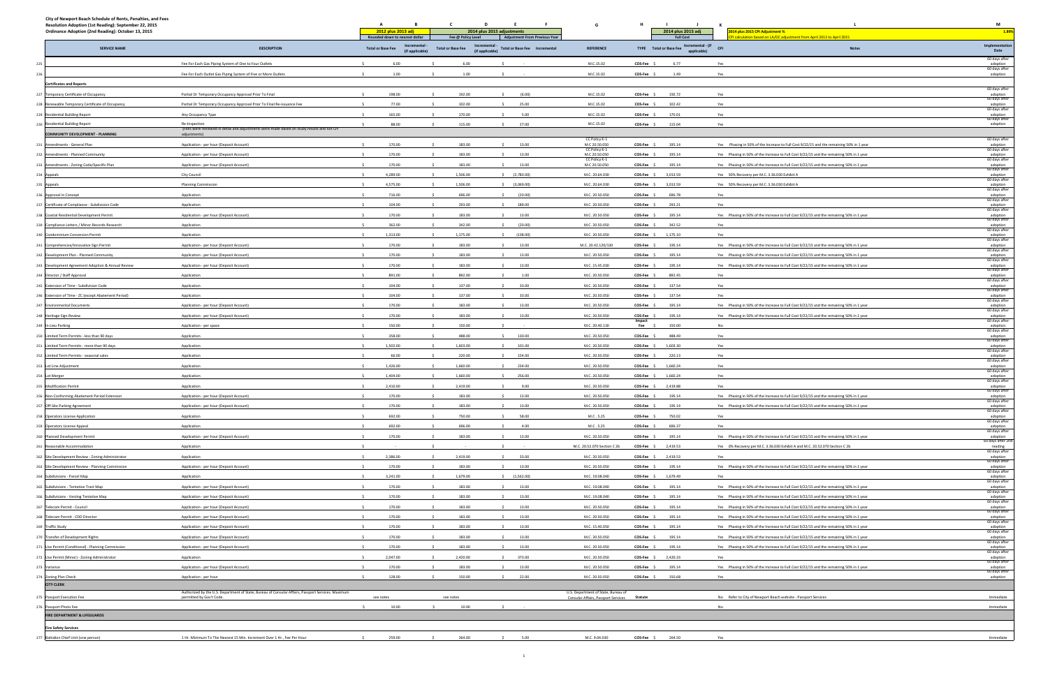City of Newport Beach Schedule of Rents, Penalties, and Fees
Resolution Adoption (1st Reading): September 22, 2015
Ordinance Adoption (2nd Reading): October 13, 2015

| | SERVICE NAME | DESCRIPTION | A: 2012 plus 2013 adj - Rounded down to nearest dollar - Total or Base Fee | B: Incremental - (if applicable) | C: 2014 plus 2015 adjustments - Fee @ Policy Level - Total or Base Fee | D: Incremental - (if applicable) | E: Adjustment From Previous Year - Total or Base Fee | F: Incremental | G: REFERENCE | H: TYPE | I: 2014 plus 2015 adj - Full Cost - Total or Base Fee | J: Incremental - (if applicable) | K: CPI | L: Notes (2014 plus 2015 CPI Adjustment % - CPI calculation based on LA/OC adjustment from April 2013 to April 2015: 1.88%) | M: Implementation Date |
|---|---|---|---|---|---|---|---|---|---|---|---|---|---|---|---|
| 225 | | Fee For Each Gas Piping System of One to Four Outlets | $ 6.00 | | $ 6.00 | | $ - | | M.C.15.02 | CDS-Fee | $ 6.77 | | Yes | | 60 days after adoption |
| 226 | | Fee For Each Outlet Gas Piping System of Five or More Outlets | $ 1.00 | | $ 1.00 | | $ - | | M.C.15.02 | CDS-Fee | $ 1.49 | | Yes | | 60 days after adoption |
| | **Certificates and Reports** | | | | | | | | | | | | | | |
| 227 | Temporary Certificate of Occupancy | Partial Or Temporary Occupancy Approval Prior To Final | $ 198.00 | | $ 192.00 | | $ (6.00) | | M.C.15.02 | CDS-Fee | $ 192.72 | | Yes | | 60 days after adoption |
| 228 | Renewable Temporary Certificate of Occupancy | Partial Or Temporary Occupancy Approval Prior To Final Re-issuance Fee | $ 77.00 | | $ 102.00 | | $ 25.00 | | M.C.15.02 | CDS-Fee | $ 102.42 | | Yes | | 60 days after adoption |
| 229 | Residential Building Report | Any Occupancy Type | $ 165.00 | | $ 170.00 | | $ 5.00 | | M.C.15.02 | CDS-Fee | $ 170.01 | | Yes | | 60 days after adoption |
| 230 | Residential Building Report | Re-Inspection | $ 88.00 | | $ 115.00 | | $ 27.00 | | M.C.15.02 | CDS-Fee | $ 115.04 | | Yes | | 60 days after adoption |
| | **COMMUNITY DEVELOPMENT - PLANNING** | (Fees were reviewed in detail and adjustments were made based on study results and not CPI adjustments) | | | | | | | | | | | | | |
| 231 | Amendments - General Plan | Application - per hour (Deposit Account) | $ 170.00 | | $ 183.00 | | $ 13.00 | | CC Policy K-1 M.C 20.50.050 | CDS-Fee | $ 195.14 | | Yes | Phasing in 50% of the Increase to Full Cost 9/22/15 and the remaining 50% in 1 year | 60 days after adoption |
| 232 | Amendments - Planned Community | Application - per hour (Deposit Account) | $ 170.00 | | $ 183.00 | | $ 13.00 | | CC Policy K-1 M.C 20.50.050 | CDS-Fee | $ 195.14 | | Yes | Phasing in 50% of the Increase to Full Cost 9/22/15 and the remaining 50% in 1 year | 60 days after adoption |
| 233 | Amendments - Zoning Code/Specific Plan | Application - per hour (Deposit Account) | $ 170.00 | | $ 183.00 | | $ 13.00 | | CC Policy K-1 M.C 20.50.050 | CDS-Fee | $ 195.14 | | Yes | Phasing in 50% of the Increase to Full Cost 9/22/15 and the remaining 50% in 1 year | 60 days after adoption |
| 234 | Appeals | City Council | $ 4,289.00 | | $ 1,506.00 | | $ (2,783.00) | | M.C. 20.64.030 | CDS-Fee | $ 3,013.59 | | Yes | 50% Recovery per M.C. 3.36.030 Exhibit A | 60 days after adoption |
| 235 | Appeals | Planning Commission | $ 4,575.00 | | $ 1,506.00 | | $ (3,069.00) | | M.C. 20.64.030 | CDS-Fee | $ 3,013.59 | | Yes | 50% Recovery per M.C. 3.36.030 Exhibit A | 60 days after adoption |
| 236 | Approval in Concept | Application | $ 716.00 | | $ 696.00 | | $ (20.00) | | M.C. 20.50.050 | CDS-Fee | $ 696.78 | | Yes | | 60 days after adoption |
| 237 | Certificate of Compliance - Subdivision Code | Application | $ 104.00 | | $ 293.00 | | $ 189.00 | | M.C. 20.50.050 | CDS-Fee | $ 293.21 | | Yes | | 60 days after adoption |
| 238 | Coastal Residential Development Permit | Application - per hour (Deposit Account) | $ 170.00 | | $ 183.00 | | $ 13.00 | | M.C. 20.50.050 | CDS-Fee | $ 195.14 | | Yes | Phasing in 50% of the Increase to Full Cost 9/22/15 and the remaining 50% in 1 year | 60 days after adoption |
| 239 | Compliance Letters / Minor Records Research | Application | $ 362.00 | | $ 342.00 | | $ (20.00) | | M.C. 20.50.050 | CDS-Fee | $ 342.52 | | Yes | | 60 days after adoption |
| 240 | Condominium Conversion Permit | Application | $ 1,313.00 | | $ 1,175.00 | | $ (138.00) | | M.C. 20.50.050 | CDS-Fee | $ 1,175.10 | | Yes | | 60 days after adoption |
| 241 | Comprehensive/Innovative Sign Permit | Application - per hour (Deposit Account) | $ 170.00 | | $ 183.00 | | $ 13.00 | | M.C. 20.42.120/130 | CDS-Fee | $ 195.14 | | Yes | Phasing in 50% of the Increase to Full Cost 9/22/15 and the remaining 50% in 1 year | 60 days after adoption |
| 242 | Development Plan - Planned Community | Application - per hour (Deposit Account) | $ 170.00 | | $ 183.00 | | $ 13.00 | | M.C. 20.50.050 | CDS-Fee | $ 195.14 | | Yes | Phasing in 50% of the Increase to Full Cost 9/22/15 and the remaining 50% in 1 year | 60 days after adoption |
| 243 | Development Agreement Adoption & Annual Review | Application - per hour (Deposit Account) | $ 170.00 | | $ 183.00 | | $ 13.00 | | M.C. 15.45.030 | CDS-Fee | $ 195.14 | | Yes | Phasing in 50% of the Increase to Full Cost 9/22/15 and the remaining 50% in 1 year | 60 days after adoption |
| 244 | Director / Staff Approval | Application | $ 891.00 | | $ 892.00 | | $ 1.00 | | M.C. 20.50.050 | CDS-Fee | $ 892.45 | | Yes | | 60 days after adoption |
| 245 | Extension of Time - Subdivision Code | Application | $ 104.00 | | $ 137.00 | | $ 33.00 | | M.C. 20.50.050 | CDS-Fee | $ 137.54 | | Yes | | 60 days after adoption |
| 246 | Extension of Time - ZC (except Abatement Period) | Application | $ 104.00 | | $ 137.00 | | $ 33.00 | | M.C. 20.50.050 | CDS-Fee | $ 137.54 | | Yes | | 60 days after adoption |
| 247 | Environmental Documents | Application - per hour (Deposit Account) | $ 170.00 | | $ 183.00 | | $ 13.00 | | M.C. 20.50.050 | CDS-Fee | $ 195.14 | | Yes | Phasing in 50% of the Increase to Full Cost 9/22/15 and the remaining 50% in 1 year | 60 days after adoption |
| 248 | Heritage Sign Review | Application - per hour (Deposit Account) | $ 170.00 | | $ 183.00 | | $ 13.00 | | M.C. 20.50.050 | CDS-Fee | $ 195.14 | | Yes | Phasing in 50% of the Increase to Full Cost 9/22/15 and the remaining 50% in 1 year | 60 days after adoption |
| 249 | In-Lieu Parking | Application - per space | $ 150.00 | | $ 150.00 | | $ - | | M.C. 20.40.130 | Impact Fee | $ 150.00 | | No | | 60 days after adoption |
| 250 | Limited Term Permits - less than 90 days | Application | $ 358.00 | | $ 488.00 | | $ 130.00 | | M.C. 20.50.050 | CDS-Fee | $ 488.49 | | Yes | | 60 days after adoption |
| 251 | Limited Term Permits - more than 90 days | Application | $ 1,502.00 | | $ 1,603.00 | | $ 101.00 | | M.C. 20.50.050 | CDS-Fee | $ 1,603.30 | | Yes | | 60 days after adoption |
| 252 | Limited Term Permits - seasonal sales | Application | $ 66.00 | | $ 220.00 | | $ 154.00 | | M.C. 20.50.050 | CDS-Fee | $ 220.13 | | Yes | | 60 days after adoption |
| 253 | Lot Line Adjustment | Application | $ 1,426.00 | | $ 1,660.00 | | $ 234.00 | | M.C. 20.50.050 | CDS-Fee | $ 1,660.24 | | Yes | | 60 days after adoption |
| 254 | Lot Merger | Application | $ 1,404.00 | | $ 1,660.00 | | $ 256.00 | | M.C. 20.50.050 | CDS-Fee | $ 1,660.24 | | Yes | | 60 days after adoption |
| 255 | Modification Permit | Application | $ 2,410.00 | | $ 2,419.00 | | $ 9.00 | | M.C. 20.50.050 | CDS-Fee | $ 2,419.88 | | Yes | | 60 days after adoption |
| 256 | Non-Conforming Abatement Period Extension | Application - per hour (Deposit Account) | $ 170.00 | | $ 183.00 | | $ 13.00 | | M.C. 20.50.050 | CDS-Fee | $ 195.14 | | Yes | Phasing in 50% of the Increase to Full Cost 9/22/15 and the remaining 50% in 1 year | 60 days after adoption |
| 257 | Off-Site Parking Agreement | Application - per hour (Deposit Account) | $ 170.00 | | $ 183.00 | | $ 13.00 | | M.C. 20.50.050 | CDS-Fee | $ 195.14 | | Yes | Phasing in 50% of the Increase to Full Cost 9/22/15 and the remaining 50% in 1 year | 60 days after adoption |
| 258 | Operators License Application | Application | $ 692.00 | | $ 750.00 | | $ 58.00 | | M.C. 5.25 | CDS-Fee | $ 750.02 | | Yes | | 60 days after adoption |
| 259 | Operators License Appeal | Application | $ 692.00 | | $ 696.00 | | $ 4.00 | | M.C. 5.25 | CDS-Fee | $ 696.37 | | Yes | | 60 days after adoption |
| 260 | Planned Development Permit | Application - per hour (Deposit Account) | $ 170.00 | | $ 183.00 | | $ 13.00 | | M.C. 20.50.050 | CDS-Fee | $ 195.14 | | Yes | Phasing in 50% of the Increase to Full Cost 9/22/15 and the remaining 50% in 1 year | 60 days after adoption |
| 261 | Reasonable Accommodation | Application | $ - | | $ - | | $ - | | M.C. 20.52.070 Section C 2b | CDS-Fee | $ 2,419.53 | | Yes | 0% Recovery per M.C. 3.36.030 Exhibit A and M.C. 20.52.070 Section C 2b | 60 days after 2nd reading |
| 262 | Site Development Review - Zoning Administrator | Application | $ 2,386.00 | | $ 2,419.00 | | $ 33.00 | | M.C. 20.50.050 | CDS-Fee | $ 2,419.53 | | Yes | | 60 days after adoption |
| 263 | Site Development Review - Planning Commission | Application - per hour (Deposit Account) | $ 170.00 | | $ 183.00 | | $ 13.00 | | M.C. 20.50.050 | CDS-Fee | $ 195.14 | | Yes | Phasing in 50% of the Increase to Full Cost 9/22/15 and the remaining 50% in 1 year | 60 days after adoption |
| 264 | Subdivisions - Parcel Map | Application | $ 3,241.00 | | $ 1,679.00 | | $ (1,562.00) | | M.C. 19.08.040 | CDS-Fee | $ 1,679.49 | | Yes | | 60 days after adoption |
| 265 | Subdivisions - Tentative Tract Map | Application - per hour (Deposit Account) | $ 170.00 | | $ 183.00 | | $ 13.00 | | M.C. 19.08.040 | CDS-Fee | $ 195.14 | | Yes | Phasing in 50% of the Increase to Full Cost 9/22/15 and the remaining 50% in 1 year | 60 days after adoption |
| 266 | Subdivisions - Vesting Tentative Map | Application - per hour (Deposit Account) | $ 170.00 | | $ 183.00 | | $ 13.00 | | M.C. 19.08.040 | CDS-Fee | $ 195.14 | | Yes | Phasing in 50% of the Increase to Full Cost 9/22/15 and the remaining 50% in 1 year | 60 days after adoption |
| 267 | Telecom Permit - Council | Application - per hour (Deposit Account) | $ 170.00 | | $ 183.00 | | $ 13.00 | | M.C. 20.50.050 | CDS-Fee | $ 195.14 | | Yes | Phasing in 50% of the Increase to Full Cost 9/22/15 and the remaining 50% in 1 year | 60 days after adoption |
| 268 | Telecom Permit - CDD Director | Application - per hour (Deposit Account) | $ 170.00 | | $ 183.00 | | $ 13.00 | | M.C. 20.50.050 | CDS-Fee | $ 195.14 | | Yes | Phasing in 50% of the Increase to Full Cost 9/22/15 and the remaining 50% in 1 year | 60 days after adoption |
| 269 | Traffic Study | Application - per hour (Deposit Account) | $ 170.00 | | $ 183.00 | | $ 13.00 | | M.C. 15.40.050 | CDS-Fee | $ 195.14 | | Yes | Phasing in 50% of the Increase to Full Cost 9/22/15 and the remaining 50% in 1 year | 60 days after adoption |
| 270 | Transfer of Development Rights | Application - per hour (Deposit Account) | $ 170.00 | | $ 183.00 | | $ 13.00 | | M.C. 20.50.050 | CDS-Fee | $ 195.14 | | Yes | Phasing in 50% of the Increase to Full Cost 9/22/15 and the remaining 50% in 1 year | 60 days after adoption |
| 271 | Use Permit (Conditional) - Planning Commission | Application - per hour (Deposit Account) | $ 170.00 | | $ 183.00 | | $ 13.00 | | M.C. 20.50.050 | CDS-Fee | $ 195.14 | | Yes | Phasing in 50% of the Increase to Full Cost 9/22/15 and the remaining 50% in 1 year | 60 days after adoption |
| 272 | Use Permit (Minor) - Zoning Administrator | Application | $ 2,047.00 | | $ 2,420.00 | | $ 373.00 | | M.C. 20.50.050 | CDS-Fee | $ 2,420.33 | | Yes | | 60 days after adoption |
| 273 | Variance | Application - per hour (Deposit Account) | $ 170.00 | | $ 183.00 | | $ 13.00 | | M.C. 20.50.050 | CDS-Fee | $ 195.14 | | Yes | Phasing in 50% of the Increase to Full Cost 9/22/15 and the remaining 50% in 1 year | 60 days after adoption |
| 274 | Zoning Plan Check | Application - per hour | $ 128.00 | | $ 150.00 | | $ 22.00 | | M.C. 20.50.050 | CDS-Fee | $ 150.68 | | Yes | | 60 days after adoption |
| | **CITY CLERK** | | | | | | | | | | | | | | |
| 275 | Passport Execution Fee | Authorized by the U.S. Department of State, Bureau of Consular Affairs, Passport Services. Maximum permitted by Gov't Code. | see notes | | see notes | | | | U.S. Department of State, Bureau of Consular Affairs, Passport Services | Statute | | | No | Refer to City of Newport Beach website - Passport Services | Immediate |
| 276 | Passport Photo Fee | | $ 10.00 | | $ 10.00 | | $ - | | | | | | No | | Immediate |
| | **FIRE DEPARTMENT & LIFEGUARDS** | | | | | | | | | | | | | | |
| | **Fire Safety Services** | | | | | | | | | | | | | | |
| 277 | Battalion Chief Unit (one person) | 1 Hr. Minimum To The Nearest 15 Min. Increment Over 1 Hr., Fee Per Hour | $ 259.00 | | $ 264.00 | | $ 5.00 | | M.C. 9.04.030 | CDS-Fee | $ 264.50 | | Yes | | Immediate |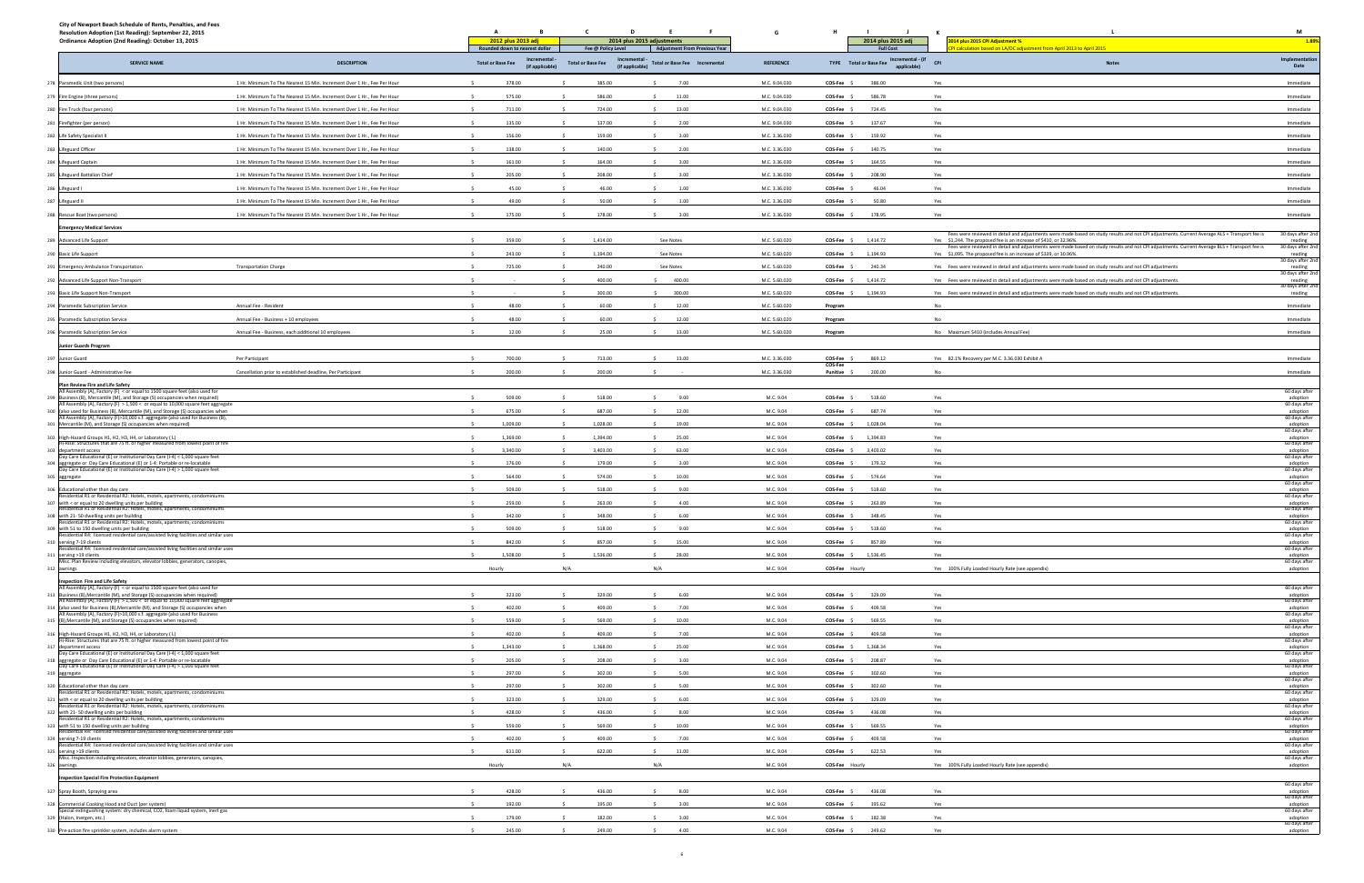City of Newport Beach Schedule of Rents, Penalties, and Fees
Resolution Adoption (1st Reading): September 22, 2015
Ordinance Adoption (2nd Reading): October 13, 2015

2014 plus 2015 CPI Adjustment %: 1.88%
CPI calculation based on LA/OC adjustment from April 2013 to April 2015

| | SERVICE NAME | DESCRIPTION | A: 2012 plus 2013 adj (Rounded down to nearest dollar) Total or Base Fee | B: Incremental - (if applicable) | C: 2014 plus 2015 adjustments (Fee @ Policy Level) Total or Base Fee | D: Incremental - (if applicable) | E: Adjustment From Previous Year: Total or Base Fee | F: Incremental | G: REFERENCE | H: TYPE | I: 2014 plus 2015 adj (Full Cost) Total or Base Fee | J: Incremental - (if applicable) | K: CPI | L: Notes | M: Implementation Date |
|---|---|---|---|---|---|---|---|---|---|---|---|---|---|---|---|
| 278 | Paramedic Unit (two persons) | 1 Hr. Minimum To The Nearest 15 Min. Increment Over 1 Hr., Fee Per Hour | $ 378.00 | | $ 385.00 | | $ 7.00 | | M.C. 9.04.030 | COS-Fee | $ 386.00 | | Yes | | Immediate |
| 279 | Fire Engine (three persons) | 1 Hr. Minimum To The Nearest 15 Min. Increment Over 1 Hr., Fee Per Hour | $ 575.00 | | $ 586.00 | | $ 11.00 | | M.C. 9.04.030 | COS-Fee | $ 586.78 | | Yes | | Immediate |
| 280 | Fire Truck (four persons) | 1 Hr. Minimum To The Nearest 15 Min. Increment Over 1 Hr., Fee Per Hour | $ 711.00 | | $ 724.00 | | $ 13.00 | | M.C. 9.04.030 | COS-Fee | $ 724.45 | | Yes | | Immediate |
| 281 | Firefighter (per person) | 1 Hr. Minimum To The Nearest 15 Min. Increment Over 1 Hr., Fee Per Hour | $ 135.00 | | $ 137.00 | | $ 2.00 | | M.C. 9.04.030 | COS-Fee | $ 137.67 | | Yes | | Immediate |
| 282 | Life Safety Specialist II | 1 Hr. Minimum To The Nearest 15 Min. Increment Over 1 Hr., Fee Per Hour | $ 156.00 | | $ 159.00 | | $ 3.00 | | M.C. 3.36.030 | COS-Fee | $ 159.92 | | Yes | | Immediate |
| 283 | Lifeguard Officer | 1 Hr. Minimum To The Nearest 15 Min. Increment Over 1 Hr., Fee Per Hour | $ 138.00 | | $ 140.00 | | $ 2.00 | | M.C. 3.36.030 | COS-Fee | $ 140.75 | | Yes | | Immediate |
| 284 | Lifeguard Captain | 1 Hr. Minimum To The Nearest 15 Min. Increment Over 1 Hr., Fee Per Hour | $ 161.00 | | $ 164.00 | | $ 3.00 | | M.C. 3.36.030 | COS-Fee | $ 164.55 | | Yes | | Immediate |
| 285 | Lifeguard Battalion Chief | 1 Hr. Minimum To The Nearest 15 Min. Increment Over 1 Hr., Fee Per Hour | $ 205.00 | | $ 208.00 | | $ 3.00 | | M.C. 3.36.030 | COS-Fee | $ 208.90 | | Yes | | Immediate |
| 286 | Lifeguard I | 1 Hr. Minimum To The Nearest 15 Min. Increment Over 1 Hr., Fee Per Hour | $ 45.00 | | $ 46.00 | | $ 1.00 | | M.C. 3.36.030 | COS-Fee | $ 46.04 | | Yes | | Immediate |
| 287 | Lifeguard II | 1 Hr. Minimum To The Nearest 15 Min. Increment Over 1 Hr., Fee Per Hour | $ 49.00 | | $ 50.00 | | $ 1.00 | | M.C. 3.36.030 | COS-Fee | $ 50.80 | | Yes | | Immediate |
| 288 | Rescue Boat (two persons) | 1 Hr. Minimum To The Nearest 15 Min. Increment Over 1 Hr., Fee Per Hour | $ 175.00 | | $ 178.00 | | $ 3.00 | | M.C. 3.36.030 | COS-Fee | $ 178.95 | | Yes | | Immediate |
| | **Emergency Medical Services** | | | | | | | | | | | | | | |
| 289 | Advanced Life Support | | $ 359.00 | | $ 1,414.00 | | See Notes | | M.C. 5.60.020 | COS-Fee | $ 1,414.72 | | Yes | Fees were reviewed in detail and adjustments were made based on study results and not CPI adjustments. Current Average ALS + Transport fee is $1,244. The proposed fee is an increase of $410, or 32.96%. | 30 days after 2nd reading |
| 290 | Basic Life Support | | $ 343.00 | | $ 1,194.00 | | See Notes | | M.C. 5.60.020 | COS-Fee | $ 1,194.93 | | Yes | Fees were reviewed in detail and adjustments were made based on study results and not CPI adjustments. Current Average BLS + Transport fee is $1,095. The proposed fee is an increase of $339, or 30.96%. | 30 days after 2nd reading |
| 291 | Emergency Ambulance Transportation | Transportation Charge | $ 725.00 | | $ 240.00 | | See Notes | | M.C. 5.60.020 | COS-Fee | $ 240.34 | | Yes | Fees were reviewed in detail and adjustments were made based on study results and not CPI adjustments | 30 days after 2nd reading |
| 292 | Advanced Life Support Non-Transport | | $ - | | $ 400.00 | | $ 400.00 | | M.C. 5.60.020 | COS-Fee | $ 1,414.72 | | Yes | Fees were reviewed in detail and adjustments were made based on study results and not CPI adjustments | 30 days after 2nd reading |
| 293 | Basic Life Support Non-Transport | | $ - | | $ 300.00 | | $ 300.00 | | M.C. 5.60.020 | COS-Fee | $ 1,194.93 | | Yes | Fees were reviewed in detail and adjustments were made based on study results and not CPI adjustments | 30 days after 2nd reading |
| 294 | Paramedic Subscription Service | Annual Fee - Resident | $ 48.00 | | $ 60.00 | | $ 12.00 | | M.C. 5.60.020 | Program | | | No | | Immediate |
| 295 | Paramedic Subscription Service | Annual Fee - Business + 10 employees | $ 48.00 | | $ 60.00 | | $ 12.00 | | M.C. 5.60.020 | Program | | | No | | Immediate |
| 296 | Paramedic Subscription Service | Annual Fee - Business, each additional 10 employees | $ 12.00 | | $ 25.00 | | $ 13.00 | | M.C. 5.60.020 | Program | | | No | Maximum $410 (includes Annual Fee) | Immediate |
| | **Junior Guards Program** | | | | | | | | | | | | | | |
| 297 | Junior Guard | Per Participant | $ 700.00 | | $ 713.00 | | $ 13.00 | | M.C. 3.36.030 | COS-Fee | $ 869.12 | | Yes | 82.1% Recovery per M.C. 3.36.030 Exhibit A | Immediate |
| 298 | Junior Guard - Administrative Fee | Cancellation prior to established deadline, Per Participant | $ 200.00 | | $ 200.00 | | $ - | | M.C. 3.36.030 | COS-Fee Punitive | $ 200.00 | | No | | Immediate |
| | **Plan Review Fire and Life Safety** | | | | | | | | | | | | | | |
| 299 | All Assembly (A), Factory (F) < or equal to 1500 square feet (also used for Business (B), Mercantile (M), and Storage (S) occupancies when required) | | $ 509.00 | | $ 518.00 | | $ 9.00 | | M.C. 9.04 | COS-Fee | $ 518.60 | | Yes | | 60 days after adoption |
| 300 | All Assembly (A), Factory (F) > 1,500 < or equal to 10,000 square feet aggregate (also used for Business (B), Mercantile (M), and Storage (S) occupancies when | | $ 675.00 | | $ 687.00 | | $ 12.00 | | M.C. 9.04 | COS-Fee | $ 687.74 | | Yes | | 60 days after adoption |
| 301 | All Assembly (A), Factory (F)>10,000 s.f. aggregate (also used for Business (B), Mercantile (M), and Storage (S) occupancies when required) | | $ 1,009.00 | | $ 1,028.00 | | $ 19.00 | | M.C. 9.04 | COS-Fee | $ 1,028.04 | | Yes | | 60 days after adoption |
| 302 | High-Hazard Groups H1, H2, H3, H4, or Laboratory (L) | | $ 1,369.00 | | $ 1,394.00 | | $ 25.00 | | M.C. 9.04 | COS-Fee | $ 1,394.83 | | Yes | | 60 days after adoption |
| 303 | Hi-Rise: Structures that are 75 ft. or higher measured from lowest point of fire department access | | $ 3,340.00 | | $ 3,403.00 | | $ 63.00 | | M.C. 9.04 | COS-Fee | $ 3,403.02 | | Yes | | 60 days after adoption |
| 304 | Day Care Educational (E) or Institutional Day Care (I-4) < 1,000 square feet aggregate or Day Care Educational (E) or 1-4: Portable or re-locatable | | $ 176.00 | | $ 179.00 | | $ 3.00 | | M.C. 9.04 | COS-Fee | $ 179.32 | | Yes | | 60 days after adoption |
| 305 | Day Care Educational (E) or Institutional Day Care (I-4) > 1,000 square feet aggregate | | $ 564.00 | | $ 574.00 | | $ 10.00 | | M.C. 9.04 | COS-Fee | $ 574.64 | | Yes | | 60 days after adoption |
| 306 | Educational other than day care | | $ 509.00 | | $ 518.00 | | $ 9.00 | | M.C. 9.04 | COS-Fee | $ 518.60 | | Yes | | 60 days after adoption |
| 307 | Residential R1 or Residential R2: Hotels, motels, apartments, condominiums with < or equal to 20 dwelling units per building | | $ 259.00 | | $ 263.00 | | $ 4.00 | | M.C. 9.04 | COS-Fee | $ 263.89 | | Yes | | 60 days after adoption |
| 308 | Residential R1 or Residential R2: Hotels, motels, apartments, condominiums with 21- 50 dwelling units per building | | $ 342.00 | | $ 348.00 | | $ 6.00 | | M.C. 9.04 | COS-Fee | $ 348.45 | | Yes | | 60 days after adoption |
| 309 | Residential R1 or Residential R2: Hotels, motels, apartments, condominiums with 51 to 150 dwelling units per building | | $ 509.00 | | $ 518.00 | | $ 9.00 | | M.C. 9.04 | COS-Fee | $ 518.60 | | Yes | | 60 days after adoption |
| 310 | Residential R4: licensed residential care/assisted living facilities and similar uses serving 7-19 clients | | $ 842.00 | | $ 857.00 | | $ 15.00 | | M.C. 9.04 | COS-Fee | $ 857.89 | | Yes | | 60 days after adoption |
| 311 | Residential R4: licensed residential care/assisted living facilities and similar uses serving >19 clients | | $ 1,508.00 | | $ 1,536.00 | | $ 28.00 | | M.C. 9.04 | COS-Fee | $ 1,536.45 | | Yes | | 60 days after adoption |
| 312 | Misc. Plan Review including elevators, elevator lobbies, generators, canopies, awnings | | Hourly | | N/A | | N/A | | M.C. 9.04 | COS-Fee | Hourly | | Yes | 100% Fully Loaded Hourly Rate (see appendix) | 60 days after adoption |
| | **Inspection Fire and Life Safety** | | | | | | | | | | | | | | |
| 313 | All Assembly (A), Factory (F) < or equal to 1500 square feet (also used for Business (B),Mercantile (M), and Storage (S) occupancies when required) | | $ 323.00 | | $ 329.00 | | $ 6.00 | | M.C. 9.04 | COS-Fee | $ 329.09 | | Yes | | 60 days after adoption |
| 314 | All Assembly (A), Factory (F) > 1,500 < or equal to 10,000 square feet aggregate (also used for Business (B),Mercantile (M), and Storage (S) occupancies when | | $ 402.00 | | $ 409.00 | | $ 7.00 | | M.C. 9.04 | COS-Fee | $ 409.58 | | Yes | | 60 days after adoption |
| 315 | All Assembly (A), Factory (F)>10,000 s.f. aggregate (also used for Business (B),Mercantile (M), and Storage (S) occupancies when required) | | $ 559.00 | | $ 569.00 | | $ 10.00 | | M.C. 9.04 | COS-Fee | $ 569.55 | | Yes | | 60 days after adoption |
| 316 | High-Hazard Groups H1, H2, H3, H4, or Laboratory (L) | | $ 402.00 | | $ 409.00 | | $ 7.00 | | M.C. 9.04 | COS-Fee | $ 409.58 | | Yes | | 60 days after adoption |
| 317 | Hi-Rise: Structures that are 75 ft. or higher measured from lowest point of fire department access | | $ 1,343.00 | | $ 1,368.00 | | $ 25.00 | | M.C. 9.04 | COS-Fee | $ 1,368.34 | | Yes | | 60 days after adoption |
| 318 | Day Care Educational (E) or Institutional Day Care (I-4) < 1,000 square feet aggregate or Day Care Educational (E) or 1-4: Portable or re-locatable | | $ 205.00 | | $ 208.00 | | $ 3.00 | | M.C. 9.04 | COS-Fee | $ 208.87 | | Yes | | 60 days after adoption |
| 319 | Day Care Educational (E) or Institutional Day Care (I-4) > 1,000 square feet aggregate | | $ 297.00 | | $ 302.00 | | $ 5.00 | | M.C. 9.04 | COS-Fee | $ 302.60 | | Yes | | 60 days after adoption |
| 320 | Educational other than day care | | $ 297.00 | | $ 302.00 | | $ 5.00 | | M.C. 9.04 | COS-Fee | $ 302.60 | | Yes | | 60 days after adoption |
| 321 | Residential R1 or Residential R2: Hotels, motels, apartments, condominiums with < or equal to 20 dwelling units per building | | $ 323.00 | | $ 329.00 | | $ 6.00 | | M.C. 9.04 | COS-Fee | $ 329.09 | | Yes | | 60 days after adoption |
| 322 | Residential R1 or Residential R2: Hotels, motels, apartments, condominiums with 21- 50 dwelling units per building | | $ 428.00 | | $ 436.00 | | $ 8.00 | | M.C. 9.04 | COS-Fee | $ 436.08 | | Yes | | 60 days after adoption |
| 323 | Residential R1 or Residential R2: Hotels, motels, apartments, condominiums with 51 to 150 dwelling units per building | | $ 559.00 | | $ 569.00 | | $ 10.00 | | M.C. 9.04 | COS-Fee | $ 569.55 | | Yes | | 60 days after adoption |
| 324 | Residential R4: licensed residential care/assisted living facilities and similar uses serving 7-19 clients | | $ 402.00 | | $ 409.00 | | $ 7.00 | | M.C. 9.04 | COS-Fee | $ 409.58 | | Yes | | 60 days after adoption |
| 325 | Residential R4: licensed residential care/assisted living facilities and similar uses serving >19 clients | | $ 611.00 | | $ 622.00 | | $ 11.00 | | M.C. 9.04 | COS-Fee | $ 622.53 | | Yes | | 60 days after adoption |
| 326 | Misc. Inspection including elevators, elevator lobbies, generators, canopies, awnings | | Hourly | | N/A | | N/A | | M.C. 9.04 | COS-Fee | Hourly | | Yes | 100% Fully Loaded Hourly Rate (see appendix) | 60 days after adoption |
| | **Inspection Special Fire Protection Equipment** | | | | | | | | | | | | | | |
| 327 | Spray Booth, Spraying area | | $ 428.00 | | $ 436.00 | | $ 8.00 | | M.C. 9.04 | COS-Fee | $ 436.08 | | Yes | | 60 days after adoption |
| 328 | Commercial Cooking Hood and Duct (per system) | | $ 192.00 | | $ 195.00 | | $ 3.00 | | M.C. 9.04 | COS-Fee | $ 195.62 | | Yes | | 60 days after adoption |
| 329 | Special extinguishing system: dry chemical, CO2, foam liquid system, inert gas (Halon, Inergen, etc.) | | $ 179.00 | | $ 182.00 | | $ 3.00 | | M.C. 9.04 | COS-Fee | $ 182.38 | | Yes | | 60 days after adoption |
| 330 | Pre-action fire sprinkler system, includes alarm system | | $ 245.00 | | $ 249.00 | | $ 4.00 | | M.C. 9.04 | COS-Fee | $ 249.62 | | Yes | | 60 days after adoption |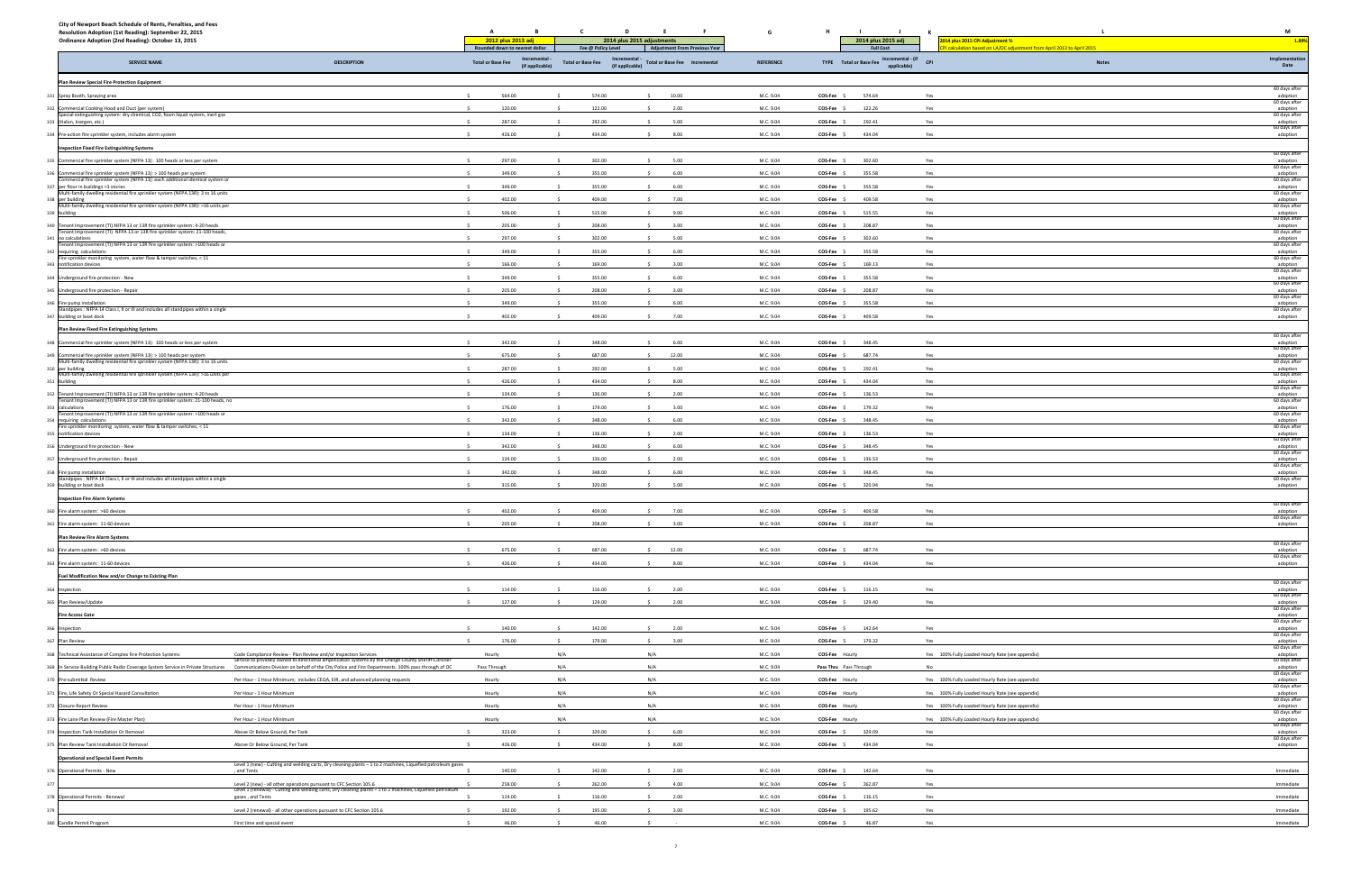City of Newport Beach Schedule of Rents, Penalties, and Fees
Resolution Adoption (1st Reading): September 22, 2015
Ordinance Adoption (2nd Reading): October 13, 2015

| | SERVICE NAME | DESCRIPTION | A | B | C | D | E | F | G | H | I | J | K | L | M |
|---|---|---|---|---|---|---|---|---|---|---|---|---|---|---|---|
| | | | 2012 plus 2013 adj | | 2014 plus 2015 adjustments | | | | | | 2014 plus 2015 adj | | 2014 plus 2015 CPI Adjustment % | CPI calculation based on LA/OC adjustment from April 2013 to April 2015 | 1.88% |
| | | | Rounded down to nearest dollar | | Fee @ Policy Level | | Adjustment From Previous Year | | | | Full Cost | | | | |
| | | | Total or Base Fee | Incremental - (if applicable) | Total or Base Fee | Incremental - (if applicable) | Total or Base Fee | Incremental | REFERENCE | TYPE | Total or Base Fee | Incremental - (if applicable) | CPI | Notes | Implementation Date |
| | **Plan Review Special Fire Protection Equipment** | | | | | | | | | | | | | | |
| 331 | Spray Booth, Spraying area | | $ 564.00 | | $ 574.00 | | $ 10.00 | | M.C. 9.04 | COS-Fee | $ 574.64 | | Yes | | 60 days after adoption |
| 332 | Commercial Cooking Hood and Duct (per system) | | $ 120.00 | | $ 122.00 | | $ 2.00 | | M.C. 9.04 | COS-Fee | $ 122.26 | | Yes | | 60 days after adoption |
| 333 | Special extinguishing system: dry chemical, CO2, foam liquid system, inert gas (Halon, Inergen, etc.) | | $ 287.00 | | $ 292.00 | | $ 5.00 | | M.C. 9.04 | COS-Fee | $ 292.41 | | Yes | | 60 days after adoption |
| 334 | Pre-action fire sprinkler system, includes alarm system | | $ 426.00 | | $ 434.00 | | $ 8.00 | | M.C. 9.04 | COS-Fee | $ 434.04 | | Yes | | 60 days after adoption |
| | **Inspection Fixed Fire Extinguishing Systems** | | | | | | | | | | | | | | |
| 335 | Commercial fire sprinkler system (NFPA 13): 100 heads or less per system | | $ 297.00 | | $ 302.00 | | $ 5.00 | | M.C. 9.04 | COS-Fee | $ 302.60 | | Yes | | 60 days after adoption |
| 336 | Commercial fire sprinkler system (NFPA 13): > 100 heads per system | | $ 349.00 | | $ 355.00 | | $ 6.00 | | M.C. 9.04 | COS-Fee | $ 355.58 | | Yes | | 60 days after adoption |
| 337 | Commercial fire sprinkler system (NFPA 13): each additional identical system or per floor in buildings >3 stories | | $ 349.00 | | $ 355.00 | | $ 6.00 | | M.C. 9.04 | COS-Fee | $ 355.58 | | Yes | | 60 days after adoption |
| 338 | Multi-family dwelling residential fire sprinkler system (NFPA 13R): 3 to 16 units per building | | $ 402.00 | | $ 409.00 | | $ 7.00 | | M.C. 9.04 | COS-Fee | $ 409.58 | | Yes | | 60 days after adoption |
| 339 | Multi-family dwelling residential fire sprinkler system (NFPA 13R): >16 units per building | | $ 506.00 | | $ 515.00 | | $ 9.00 | | M.C. 9.04 | COS-Fee | $ 515.55 | | Yes | | 60 days after adoption |
| 340 | Tenant Improvement (TI) NFPA 13 or 13R fire sprinkler system: 4-20 heads | | $ 205.00 | | $ 208.00 | | $ 3.00 | | M.C. 9.04 | COS-Fee | $ 208.87 | | Yes | | 60 days after adoption |
| 341 | Tenant Improvement (TI) NFPA 13 or 13R fire sprinkler system: 21-100 heads, no calculations | | $ 297.00 | | $ 302.00 | | $ 5.00 | | M.C. 9.04 | COS-Fee | $ 302.60 | | Yes | | 60 days after adoption |
| 342 | Tenant Improvement (TI) NFPA 13 or 13R fire sprinkler system: >100 heads or requiring calculations | | $ 349.00 | | $ 355.00 | | $ 6.00 | | M.C. 9.04 | COS-Fee | $ 355.58 | | Yes | | 60 days after adoption |
| 343 | Fire sprinkler monitoring system, water flow & tamper switches, < 11 notification devices | | $ 166.00 | | $ 169.00 | | $ 3.00 | | M.C. 9.04 | COS-Fee | $ 169.13 | | Yes | | 60 days after adoption |
| 344 | Underground fire protection - New | | $ 349.00 | | $ 355.00 | | $ 6.00 | | M.C. 9.04 | COS-Fee | $ 355.58 | | Yes | | 60 days after adoption |
| 345 | Underground fire protection - Repair | | $ 205.00 | | $ 208.00 | | $ 3.00 | | M.C. 9.04 | COS-Fee | $ 208.87 | | Yes | | 60 days after adoption |
| 346 | Fire pump installation | | $ 349.00 | | $ 355.00 | | $ 6.00 | | M.C. 9.04 | COS-Fee | $ 355.58 | | Yes | | 60 days after adoption |
| 347 | Standpipes : NFPA 14 Class I, II or III and includes all standpipes within a single building or boat dock | | $ 402.00 | | $ 409.00 | | $ 7.00 | | M.C. 9.04 | COS-Fee | $ 409.58 | | Yes | | 60 days after adoption |
| | **Plan Review Fixed Fire Extinguishing Systems** | | | | | | | | | | | | | | |
| 348 | Commercial fire sprinkler system (NFPA 13): 100 heads or less per system | | $ 342.00 | | $ 348.00 | | $ 6.00 | | M.C. 9.04 | COS-Fee | $ 348.45 | | Yes | | 60 days after adoption |
| 349 | Commercial fire sprinkler system (NFPA 13): > 100 heads per system | | $ 675.00 | | $ 687.00 | | $ 12.00 | | M.C. 9.04 | COS-Fee | $ 687.74 | | Yes | | 60 days after adoption |
| 350 | Multi-family dwelling residential fire sprinkler system (NFPA 13R): 3 to 16 units per building | | $ 287.00 | | $ 292.00 | | $ 5.00 | | M.C. 9.04 | COS-Fee | $ 292.41 | | Yes | | 60 days after adoption |
| 351 | Multi-family dwelling residential fire sprinkler system (NFPA 13R): >16 units per building | | $ 426.00 | | $ 434.00 | | $ 8.00 | | M.C. 9.04 | COS-Fee | $ 434.04 | | Yes | | 60 days after adoption |
| 352 | Tenant Improvement (TI) NFPA 13 or 13R fire sprinkler system: 4-20 heads | | $ 134.00 | | $ 136.00 | | $ 2.00 | | M.C. 9.04 | COS-Fee | $ 136.53 | | Yes | | 60 days after adoption |
| 353 | Tenant Improvement (TI) NFPA 13 or 13R fire sprinkler system: 21-100 heads, no calculations | | $ 176.00 | | $ 179.00 | | $ 3.00 | | M.C. 9.04 | COS-Fee | $ 179.32 | | Yes | | 60 days after adoption |
| 354 | Tenant Improvement (TI) NFPA 13 or 13R fire sprinkler system: >100 heads or requiring calculations | | $ 342.00 | | $ 348.00 | | $ 6.00 | | M.C. 9.04 | COS-Fee | $ 348.45 | | Yes | | 60 days after adoption |
| 355 | Fire sprinkler monitoring system, water flow & tamper switches, < 11 notification devices | | $ 134.00 | | $ 136.00 | | $ 2.00 | | M.C. 9.04 | COS-Fee | $ 136.53 | | Yes | | 60 days after adoption |
| 356 | Underground fire protection - New | | $ 342.00 | | $ 348.00 | | $ 6.00 | | M.C. 9.04 | COS-Fee | $ 348.45 | | Yes | | 60 days after adoption |
| 357 | Underground fire protection - Repair | | $ 134.00 | | $ 136.00 | | $ 2.00 | | M.C. 9.04 | COS-Fee | $ 136.53 | | Yes | | 60 days after adoption |
| 358 | Fire pump installation | | $ 342.00 | | $ 348.00 | | $ 6.00 | | M.C. 9.04 | COS-Fee | $ 348.45 | | Yes | | 60 days after adoption |
| 359 | Standpipes : NFPA 14 Class I, II or III and includes all standpipes within a single building or boat dock | | $ 315.00 | | $ 320.00 | | $ 5.00 | | M.C. 9.04 | COS-Fee | $ 320.94 | | Yes | | 60 days after adoption |
| | **Inspection Fire Alarm Systems** | | | | | | | | | | | | | | |
| 360 | Fire alarm system: >60 devices | | $ 402.00 | | $ 409.00 | | $ 7.00 | | M.C. 9.04 | COS-Fee | $ 409.58 | | Yes | | 60 days after adoption |
| 361 | Fire alarm system: 11-60 devices | | $ 205.00 | | $ 208.00 | | $ 3.00 | | M.C. 9.04 | COS-Fee | $ 208.87 | | Yes | | 60 days after adoption |
| | **Plan Review Fire Alarm Systems** | | | | | | | | | | | | | | |
| 362 | Fire alarm system: >60 devices | | $ 675.00 | | $ 687.00 | | $ 12.00 | | M.C. 9.04 | COS-Fee | $ 687.74 | | Yes | | 60 days after adoption |
| 363 | Fire alarm system: 11-60 devices | | $ 426.00 | | $ 434.00 | | $ 8.00 | | M.C. 9.04 | COS-Fee | $ 434.04 | | Yes | | 60 days after adoption |
| | **Fuel Modification New and/or Change to Existing Plan** | | | | | | | | | | | | | | |
| 364 | Inspection | | $ 114.00 | | $ 116.00 | | $ 2.00 | | M.C. 9.04 | COS-Fee | $ 116.15 | | Yes | | 60 days after adoption |
| 365 | Plan Review/Update | | $ 127.00 | | $ 129.00 | | $ 2.00 | | M.C. 9.04 | COS-Fee | $ 129.40 | | Yes | | 60 days after adoption |
| | **Fire Access Gate** | | | | | | | | | | | | | | 60 days after adoption |
| 366 | Inspection | | $ 140.00 | | $ 142.00 | | $ 2.00 | | M.C. 9.04 | COS-Fee | $ 142.64 | | Yes | | 60 days after adoption |
| 367 | Plan Review | | $ 176.00 | | $ 179.00 | | $ 3.00 | | M.C. 9.04 | COS-Fee | $ 179.32 | | Yes | | 60 days after adoption |
| 368 | Technical Assistance of Complex Fire Protection Systems | Code Compliance Review - Plan Review and/or Inspection Services | Hourly | | N/A | | N/A | | M.C. 9.04 | COS-Fee | Hourly | | Yes | 100% Fully Loaded Hourly Rate (see appendix) | 60 days after adoption |
| 369 | In Service Building Public Radio Coverage System Service in Private Structures | Service to privately owned bi-directional amplification systems by the Orange County Sheriff-Coroner Communications Division on behalf of the City Police and Fire Departments. 100% pass through of OC | Pass Through | | N/A | | N/A | | M.C. 9.04 | Pass Thru | Pass Through | | No | | 60 days after adoption |
| 370 | Pre-submittal Review | Per Hour - 1 Hour Minimum; includes CEQA, EIR, and advanced planning requests | Hourly | | N/A | | N/A | | M.C. 9.04 | COS-Fee | Hourly | | Yes | 100% Fully Loaded Hourly Rate (see appendix) | 60 days after adoption |
| 371 | Fire, Life Safety Or Special Hazard Consultation | Per Hour - 1 Hour Minimum | Hourly | | N/A | | N/A | | M.C. 9.04 | COS-Fee | Hourly | | Yes | 100% Fully Loaded Hourly Rate (see appendix) | 60 days after adoption |
| 372 | Closure Report Review | Per Hour - 1 Hour Minimum | Hourly | | N/A | | N/A | | M.C. 9.04 | COS-Fee | Hourly | | Yes | 100% Fully Loaded Hourly Rate (see appendix) | 60 days after adoption |
| 373 | Fire Lane Plan Review (Fire Master Plan) | Per Hour - 1 Hour Minimum | Hourly | | N/A | | N/A | | M.C. 9.04 | COS-Fee | Hourly | | Yes | 100% Fully Loaded Hourly Rate (see appendix) | 60 days after adoption |
| 374 | Inspection Tank Installation Or Removal | Above Or Below Ground, Per Tank | $ 323.00 | | $ 329.00 | | $ 6.00 | | M.C. 9.04 | COS-Fee | $ 329.09 | | Yes | | 60 days after adoption |
| 375 | Plan Review Tank Installation Or Removal | Above Or Below Ground, Per Tank | $ 426.00 | | $ 434.00 | | $ 8.00 | | M.C. 9.04 | COS-Fee | $ 434.04 | | Yes | | 60 days after adoption |
| | **Operational and Special Event Permits** | | | | | | | | | | | | | | |
| 376 | Operational Permits - New | Level 1 (new) - Cutting and welding carts, Dry cleaning plants – 1 to 2 machines, Liquefied petroleum gases , and Tents | $ 140.00 | | $ 142.00 | | $ 2.00 | | M.C. 9.04 | COS-Fee | $ 142.64 | | Yes | | Immediate |
| 377 | | Level 2 (new) - all other operations pursuant to CFC Section 105.6 | $ 258.00 | | $ 262.00 | | $ 4.00 | | M.C. 9.04 | COS-Fee | $ 262.87 | | Yes | | Immediate |
| 378 | Operational Permits - Renewal | Level 1 (renewal) - Cutting and welding carts, Dry cleaning plants – 1 to 2 machines, Liquefied petroleum gases , and Tents | $ 114.00 | | $ 116.00 | | $ 2.00 | | M.C. 9.04 | COS-Fee | $ 116.15 | | Yes | | Immediate |
| 379 | | Level 2 (renewal) - all other operations pursuant to CFC Section 105.6 | $ 192.00 | | $ 195.00 | | $ 3.00 | | M.C. 9.04 | COS-Fee | $ 195.62 | | Yes | | Immediate |
| 380 | Candle Permit Program | First time and special event | $ 46.00 | | $ 46.00 | | $ - | | M.C. 9.04 | COS-Fee | $ 46.87 | | Yes | | Immediate |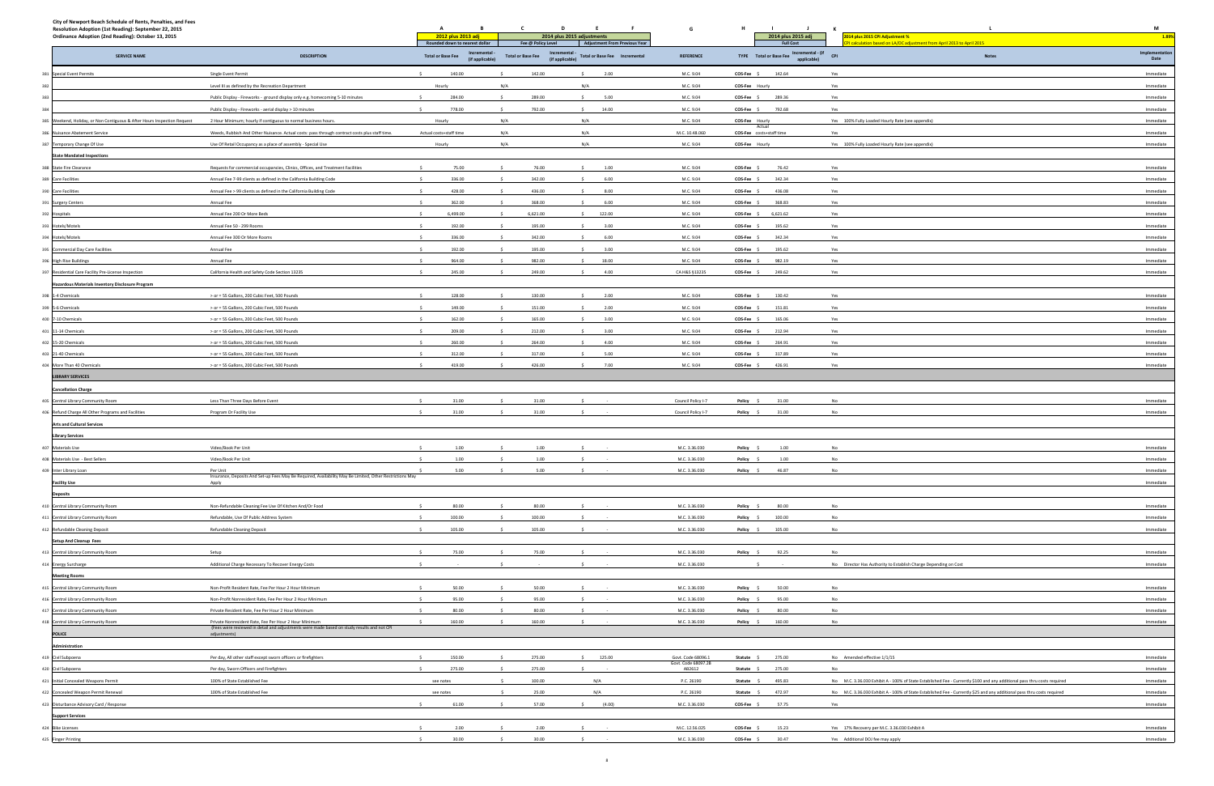City of Newport Beach Schedule of Rents, Penalties, and Fees
Resolution Adoption (1st Reading): September 22, 2015
Ordinance Adoption (2nd Reading): October 13, 2015

| | SERVICE NAME | DESCRIPTION | A: 2012 plus 2013 adj — Rounded down to nearest dollar — Total or Base Fee | B: Incremental - (if applicable) | C: 2014 plus 2015 adjustments — Fee @ Policy Level — Total or Base Fee | D: Incremental - (if applicable) | E: Adjustment From Previous Year — Total or Base Fee | F: Incremental | G: REFERENCE | H: TYPE | I: 2014 plus 2015 adj — Full Cost — Total or Base Fee | J: Incremental - (if applicable) | K: CPI | L: Notes (2014 plus 2015 CPI Adjustment % — CPI calculation based on LA/OC adjustment from April 2013 to April 2015: 1.88%) | M: Implementation Date |
|---|---|---|---|---|---|---|---|---|---|---|---|---|---|---|---|
| 381 | Special Event Permits | Single Event Permit | $ 140.00 | | $ 142.00 | | $ 2.00 | | M.C. 9.04 | COS-Fee | $ 142.64 | | Yes | | Immediate |
| 382 | | Level III as defined by the Recreation Department | Hourly | | N/A | | N/A | | M.C. 9.04 | COS-Fee | Hourly | | Yes | | Immediate |
| 383 | | Public Display - Fireworks - ground display only e.g. homecoming 5-10 minutes | $ 284.00 | | $ 289.00 | | $ 5.00 | | M.C. 9.04 | COS-Fee | $ 289.36 | | Yes | | Immediate |
| 384 | | Public Display - Fireworks - aerial display > 10 minutes | $ 778.00 | | $ 792.00 | | $ 14.00 | | M.C. 9.04 | COS-Fee | $ 792.68 | | Yes | | Immediate |
| 385 | Weekend, Holiday, or Non Contiguous & After Hours Inspection Request | 2 Hour Minimum; hourly if contiguous to normal business hours. | Hourly | | N/A | | N/A | | M.C. 9.04 | COS-Fee | Hourly | | Yes | 100% Fully Loaded Hourly Rate (see appendix) | Immediate |
| 386 | Nuisance Abatement Service | Weeds, Rubbish And Other Nuisance. Actual costs: pass through contract costs plus staff time. | Actual costs+staff time | | N/A | | N/A | | M.C. 10.48.060 | COS-Fee | Actual costs+staff time | | Yes | | Immediate |
| 387 | Temporary Change Of Use | Use Of Retail Occupancy as a place of assembly - Special Use | Hourly | | N/A | | N/A | | M.C. 9.04 | COS-Fee | Hourly | | Yes | 100% Fully Loaded Hourly Rate (see appendix) | Immediate |
| | **State Mandated Inspections** | | | | | | | | | | | | | | |
| 388 | State Fire Clearance | Requests for commercial occupancies, Clinics, Offices, and Treatment Facilities | $ 75.00 | | $ 76.00 | | $ 1.00 | | M.C. 9.04 | COS-Fee | $ 76.42 | | Yes | | Immediate |
| 389 | Care Facilities | Annual Fee 7-99 clients as defined in the California Building Code | $ 336.00 | | $ 342.00 | | $ 6.00 | | M.C. 9.04 | COS-Fee | $ 342.34 | | Yes | | Immediate |
| 390 | Care Facilities | Annual Fee > 99 clients as defined in the California Building Code | $ 428.00 | | $ 436.00 | | $ 8.00 | | M.C. 9.04 | COS-Fee | $ 436.08 | | Yes | | Immediate |
| 391 | Surgery Centers | Annual Fee | $ 362.00 | | $ 368.00 | | $ 6.00 | | M.C. 9.04 | COS-Fee | $ 368.83 | | Yes | | Immediate |
| 392 | Hospitals | Annual Fee 200 Or More Beds | $ 6,499.00 | | $ 6,621.00 | | $ 122.00 | | M.C. 9.04 | COS-Fee | $ 6,621.62 | | Yes | | Immediate |
| 393 | Hotels/Motels | Annual Fee 50 - 299 Rooms | $ 192.00 | | $ 195.00 | | $ 3.00 | | M.C. 9.04 | COS-Fee | $ 195.62 | | Yes | | Immediate |
| 394 | Hotels/Motels | Annual Fee 300 Or More Rooms | $ 336.00 | | $ 342.00 | | $ 6.00 | | M.C. 9.04 | COS-Fee | $ 342.34 | | Yes | | Immediate |
| 395 | Commercial Day Care Facilities | Annual Fee | $ 192.00 | | $ 195.00 | | $ 3.00 | | M.C. 9.04 | COS-Fee | $ 195.62 | | Yes | | Immediate |
| 396 | High Rise Buildings | Annual Fee | $ 964.00 | | $ 982.00 | | $ 18.00 | | M.C. 9.04 | COS-Fee | $ 982.19 | | Yes | | Immediate |
| 397 | Residential Care Facility Pre-License Inspection | California Health and Safety Code Section 13235 | $ 245.00 | | $ 249.00 | | $ 4.00 | | CA H&S §13235 | COS-Fee | $ 249.62 | | Yes | | Immediate |
| | **Hazardous Materials Inventory Disclosure Program** | | | | | | | | | | | | | | |
| 398 | 1-4 Chemicals | > or = 55 Gallons, 200 Cubic Feet, 500 Pounds | $ 128.00 | | $ 130.00 | | $ 2.00 | | M.C. 9.04 | COS-Fee | $ 130.42 | | Yes | | Immediate |
| 399 | 5-6 Chemicals | > or = 55 Gallons, 200 Cubic Feet, 500 Pounds | $ 149.00 | | $ 151.00 | | $ 2.00 | | M.C. 9.04 | COS-Fee | $ 151.81 | | Yes | | Immediate |
| 400 | 7-10 Chemicals | > or = 55 Gallons, 200 Cubic Feet, 500 Pounds | $ 162.00 | | $ 165.00 | | $ 3.00 | | M.C. 9.04 | COS-Fee | $ 165.06 | | Yes | | Immediate |
| 401 | 11-14 Chemicals | > or = 55 Gallons, 200 Cubic Feet, 500 Pounds | $ 209.00 | | $ 212.00 | | $ 3.00 | | M.C. 9.04 | COS-Fee | $ 212.94 | | Yes | | Immediate |
| 402 | 15-20 Chemicals | > or = 55 Gallons, 200 Cubic Feet, 500 Pounds | $ 260.00 | | $ 264.00 | | $ 4.00 | | M.C. 9.04 | COS-Fee | $ 264.91 | | Yes | | Immediate |
| 403 | 21-40 Chemicals | > or = 55 Gallons, 200 Cubic Feet, 500 Pounds | $ 312.00 | | $ 317.00 | | $ 5.00 | | M.C. 9.04 | COS-Fee | $ 317.89 | | Yes | | Immediate |
| 404 | More Than 40 Chemicals | > or = 55 Gallons, 200 Cubic Feet, 500 Pounds | $ 419.00 | | $ 426.00 | | $ 7.00 | | M.C. 9.04 | COS-Fee | $ 426.91 | | Yes | | Immediate |
| | **LIBRARY SERVICES** | | | | | | | | | | | | | | |
| | **Cancellation Charge** | | | | | | | | | | | | | | |
| 405 | Central Library Community Room | Less Than Three Days Before Event | $ 31.00 | | $ 31.00 | | $ - | | Council Policy I-7 | Policy | $ 31.00 | | No | | Immediate |
| 406 | Refund Charge All Other Programs and Facilities | Program Or Facility Use | $ 31.00 | | $ 31.00 | | $ - | | Council Policy I-7 | Policy | $ 31.00 | | No | | Immediate |
| | **Arts and Cultural Services** | | | | | | | | | | | | | | |
| | **Library Services** | | | | | | | | | | | | | | |
| 407 | Materials Use | Video/Book Per Unit | $ 1.00 | | $ 1.00 | | $ - | | M.C. 3.36.030 | Policy | $ 1.00 | | No | | Immediate |
| 408 | Materials Use - Best Sellers | Video/Book Per Unit | $ 1.00 | | $ 1.00 | | $ - | | M.C. 3.36.030 | Policy | $ 1.00 | | No | | Immediate |
| 409 | Inter Library Loan | Per Unit | $ 5.00 | | $ 5.00 | | $ - | | M.C. 3.36.030 | Policy | $ 46.87 | | No | | Immediate |
| | **Facility Use** | Insurance, Deposits And Set-up Fees May Be Required, Availability May Be Limited, Other Restrictions May Apply | | | | | | | | | | | | | Immediate |
| | **Deposits** | | | | | | | | | | | | | | |
| 410 | Central Library Community Room | Non-Refundable Cleaning Fee Use Of Kitchen And/Or Food | $ 80.00 | | $ 80.00 | | $ - | | M.C. 3.36.030 | Policy | $ 80.00 | | No | | Immediate |
| 411 | Central Library Community Room | Refundable, Use Of Public Address System | $ 100.00 | | $ 100.00 | | $ - | | M.C. 3.36.030 | Policy | $ 100.00 | | No | | Immediate |
| 412 | Refundable Cleaning Deposit | Refundable Cleaning Deposit | $ 105.00 | | $ 105.00 | | $ - | | M.C. 3.36.030 | Policy | $ 105.00 | | No | | Immediate |
| | **Setup And Cleanup Fees** | | | | | | | | | | | | | | |
| 413 | Central Library Community Room | Setup | $ 75.00 | | $ 75.00 | | $ - | | M.C. 3.36.030 | Policy | $ 92.25 | | No | | Immediate |
| 414 | Energy Surcharge | Additional Charge Necessary To Recover Energy Costs | $ - | | $ - | | $ - | | M.C. 3.36.030 | | $ - | | No | Director Has Authority to Establish Charge Depending on Cost | Immediate |
| | **Meeting Rooms** | | | | | | | | | | | | | | |
| 415 | Central Library Community Room | Non-Profit Resident Rate, Fee Per Hour 2 Hour Minimum | $ 50.00 | | $ 50.00 | | $ - | | M.C. 3.36.030 | Policy | $ 50.00 | | No | | Immediate |
| 416 | Central Library Community Room | Non-Profit Nonresident Rate, Fee Per Hour 2 Hour Minimum | $ 95.00 | | $ 95.00 | | $ - | | M.C. 3.36.030 | Policy | $ 95.00 | | No | | Immediate |
| 417 | Central Library Community Room | Private Resident Rate, Fee Per Hour 2 Hour Minimum | $ 80.00 | | $ 80.00 | | $ - | | M.C. 3.36.030 | Policy | $ 80.00 | | No | | Immediate |
| 418 | Central Library Community Room | Private Nonresident Rate, Fee Per Hour 2 Hour Minimum | $ 160.00 | | $ 160.00 | | $ - | | M.C. 3.36.030 | Policy | $ 160.00 | | No | | Immediate |
| | **POLICE** | (Fees were reviewed in detail and adjustments were made based on study results and not CPI adjustments) | | | | | | | | | | | | | |
| | **Administration** | | | | | | | | | | | | | | |
| 419 | Civil Subpoena | Per day, All other staff except sworn officers or firefighters | $ 150.00 | | $ 275.00 | | $ 125.00 | | Govt. Code 68096.1 | Statute | $ 275.00 | | No | Amended effective 1/1/15 | Immediate |
| 420 | Civil Subpoena | Per day, Sworn Officers and Firefighters | $ 275.00 | | $ 275.00 | | $ - | | Govt. Code 68097.2B A82612 | Statute | $ 275.00 | | No | | Immediate |
| 421 | Initial Concealed Weapons Permit | 100% of State Established Fee | see notes | | $ 100.00 | | N/A | | P.C. 26190 | Statute | $ 495.83 | | No | M.C. 3.36.030 Exhibit A - 100% of State Established Fee - Currently $100 and any additional pass thru costs required | Immediate |
| 422 | Concealed Weapon Permit Renewal | 100% of State Established Fee | see notes | | $ 25.00 | | N/A | | P.C. 26190 | Statute | $ 472.97 | | No | M.C. 3.36.030 Exhibit A - 100% of State Established Fee - Currently $25 and any additional pass thru costs required | Immediate |
| 423 | Disturbance Advisory Card / Response | | $ 61.00 | | $ 57.00 | | $ (4.00) | | M.C. 3.36.030 | COS-Fee | $ 57.75 | | Yes | | Immediate |
| | **Support Services** | | | | | | | | | | | | | | |
| 424 | Bike Licenses | | $ 2.00 | | $ 2.00 | | $ - | | M.C. 12.56.025 | COS-Fee | $ 15.23 | | Yes | 17% Recovery per M.C. 3.36.030 Exhibit A | Immediate |
| 425 | Finger Printing | | $ 30.00 | | $ 30.00 | | $ - | | M.C. 3.36.030 | COS-Fee | $ 30.47 | | Yes | Additional DOJ fee may apply | Immediate |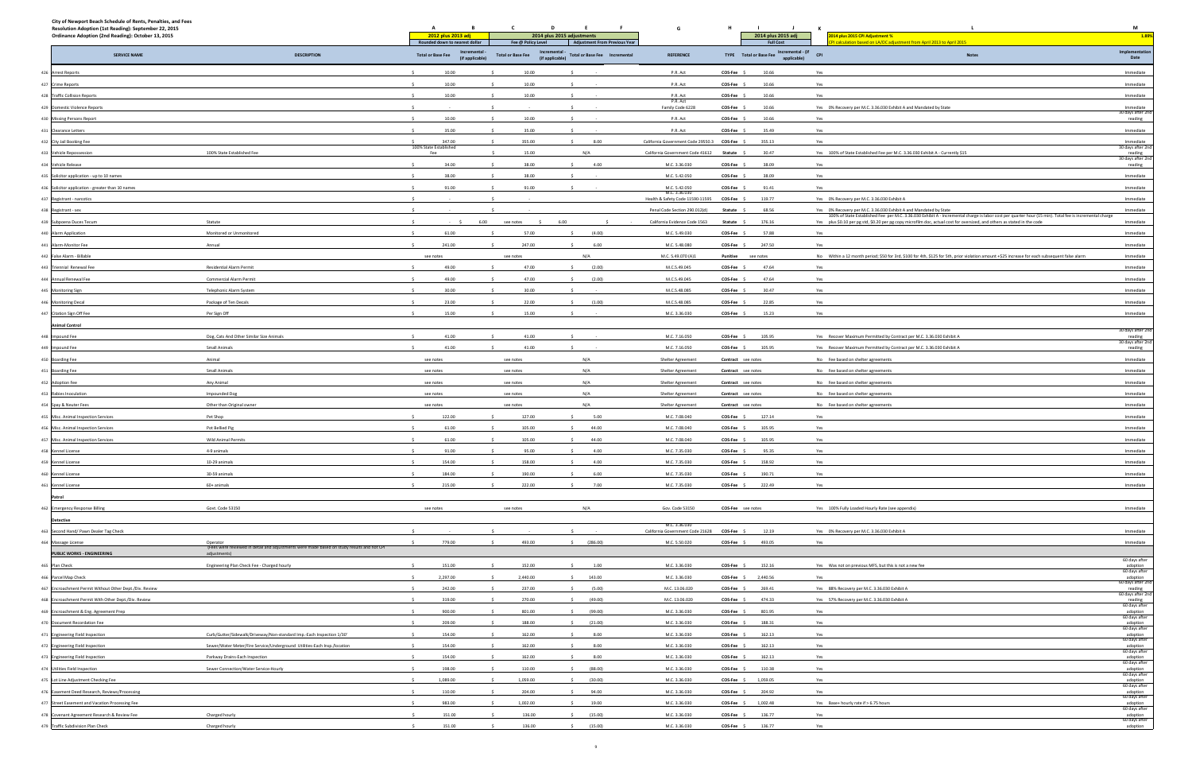City of Newport Beach Schedule of Rents, Penalties, and Fees
Resolution Adoption (1st Reading): September 22, 2015
Ordinance Adoption (2nd Reading): October 13, 2015

| | SERVICE NAME | DESCRIPTION | A: 2012 plus 2013 adj (Rounded down to nearest dollar) Total or Base Fee | B: Incremental - (if applicable) | C: 2014 plus 2015 adjustments (Fee @ Policy Level) Total or Base Fee | D: Incremental - (if applicable) | E: Adjustment From Previous Year Total or Base Fee | F: Incremental | G: REFERENCE | H: TYPE | I: 2014 plus 2015 adj (Full Cost) Total or Base Fee | J: Incremental - (if applicable) | K: CPI | L: Notes (2014 plus 2015 CPI Adjustment % 1.88%; CPI calculation based on LA/OC adjustment from April 2013 to April 2015) | M: Implementation Date |
|---|---|---|---|---|---|---|---|---|---|---|---|---|---|---|---|
| 426 | Arrest Reports | | $ 10.00 | | $ 10.00 | | $ - | | P.R. Act | COS-Fee | $ 10.66 | | Yes | | Immediate |
| 427 | Crime Reports | | $ 10.00 | | $ 10.00 | | $ - | | P.R. Act | COS-Fee | $ 10.66 | | Yes | | Immediate |
| 428 | Traffic Collision Reports | | $ 10.00 | | $ 10.00 | | $ - | | P.R. Act | COS-Fee | $ 10.66 | | Yes | | Immediate |
| 429 | Domestic Violence Reports | | $ - | | $ - | | $ - | | P.R. Act Family Code 6228 | COS-Fee | $ 10.66 | | Yes | 0% Recovery per M.C. 3.36.030 Exhibit A and Mandated by State | Immediate |
| 430 | Missing Persons Report | | $ 10.00 | | $ 10.00 | | $ - | | P.R. Act | COS-Fee | $ 10.66 | | Yes | | 30 days after 2nd reading |
| 431 | Clearance Letters | | $ 35.00 | | $ 35.00 | | $ - | | P.R. Act | COS-Fee | $ 35.49 | | Yes | | Immediate |
| 432 | City Jail Booking Fee | | $ 347.00 | | $ 355.00 | | $ 8.00 | | California Government Code 29550.3 | COS-Fee | $ 355.13 | | Yes | | Immediate |
| 433 | Vehicle Repossession | 100% State Established Fee | 100% State Established Fee | | $ 15.00 | | N/A | | California Government Code 41612 | Statute | $ 30.47 | | Yes | 100% of State Established Fee per M.C. 3.36.030 Exhibit A - Currently $15 | 30 days after 2nd reading |
| 434 | Vehicle Release | | $ 34.00 | | $ 38.00 | | $ 4.00 | | M.C. 3.36.030 | COS-Fee | $ 38.09 | | Yes | | 30 days after 2nd reading |
| 435 | Solicitor application - up to 10 names | | $ 38.00 | | $ 38.00 | | $ - | | M.C. 5.42.050 | COS-Fee | $ 38.09 | | Yes | | Immediate |
| 436 | Solicitor application - greater than 10 names | | $ 91.00 | | $ 91.00 | | $ - | | M.C. 5.42.050 | COS-Fee | $ 91.41 | | Yes | | Immediate |
| 437 | Registrant - narcotics | | $ - | | $ - | | $ - | | M.C. 3.36.030 Health & Safety Code 11590-11595 | COS-Fee | $ 119.77 | | Yes | 0% Recovery per M.C. 3.36.030 Exhibit A | Immediate |
| 438 | Registrant - sex | | $ - | | $ - | | $ - | | Penal Code Section 290.012(d) | Statute | $ 68.56 | | Yes | 0% Recovery per M.C. 3.36.030 Exhibit A and Mandated by State | Immediate |
| 439 | Subpoena Duces Tecum | Statute | $ - | $ 6.00 | see notes | $ 6.00 | | $ - | California Evidence Code 1563 | Statute | $ 176.16 | | Yes | 100% of State Established Fee per M.C. 3.36.030 Exhibit A - Incremental charge is labor cost per quarter hour (15 min). Total fee is incremental charge plus $0.10 per pg std, $0.20 per pg copy microfilm doc, actual cost for oversized, and others as stated in the code | Immediate |
| 440 | Alarm Application | Monitored or Unmonitored | $ 61.00 | | $ 57.00 | | $ (4.00) | | M.C. 5.49.030 | COS-Fee | $ 57.88 | | Yes | | Immediate |
| 441 | Alarm-Monitor Fee | Annual | $ 241.00 | | $ 247.00 | | $ 6.00 | | M.C. 5.48.080 | COS-Fee | $ 247.50 | | Yes | | Immediate |
| 442 | False Alarm - Billable | | see notes | | see notes | | N/A | | M.C. 5.49.070 (A)1 | Punitive | see notes | | No | Within a 12 month period; $50 for 3rd, $100 for 4th, $125 for 5th, prior violation amount +$25 increase for each subsequent false alarm | Immediate |
| 443 | Triennial Renewal Fee | Residential Alarm Permit | $ 49.00 | | $ 47.00 | | $ (2.00) | | M.C.5.49.045 | COS-Fee | $ 47.64 | | Yes | | Immediate |
| 444 | Annual Renewal Fee | Commercial Alarm Permit | $ 49.00 | | $ 47.00 | | $ (2.00) | | M.C.5.49.045 | COS-Fee | $ 47.64 | | Yes | | Immediate |
| 445 | Monitoring Sign | Telephonic Alarm System | $ 30.00 | | $ 30.00 | | $ - | | M.C.5.48.085 | COS-Fee | $ 30.47 | | Yes | | Immediate |
| 446 | Monitoring Decal | Package of Ten Decals | $ 23.00 | | $ 22.00 | | $ (1.00) | | M.C.5.48.085 | COS-Fee | $ 22.85 | | Yes | | Immediate |
| 447 | Citation Sign Off Fee | Per Sign Off | $ 15.00 | | $ 15.00 | | $ - | | M.C. 3.36.030 | COS-Fee | $ 15.23 | | Yes | | Immediate |
| | **Animal Control** | | | | | | | | | | | | | | |
| 448 | Impound Fee | Dog, Cats And Other Similar Size Animals | $ 41.00 | | $ 41.00 | | $ - | | M.C. 7.16.050 | COS-Fee | $ 105.95 | | Yes | Recover Maximum Permitted by Contract per M.C. 3.36.030 Exhibit A | 30 days after 2nd reading |
| 449 | Impound Fee | Small Animals | $ 41.00 | | $ 41.00 | | $ - | | M.C. 7.16.050 | COS-Fee | $ 105.95 | | Yes | Recover Maximum Permitted by Contract per M.C. 3.36.030 Exhibit A | 30 days after 2nd reading |
| 450 | Boarding Fee | Animal | see notes | | see notes | | N/A | | Shelter Agreement | Contract | see notes | | No | Fee based on shelter agreements | Immediate |
| 451 | Boarding Fee | Small Animals | see notes | | see notes | | N/A | | Shelter Agreement | Contract | see notes | | No | Fee based on shelter agreements | Immediate |
| 452 | Adoption Fee | Any Animal | see notes | | see notes | | N/A | | Shelter Agreement | Contract | see notes | | No | Fee based on shelter agreements | Immediate |
| 453 | Rabies Inoculation | Impounded Dog | see notes | | see notes | | N/A | | Shelter Agreement | Contract | see notes | | No | Fee based on shelter agreements | Immediate |
| 454 | Spay & Neuter Fees | Other than Original owner | see notes | | see notes | | N/A | | Shelter Agreement | Contract | see notes | | No | Fee based on shelter agreements | Immediate |
| 455 | Misc. Animal Inspection Services | Pet Shop | $ 122.00 | | $ 127.00 | | $ 5.00 | | M.C. 7.08.040 | COS-Fee | $ 127.14 | | Yes | | Immediate |
| 456 | Misc. Animal Inspection Services | Pot Bellied Pig | $ 61.00 | | $ 105.00 | | $ 44.00 | | M.C. 7.08.040 | COS-Fee | $ 105.95 | | Yes | | Immediate |
| 457 | Misc. Animal Inspection Services | Wild Animal Permits | $ 61.00 | | $ 105.00 | | $ 44.00 | | M.C. 7.08.040 | COS-Fee | $ 105.95 | | Yes | | Immediate |
| 458 | Kennel License | 4-9 animals | $ 91.00 | | $ 95.00 | | $ 4.00 | | M.C. 7.35.030 | COS-Fee | $ 95.35 | | Yes | | Immediate |
| 459 | Kennel License | 10-29 animals | $ 154.00 | | $ 158.00 | | $ 4.00 | | M.C. 7.35.030 | COS-Fee | $ 158.92 | | Yes | | Immediate |
| 460 | Kennel License | 30-59 animals | $ 184.00 | | $ 190.00 | | $ 6.00 | | M.C. 7.35.030 | COS-Fee | $ 190.71 | | Yes | | Immediate |
| 461 | Kennel License | 60+ animals | $ 215.00 | | $ 222.00 | | $ 7.00 | | M.C. 7.35.030 | COS-Fee | $ 222.49 | | Yes | | Immediate |
| | **Patrol** | | | | | | | | | | | | | | |
| 462 | Emergency Response Billing | Govt. Code 53150 | see notes | | see notes | | N/A | | Gov. Code 53150 | COS-Fee | see notes | | Yes | 100% Fully Loaded Hourly Rate (see appendix) | Immediate |
| | **Detective** | | | | | | | | | | | | | | |
| 463 | Second Hand/ Pawn Dealer Tag Check | | $ - | | $ - | | $ - | | M.C. 3.36.030 California Government Code 21628 | COS-Fee | $ 12.19 | | Yes | 0% Recovery per M.C. 3.36.030 Exhibit A | Immediate |
| 464 | Massage License | Operator | $ 779.00 | | $ 493.00 | | $ (286.00) | | M.C. 5.50.020 | COS-Fee | $ 493.05 | | Yes | | Immediate |
| | **PUBLIC WORKS - ENGINEERING** | (Fees were reviewed in detail and adjustments were made based on study results and not CPI adjustments) | | | | | | | | | | | | | |
| 465 | Plan Check | Engineering Plan Check Fee - Charged hourly | $ 151.00 | | $ 152.00 | | $ 1.00 | | M.C. 3.36.030 | COS-Fee | $ 152.16 | | Yes | Was not on previous MFS, but this is not a new fee | 60 days after adoption |
| 466 | Parcel Map Check | | $ 2,297.00 | | $ 2,440.00 | | $ 143.00 | | M.C. 3.36.030 | COS-Fee | $ 2,440.56 | | Yes | | 60 days after adoption |
| 467 | Encroachment Permit Without Other Dept./Div. Review | | $ 242.00 | | $ 237.00 | | $ (5.00) | | M.C. 13.06.020 | COS-Fee | $ 269.41 | | Yes | 88% Recovery per M.C. 3.36.030 Exhibit A | 60 days after 2nd reading |
| 468 | Encroachment Permit With Other Dept./Div. Review | | $ 319.00 | | $ 270.00 | | $ (49.00) | | M.C. 13.06.020 | COS-Fee | $ 474.33 | | Yes | 57% Recovery per M.C. 3.36.030 Exhibit A | 60 days after 2nd reading |
| 469 | Encroachment & Eng. Agreement Prep | | $ 900.00 | | $ 801.00 | | $ (99.00) | | M.C. 3.36.030 | COS-Fee | $ 801.95 | | Yes | | 60 days after adoption |
| 470 | Document Recordation Fee | | $ 209.00 | | $ 188.00 | | $ (21.00) | | M.C. 3.36.030 | COS-Fee | $ 188.31 | | Yes | | 60 days after adoption |
| 471 | Engineering Field Inspection | Curb/Gutter/Sidewalk/Driveway/Non-standard Imp.-Each Inspection 1/10' | $ 154.00 | | $ 162.00 | | $ 8.00 | | M.C. 3.36.030 | COS-Fee | $ 162.13 | | Yes | | 60 days after adoption |
| 472 | Engineering Field Inspection | Sewer/Water Meter/Fire Service/Underground Utilities-Each Insp./location | $ 154.00 | | $ 162.00 | | $ 8.00 | | M.C. 3.36.030 | COS-Fee | $ 162.13 | | Yes | | 60 days after adoption |
| 473 | Engineering Field Inspection | Parkway Drains-Each Inspection | $ 154.00 | | $ 162.00 | | $ 8.00 | | M.C. 3.36.030 | COS-Fee | $ 162.13 | | Yes | | 60 days after adoption |
| 474 | Utilities Field Inspection | Sewer Connection/Water Service-Hourly | $ 198.00 | | $ 110.00 | | $ (88.00) | | M.C. 3.36.030 | COS-Fee | $ 110.38 | | Yes | | 60 days after adoption |
| 475 | Lot Line Adjustment Checking Fee | | $ 1,089.00 | | $ 1,059.00 | | $ (30.00) | | M.C. 3.36.030 | COS-Fee | $ 1,059.05 | | Yes | | 60 days after adoption |
| 476 | Easement Deed Research, Reviews/Processing | | $ 110.00 | | $ 204.00 | | $ 94.00 | | M.C. 3.36.030 | COS-Fee | $ 204.92 | | Yes | | 60 days after adoption |
| 477 | Street Easement and Vacation Processing Fee | | $ 983.00 | | $ 1,002.00 | | $ 19.00 | | M.C. 3.36.030 | COS-Fee | $ 1,002.48 | | Yes | Base+ hourly rate if > 6.75 hours | 60 days after adoption |
| 478 | Covenant Agreement Research & Review Fee | Charged hourly | $ 151.00 | | $ 136.00 | | $ (15.00) | | M.C. 3.36.030 | COS-Fee | $ 136.77 | | Yes | | 60 days after adoption |
| 479 | Traffic Subdivision Plan Check | Charged hourly | $ 151.00 | | $ 136.00 | | $ (15.00) | | M.C. 3.36.030 | COS-Fee | $ 136.77 | | Yes | | 60 days after adoption |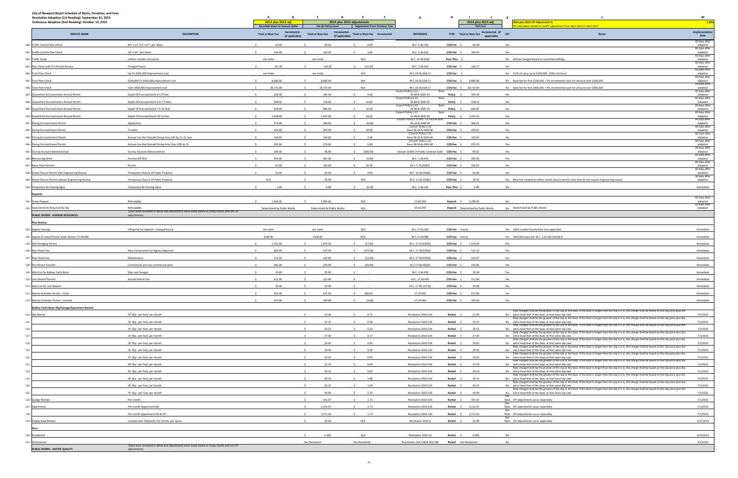City of Newport Beach Schedule of Rents, Penalties, and Fees
Resolution Adoption (1st Reading): September 22, 2015
Ordinance Adoption (2nd Reading): October 13, 2015

| | SERVICE NAME | DESCRIPTION | A: 2012 plus 2013 adj Rounded down to nearest dollar - Total or Base Fee | B: Incremental - (if applicable) | C: 2014 plus 2015 adjustments Fee @ Policy Level - Total or Base Fee | D: Incremental - (if applicable) | E: Adjustment From Previous Year - Total or Base Fee | F: Incremental | G: REFERENCE | H: TYPE | I: 2014 plus 2015 adj Full Cost - Total or Base Fee | J: Incremental - (if applicable) | K: CPI | L: Notes (2014 plus 2015 CPI Adjustment % - CPI calculation based on LA/OC adjustment from April 2013 to April 2015: 1.89%) | M: Implementation Date |
|---|---|---|---|---|---|---|---|---|---|---|---|---|---|---|---|
| 480 | Traffic Control Plan Check | 8½" x 11"/11" x17"; per sheet | $ 55.00 | | $ 64.00 | | $ 9.00 | | M.C. 3.36.030 | COS-Fee | $ 64.48 | | Yes | | 60 days after adoption |
| 481 | Traffic Control Plan Check | 24" x 36"; per sheet | $ 139.00 | | $ 140.00 | | $ 1.00 | | M.C. 3.36.030 | COS-Fee | $ 140.44 | | Yes | | 60 days after adoption |
| 482 | Traffic Study | Utilizes outside consultant | see notes | | see notes | | N/A | | M.C. 15.40.050E | Pass Thru | $ - | | No | Will be charged based on consultant billings. | 60 days after adoption |
| 483 | Plan Check with Pre-Permit Review | Charged hourly | $ 151.00 | | $ 136.00 | | $ (15.00) | | M.C. 3.36.030 | COS-Fee | $ 136.77 | | Yes | | 60 days after adoption |
| 484 | Tract Plan Check | Up To $100,000 improvement cost | see notes | | see notes | | N/A | | M.C.19.56.020( C) | COS-Fee | $ - | | No | 6.5% of value up to $100,000. $366 minimum | 60 days after adoption |
| 485 | Tract Plan Check | $100,000 To $400,000 improvement cost | $ 8,680.00 | | $ 8,680.00 | | N/A | | M.C.19.56.020( C) | COS-Fee | $ 8,680.00 | | No | Base fee for first $100,000 + 5% incremental costs for amount over $100,000 | 60 days after adoption |
| 486 | Tract Plan Check | Over $400,000 improvement cost | $ 28,710.00 | | $ 28,710.00 | | N/A | | M.C.19.56.020( C) | COS-Fee | $ 28,710.00 | | No | Base fee for first $400,000 + 4% incremental costs for amount over $400,000 | 60 days after adoption |
| 487 | Oceanfront Encroachment Annual Permit | Depth Of Encroachment 0-5.0 Feet | $ 339.00 | | $ 345.00 | | $ 6.00 | | Council Policy L-12 Reso 91-80 & 2005-42 | Policy | $ 345.44 | | Yes | | 60 days after adoption |
| 488 | Oceanfront Encroachment Annual Permit | Depth Of Encroachment 5.0-7.5 Feet | $ 508.00 | | $ 518.00 | | $ 10.00 | | Council Policy L-12 Reso 91-80 & 2005-42 | Policy | $ 518.15 | | Yes | | 60 days after adoption |
| 489 | Oceanfront Encroachment Annual Permit | Depth Of Encroachment 7.5-10 Feet | $ 678.00 | | $ 690.00 | | $ 12.00 | | Council Policy L-12 Reso 91-80 & 2005-42 | Policy | $ 690.87 | | Yes | | 60 days after adoption |
| 490 | Oceanfront Encroachment Annual Permit | Depth Of Encroachment 10-15 Feet | $ 1,018.00 | | $ 1,037.00 | | $ 19.00 | | Council Policy L-12 Reso 91-80 & 2005-42 | Policy | $ 1,037.43 | | Yes | | 60 days after adoption |
| 491 | Dining Encroachment Permit | Application | $ 374.00 | | $ 368.00 | | $ (6.00) | | Council Policy L-21 M.C. 13.18.030 Reso 96-26 & 2000-60 | COS-Fee | $ 368.31 | | Yes | | 60 days after adoption |
| 492 | Dining Encroachment Permit | Transfer | $ 165.00 | | $ 204.00 | | $ 39.00 | | Council Policy L-21 Reso 96-26 & 2000-60 | COS-Fee | $ 204.92 | | Yes | | 60 days after adoption |
| 493 | Dining Encroachment Permit | Annual Use Fee Outside Dining Area 100 Sq. Ft. Or Less | $ 140.00 | | $ 143.00 | | $ 3.00 | | Council Policy L-21 Reso 96-26 & 2000-60 | COS-Fee | $ 143.56 | | Yes | | 60 days after adoption |
| 494 | Dining Encroachment Permit | Annual Use Fee Outside Dining Area Over 100 Sq. Ft. | $ 265.00 | | $ 270.00 | | $ 5.00 | | Council Policy L-21 Reso 96-26 & 2000-60 | COS-Fee | $ 270.29 | | Yes | | 60 days after adoption |
| 495 | Escrow Account Administration | Escrow Account Administration | $ 296.00 | | $ 96.00 | | $ (200.00) | | Section 22300 CA Public Contract Code | COS-Fee | $ 96.92 | | Yes | | 60 days after adoption |
| 496 | Monitoring Wells | Permits (EPTEA) | $ 495.00 | | $ 492.00 | | $ (3.00) | | M.C. 3.36.030 | COS-Fee | $ 492.92 | | Yes | | 60 days after adoption |
| 497 | News Rack Permits | Permit | $ 62.00 | | $ 106.00 | | $ 44.00 | | M.C. 5.70.020(C) | COS-Fee | $ 106.02 | | Yes | | 60 days after adoption |
| 498 | Street Closure Permit with Engineering Review | Temporary Closure Of Public Property | $ 55.00 | | $ 64.00 | | $ 9.00 | | M.C. 12.62.020(E) | COS-Fee | $ 64.48 | | Yes | | 60 days after adoption |
| 499 | Street Closure Permit without Engineering Review | Temporary Closure Of Public Property | N/A | | $ 26.00 | | N/A | | M.C. 12.62.020(E) | COS-Fee | $ 26.50 | | Yes | New Fee created to reflect street closure permit costs that do not require Engineering review | 60 days after adoption |
| 500 | Temporary No Parking Signs | Temporary No Parking Signs | $ 1.00 | | $ 0.80 | | $ (0.20) | | M.C. 3.36.030 | Pass Thru | $ 0.80 | | No | | Immediate |
| | **Deposits** | | | | | | | | | | | | | | |
| 501 | Crane Deposit | Refundable | $ 1,000.00 | | $ 1,000.00 | | N/A | | 12.62.030 | Deposit | $ 1,000.00 | | No | | 60 days after adoption |
| 502 | Improvements Required By City | Refundable | Determined by Public Works | | Determined by Public Works | | N/A | | 19.36.030 | Deposit | Determined by Public Works | | No | Determined by Public Works | 60 days after adoption |
| | **PUBLIC WORKS - HARBOR RESOURCES** | (Fees were reviewed in detail and adjustments were made based on study results and not CPI adjustments) | | | | | | | | | | | | | |
| | **Plan Review** | | | | | | | | | | | | | | |
| 503 | Appeal Hearing | Filing Fee for Appeals - charged hourly | see notes | | see notes | | N/A | | M.C.17.65.030 | COS-Fee | Hourly | | Yes | 100% Loaded Hourly Rate (see appendix) | Immediate |
| 504 | Appeal of Lease/Permit under Section 17.60.080 | | $100.00 | | $100.00 | | N/A | | M.C.17.60.080 | COS-Fee | Hourly | | Yes | $100 Recovery per M.C. 3.36.030 Exhibit A | Immediate |
| 505 | RGP Dredging Permit | | $ 1,731.00 | | $ 1,674.00 | | $ (57.00) | | M.C. 17.55.020(D) | COS-Fee | $ 1,674.94 | | Yes | | Immediate |
| 506 | Plan Check Fee | New Construction w/ Agency Approval | $ 683.00 | | $ 513.00 | | $ (170.00) | | M.C. 17.50.020(D) | COS-Fee | $ 513.14 | | Yes | | Immediate |
| 507 | Plan Check Fee | Maintenance | $ 171.00 | | $ 120.00 | | $ (51.00) | | M.C. 17.50.020(D) | COS-Fee | $ 120.67 | | Yes | | Immediate |
| 508 | Pier Permit Transfer | Commercial and non commercial piers | $ 285.00 | | $ 229.00 | | $ (56.00) | | M.C.17.60.020(D) | COS-Fee | $ 229.95 | | Yes | | Immediate |
| 509 | Wait List for Balboa Yacht Basin | Slips and Garages | $ 35.00 | | $ 35.00 | | $ - | | M.C. 3.36.030 | COS-Fee | $ 35.08 | | Yes | | Immediate |
| 510 | Live Aboard Permits | Annual Permit Fee | $ 311.00 | | $ 311.00 | | $ - | | M.C. 17.40.040 | COS-Fee | $ 311.68 | | Yes | | Immediate |
| 511 | Wait List for Live aboard | | $ 35.00 | | $ 35.00 | | $ - | | M.C. 17.40.110 (b) | COS-Fee | $ 35.08 | | Yes | | Immediate |
| 512 | Marine Activities Permit - initial | | $ 405.00 | | $ 673.00 | | $ 268.00 | | 17.10.040 | COS-Fee | $ 673.06 | | Yes | | Immediate |
| 513 | Marine Activities Permit - renewal | | $ 202.00 | | $ 199.00 | | $ (3.00) | | 17.10.040 | COS-Fee | $ 199.50 | | Yes | | Immediate |
| | **Balboa Yacht Basin Slip/Garage/Apartment Rentals** | | | | | | | | | | | | | | |
| 514 | Slip Rentals | 20' Slip - per foot, per month | | | $ 21.44 | | $ 0.71 | | Resolution 2010-134 | Rental | $ 21.44 | | No | Rate charged shall be the greater of the slip or the boat. If the boat is longer than the slip it is in, the charge shall be based on the slip price plus the extra lineal feet of the boat, at that same slip rate. | 7/1/2015 |
| 515 | | 25' Slip - per foot, per month | | | $ 23.15 | | $ 0.38 | | Resolution 2010-134 | Rental | $ 23.15 | | No | Rate charged shall be the greater of the slip or the boat. If the boat is longer than the slip it is in, the charge shall be based on the slip price plus the extra lineal feet of the boat, at that same slip rate. | 7/1/2015 |
| 516 | | 31' Slip - per foot, per month | | | $ 26.51 | | $ 0.22 | | Resolution 2010-134 | Rental | $ 26.51 | | No | Rate charged shall be the greater of the slip or the boat. If the boat is longer than the slip it is in, the charge shall be based on the slip price plus the extra lineal feet of the boat, at that same slip rate. | 7/1/2015 |
| 517 | | 32' Slip - per foot, per month | | | $ 27.00 | | $ 0.17 | | Resolution 2010-134 | Rental | $ 27.00 | | No | Rate charged shall be the greater of the slip or the boat. If the boat is longer than the slip it is in, the charge shall be based on the slip price plus the extra lineal feet of the boat, at that same slip rate. | 7/1/2015 |
| 518 | | 34' Slip - per foot, per month | | | $ 29.05 | | $ 0.85 | | Resolution 2010-134 | Rental | $ 29.05 | | No | Rate charged shall be the greater of the slip or the boat. If the boat is longer than the slip it is in, the charge shall be based on the slip price plus the extra lineal feet of the boat, at that same slip rate. | 7/1/2015 |
| 519 | | 35' Slip - per foot, per month | | | $ 29.93 | | $ 0.95 | | Resolution 2010-134 | Rental | $ 29.93 | | No | Rate charged shall be the greater of the slip or the boat. If the boat is longer than the slip it is in, the charge shall be based on the slip price plus the extra lineal feet of the boat, at that same slip rate. | 7/1/2015 |
| 520 | | 37' Slip - per foot, per month | | | $ 29.93 | | $ 0.95 | | Resolution 2010-134 | Rental | $ 29.93 | | No | Rate charged shall be the greater of the slip or the boat. If the boat is longer than the slip it is in, the charge shall be based on the slip price plus the extra lineal feet of the boat, at that same slip rate. | 7/1/2015 |
| 521 | | 40' Slip - per foot, per month | | | $ 31.79 | | $ 0.59 | | Resolution 2010-134 | Rental | $ 31.79 | | No | Rate charged shall be the greater of the slip or the boat. If the boat is longer than the slip it is in, the charge shall be based on the slip price plus the extra lineal feet of the boat, at that same slip rate. | 7/1/2015 |
| 522 | | 45' Slip - per foot, per month | | | $ 34.23 | | $ 0.63 | | Resolution 2010-134 | Rental | $ 34.23 | | No | Rate charged shall be the greater of the slip or the boat. If the boat is longer than the slip it is in, the charge shall be based on the slip price plus the extra lineal feet of the boat, at that same slip rate. | 7/1/2015 |
| 523 | | 50' Slip - per foot, per month | | | $ 40.10 | | $ 1.88 | | Resolution 2010-134 | Rental | $ 40.10 | | No | Rate charged shall be the greater of the slip or the boat. If the boat is longer than the slip it is in, the charge shall be based on the slip price plus the extra lineal feet of the boat, at that same slip rate. | 7/1/2015 |
| 524 | | 60' Slip - per foot, per month | | | $ 42.22 | | $ 1.00 | | Resolution 2010-134 | Rental | $ 42.22 | | No | Rate charged shall be the greater of the slip or the boat. If the boat is longer than the slip it is in, the charge shall be based on the slip price plus the extra lineal feet of the boat, at that same slip rate. | 7/1/2015 |
| 525 | | 75' Slip - per foot, per month | | | $ 44.99 | | $ 2.22 | | Resolution 2010-134 | Rental | $ 44.99 | | No | Rate charged shall be the greater of the slip or the boat. If the boat is longer than the slip it is in, the charge shall be based on the slip price plus the extra lineal feet of the boat, at that same slip rate. | 7/1/2015 |
| 526 | Garage Rentals | Per month | | | $ 341.07 | | $ 1.73 | | Resolution 2010-134 | Rental | $ 341.07 | | See Note | CPI adjustments occur separately | 7/1/2015 |
| 527 | Apartments | Per month (Apartment #6) | | | $ 2,314.47 | | $ 1.73 | | Resolution 2010-134 | Rental | $ 2,314.47 | | See Note | CPI adjustments occur separately | 7/1/2015 |
| 528 | | Per month (Apartments #5 & #7) | | | $ 2,571.64 | | $ 1.73 | | Resolution 2010-134 | Rental | $ 2,571.64 | | See Note | CPI adjustments occur separately | 7/1/2015 |
| 529 | Dinghy Rack Rentals | Located over Tidelands; Per month, per space | | | $ 25.00 | | N/A | | Resolution 2015-6 | Rental | $ 25.00 | | See Note | CPI adjustments occur separately | 1/27/2015 |
| | **Piers** | | | | | | | | | | | | | | |
| 530 | Residential | | | | $ 0.405 | | N/A | | Resolution 2015-10 | Rental | $ 0.405 | | No | | 2/10/2015 |
| 531 | Commercial | | | | See Resolution | | See Resolution | | Resolutions 2012-98 & 2013-88 | Rental | See Resolution | | No | | 3/1/2015 |
| | **PUBLIC WORKS - WATER QUALITY** | (Fees were reviewed in detail and adjustments were made based on study results and not CPI adjustments) | | | | | | | | | | | | | |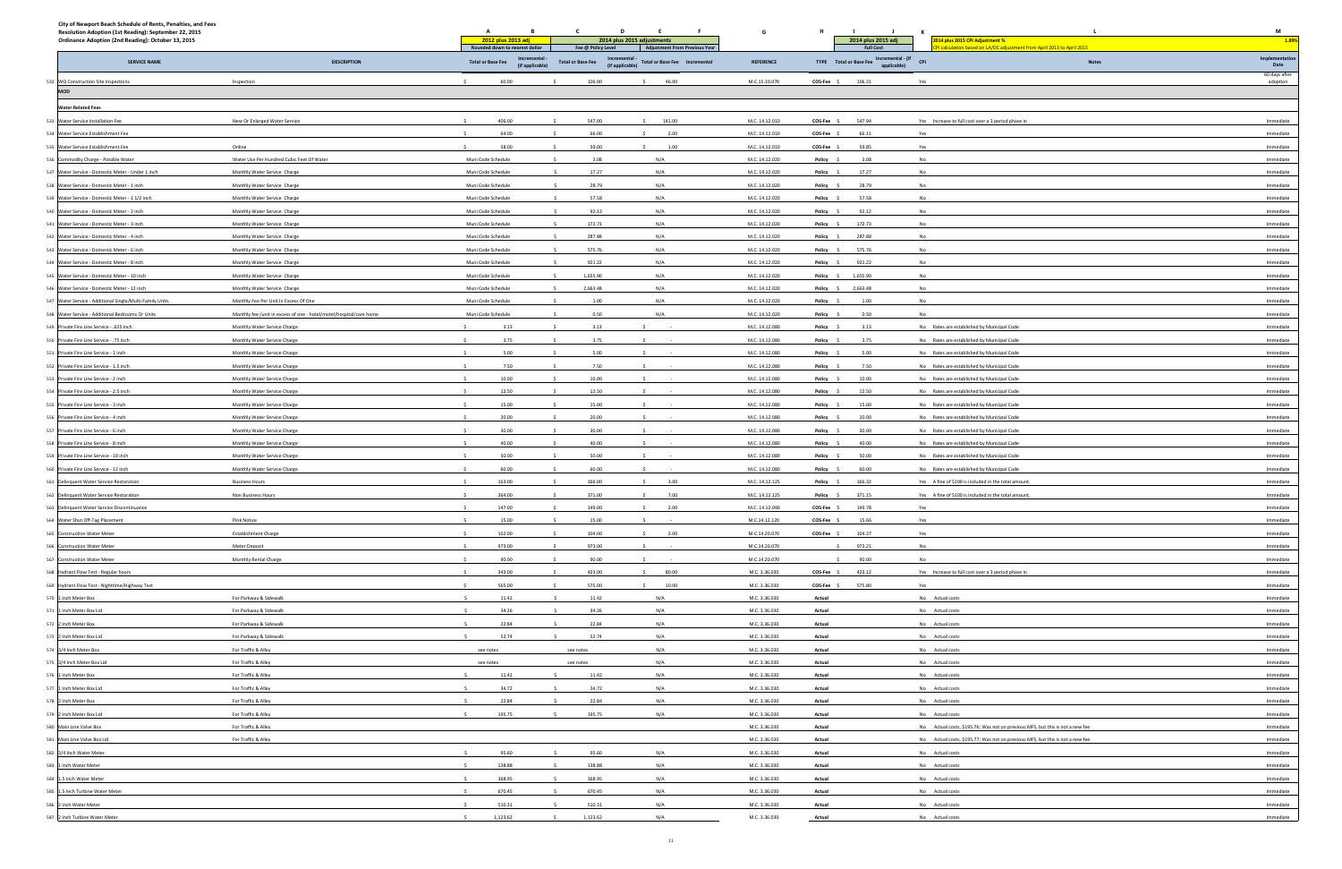City of Newport Beach Schedule of Rents, Penalties, and Fees
Resolution Adoption (1st Reading): September 22, 2015
Ordinance Adoption (2nd Reading): October 13, 2015

| | SERVICE NAME | DESCRIPTION | A: 2012 plus 2013 adj (Rounded down to nearest dollar) Total or Base Fee | B: Incremental - (if applicable) | C: 2014 plus 2015 adjustments (Fee @ Policy Level) Total or Base Fee | D: Incremental - (if applicable) | E: Adjustment From Previous Year Total or Base Fee | F: Incremental | G: REFERENCE | H: TYPE | I: 2014 plus 2015 adj (Full Cost) Total or Base Fee | J: Incremental - (if applicable) | K: CPI | L: Notes (2014 plus 2015 CPI Adjustment % - CPI calculation based on LA/OC adjustment from April 2013 to April 2015) | M: 1.89% Implementation Date |
|---|---|---|---|---|---|---|---|---|---|---|---|---|---|---|---|
| 532 | WQ Construction Site Inspections | Inspection | $ 60.00 | | $ 106.00 | | $ 46.00 | | M.C.15.10.070 | COS-Fee | $ 106.31 | | Yes | | 60 days after adoption |
| | **MOD** | | | | | | | | | | | | | | |
| | **Water Related Fees** | | | | | | | | | | | | | | |
| 533 | Water Service Installation Fee | New Or Enlarged Water Service | $ 406.00 | | $ 547.00 | | $ 141.00 | | M.C. 14.12.010 | COS-Fee | $ 547.94 | | Yes | Increase to full cost over a 3 period phase in | Immediate |
| 534 | Water Service Establishment Fee | | $ 64.00 | | $ 66.00 | | $ 2.00 | | M.C. 14.12.010 | COS-Fee | $ 66.11 | | Yes | | Immediate |
| 535 | Water Service Establishment Fee | Online | $ 58.00 | | $ 59.00 | | $ 1.00 | | M.C. 14.12.010 | COS-Fee | $ 59.85 | | Yes | | Immediate |
| 536 | Commodity Charge - Potable Water | Water Use Per Hundred Cubic Feet Of Water | Muni Code Schedule | | $ 3.08 | | N/A | | M.C. 14.12.020 | Policy | $ 3.08 | | No | | Immediate |
| 537 | Water Service - Domestic Meter - Under 1 inch | Monthly Water Service Charge | Muni Code Schedule | | $ 17.27 | | N/A | | M.C. 14.12.020 | Policy | $ 17.27 | | No | | Immediate |
| 538 | Water Service - Domestic Meter - 1 inch | Monthly Water Service Charge | Muni Code Schedule | | $ 28.79 | | N/A | | M.C. 14.12.020 | Policy | $ 28.79 | | No | | Immediate |
| 539 | Water Service - Domestic Meter - 1 1/2 inch | Monthly Water Service Charge | Muni Code Schedule | | $ 57.58 | | N/A | | M.C. 14.12.020 | Policy | $ 57.58 | | No | | Immediate |
| 540 | Water Service - Domestic Meter - 2 inch | Monthly Water Service Charge | Muni Code Schedule | | $ 92.12 | | N/A | | M.C. 14.12.020 | Policy | $ 92.12 | | No | | Immediate |
| 541 | Water Service - Domestic Meter - 3 inch | Monthly Water Service Charge | Muni Code Schedule | | $ 172.73 | | N/A | | M.C. 14.12.020 | Policy | $ 172.73 | | No | | Immediate |
| 542 | Water Service - Domestic Meter - 4 inch | Monthly Water Service Charge | Muni Code Schedule | | $ 287.88 | | N/A | | M.C. 14.12.020 | Policy | $ 287.88 | | No | | Immediate |
| 543 | Water Service - Domestic Meter - 6 inch | Monthly Water Service Charge | Muni Code Schedule | | $ 575.76 | | N/A | | M.C. 14.12.020 | Policy | $ 575.76 | | No | | Immediate |
| 544 | Water Service - Domestic Meter - 8 inch | Monthly Water Service Charge | Muni Code Schedule | | $ 921.22 | | N/A | | M.C. 14.12.020 | Policy | $ 921.22 | | No | | Immediate |
| 545 | Water Service - Domestic Meter - 10 inch | Monthly Water Service Charge | Muni Code Schedule | | $ 1,655.90 | | N/A | | M.C. 14.12.020 | Policy | $ 1,655.90 | | No | | Immediate |
| 546 | Water Service - Domestic Meter - 12 inch | Monthly Water Service Charge | Muni Code Schedule | | $ 2,663.48 | | N/A | | M.C. 14.12.020 | Policy | $ 2,663.48 | | No | | Immediate |
| 547 | Water Service - Additional Single/Multi-Family Units | Monthly Fee Per Unit In Excess Of One | Muni Code Schedule | | $ 1.00 | | N/A | | M.C. 14.12.020 | Policy | $ 1.00 | | No | | Immediate |
| 548 | Water Service - Additional Bedrooms Or Units | Monthly fee /unit in excess of one - hotel/motel/hospital/care home | Muni Code Schedule | | $ 0.50 | | N/A | | M.C. 14.12.020 | Policy | $ 0.50 | | No | | Immediate |
| 549 | Private Fire Line Service - .625 inch | Monthly Water Service Charge | $ 3.13 | | $ 3.13 | | $ - | | M.C. 14.12.080 | Policy | $ 3.13 | | No | Rates are established by Municipal Code | Immediate |
| 550 | Private Fire Line Service - .75 inch | Monthly Water Service Charge | $ 3.75 | | $ 3.75 | | $ - | | M.C. 14.12.080 | Policy | $ 3.75 | | No | Rates are established by Municipal Code | Immediate |
| 551 | Private Fire Line Service - 1 inch | Monthly Water Service Charge | $ 5.00 | | $ 5.00 | | $ - | | M.C. 14.12.080 | Policy | $ 5.00 | | No | Rates are established by Municipal Code | Immediate |
| 552 | Private Fire Line Service - 1.5 inch | Monthly Water Service Charge | $ 7.50 | | $ 7.50 | | $ - | | M.C. 14.12.080 | Policy | $ 7.50 | | No | Rates are established by Municipal Code | Immediate |
| 553 | Private Fire Line Service - 2 inch | Monthly Water Service Charge | $ 10.00 | | $ 10.00 | | $ - | | M.C. 14.12.080 | Policy | $ 10.00 | | No | Rates are established by Municipal Code | Immediate |
| 554 | Private Fire Line Service - 2.5 inch | Monthly Water Service Charge | $ 12.50 | | $ 12.50 | | $ - | | M.C. 14.12.080 | Policy | $ 12.50 | | No | Rates are established by Municipal Code | Immediate |
| 555 | Private Fire Line Service - 3 inch | Monthly Water Service Charge | $ 15.00 | | $ 15.00 | | $ - | | M.C. 14.12.080 | Policy | $ 15.00 | | No | Rates are established by Municipal Code | Immediate |
| 556 | Private Fire Line Service - 4 inch | Monthly Water Service Charge | $ 20.00 | | $ 20.00 | | $ - | | M.C. 14.12.080 | Policy | $ 20.00 | | No | Rates are established by Municipal Code | Immediate |
| 557 | Private Fire Line Service - 6 inch | Monthly Water Service Charge | $ 30.00 | | $ 30.00 | | $ - | | M.C. 14.12.080 | Policy | $ 30.00 | | No | Rates are established by Municipal Code | Immediate |
| 558 | Private Fire Line Service - 8 inch | Monthly Water Service Charge | $ 40.00 | | $ 40.00 | | $ - | | M.C. 14.12.080 | Policy | $ 40.00 | | No | Rates are established by Municipal Code | Immediate |
| 559 | Private Fire Line Service - 10 inch | Monthly Water Service Charge | $ 50.00 | | $ 50.00 | | $ - | | M.C. 14.12.080 | Policy | $ 50.00 | | No | Rates are established by Municipal Code | Immediate |
| 560 | Private Fire Line Service - 12 inch | Monthly Water Service Charge | $ 60.00 | | $ 60.00 | | $ - | | M.C. 14.12.080 | Policy | $ 60.00 | | No | Rates are established by Municipal Code | Immediate |
| 561 | Delinquent Water Service Restoration | Business Hours | $ 163.00 | | $ 166.00 | | $ 3.00 | | M.C. 14.12.125 | Policy | $ 166.32 | | Yes | A fine of $100 is included in the total amount. | Immediate |
| 562 | Delinquent Water Service Restoration | Non Business Hours | $ 364.00 | | $ 371.00 | | $ 7.00 | | M.C. 14.12.125 | Policy | $ 371.15 | | Yes | A fine of $100 is included in the total amount. | Immediate |
| 563 | Delinquent Water Service Discontinuance | | $ 147.00 | | $ 149.00 | | $ 2.00 | | M.C. 14.12.090 | COS-Fee | $ 149.78 | | Yes | | Immediate |
| 564 | Water Shut Off-Tag Placement | Pink Notice | $ 15.00 | | $ 15.00 | | $ - | | M.C.14.12.120 | COS-Fee | $ 15.66 | | Yes | | Immediate |
| 565 | Construction Water Meter | Establishment Charge | $ 102.00 | | $ 104.00 | | $ 2.00 | | M.C.14.20.070 | COS-Fee | $ 104.37 | | Yes | | Immediate |
| 566 | Construction Water Meter | Meter Deposit | $ 973.00 | | $ 973.00 | | $ - | | M.C.14.20.070 | | $ 973.21 | | No | | Immediate |
| 567 | Construction Water Meter | Monthly Rental Charge | $ 90.00 | | $ 90.00 | | $ - | | M.C.14.20.070 | | $ 90.00 | | No | | Immediate |
| 568 | Hydrant Flow Test - Regular hours | | $ 343.00 | | $ 423.00 | | $ 80.00 | | M.C. 3.36.030 | COS-Fee | $ 423.12 | | Yes | Increase to full cost over a 3 period phase in | Immediate |
| 569 | Hydrant Flow Test - Nighttime/Highway Test | | $ 565.00 | | $ 575.00 | | $ 10.00 | | M.C. 3.36.030 | COS-Fee | $ 575.80 | | Yes | | Immediate |
| 570 | 1 inch Meter Box | For Parkway & Sidewalk | $ 11.42 | | $ 11.42 | | N/A | | M.C. 3.36.030 | Actual | | | No | Actual costs | Immediate |
| 571 | 1 inch Meter Box Lid | For Parkway & Sidewalk | $ 34.26 | | $ 34.26 | | N/A | | M.C. 3.36.030 | Actual | | | No | Actual costs | Immediate |
| 572 | 2 inch Meter Box | For Parkway & Sidewalk | $ 22.84 | | $ 22.84 | | N/A | | M.C. 3.36.030 | Actual | | | No | Actual costs | Immediate |
| 573 | 2 inch Meter Box Lid | For Parkway & Sidewalk | $ 52.74 | | $ 52.74 | | N/A | | M.C. 3.36.030 | Actual | | | No | Actual costs | Immediate |
| 574 | 3/4 inch Meter Box | For Traffic & Alley | see notes | | see notes | | N/A | | M.C. 3.36.030 | Actual | | | No | Actual costs | Immediate |
| 575 | 3/4 inch Meter Box Lid | For Traffic & Alley | see notes | | see notes | | N/A | | M.C. 3.36.030 | Actual | | | No | Actual costs | Immediate |
| 576 | 1 inch Meter Box | For Traffic & Alley | $ 11.42 | | $ 11.42 | | N/A | | M.C. 3.36.030 | Actual | | | No | Actual costs | Immediate |
| 577 | 1 inch Meter Box Lid | For Traffic & Alley | $ 34.72 | | $ 34.72 | | N/A | | M.C. 3.36.030 | Actual | | | No | Actual costs | Immediate |
| 578 | 2 inch Meter Box | For Traffic & Alley | $ 22.84 | | $ 22.84 | | N/A | | M.C. 3.36.030 | Actual | | | No | Actual costs | Immediate |
| 579 | 2 inch Meter Box Lid | For Traffic & Alley | $ 195.75 | | $ 195.75 | | N/A | | M.C. 3.36.030 | Actual | | | No | Actual costs | Immediate |
| 580 | Main Line Valve Box | For Traffic & Alley | | | | | | | M.C. 3.36.030 | Actual | | | No | Actual costs, $195.76; Was not on previous MFS, but this is not a new fee | Immediate |
| 581 | Main Line Valve Box Lid | For Traffic & Alley | | | | | | | M.C. 3.36.030 | Actual | | | No | Actual costs, $195.77; Was not on previous MFS, but this is not a new fee | Immediate |
| 582 | 3/4 inch Water Meter | | $ 95.60 | | $ 95.60 | | N/A | | M.C. 3.36.030 | Actual | | | No | Actual costs | Immediate |
| 583 | 1 inch Water Meter | | $ 138.88 | | $ 138.88 | | N/A | | M.C. 3.36.030 | Actual | | | No | Actual costs | Immediate |
| 584 | 1.5 inch Water Meter | | $ 368.95 | | $ 368.95 | | N/A | | M.C. 3.36.030 | Actual | | | No | Actual costs | Immediate |
| 585 | 1.5 inch Turbine Water Meter | | $ 670.45 | | $ 670.45 | | N/A | | M.C. 3.36.030 | Actual | | | No | Actual costs | Immediate |
| 586 | 2 inch Water Meter | | $ 510.31 | | $ 510.31 | | N/A | | M.C. 3.36.030 | Actual | | | No | Actual costs | Immediate |
| 587 | 2 inch Turbine Water Meter | | $ 1,123.62 | | $ 1,123.62 | | N/A | | M.C. 3.36.030 | Actual | | | No | Actual costs | Immediate |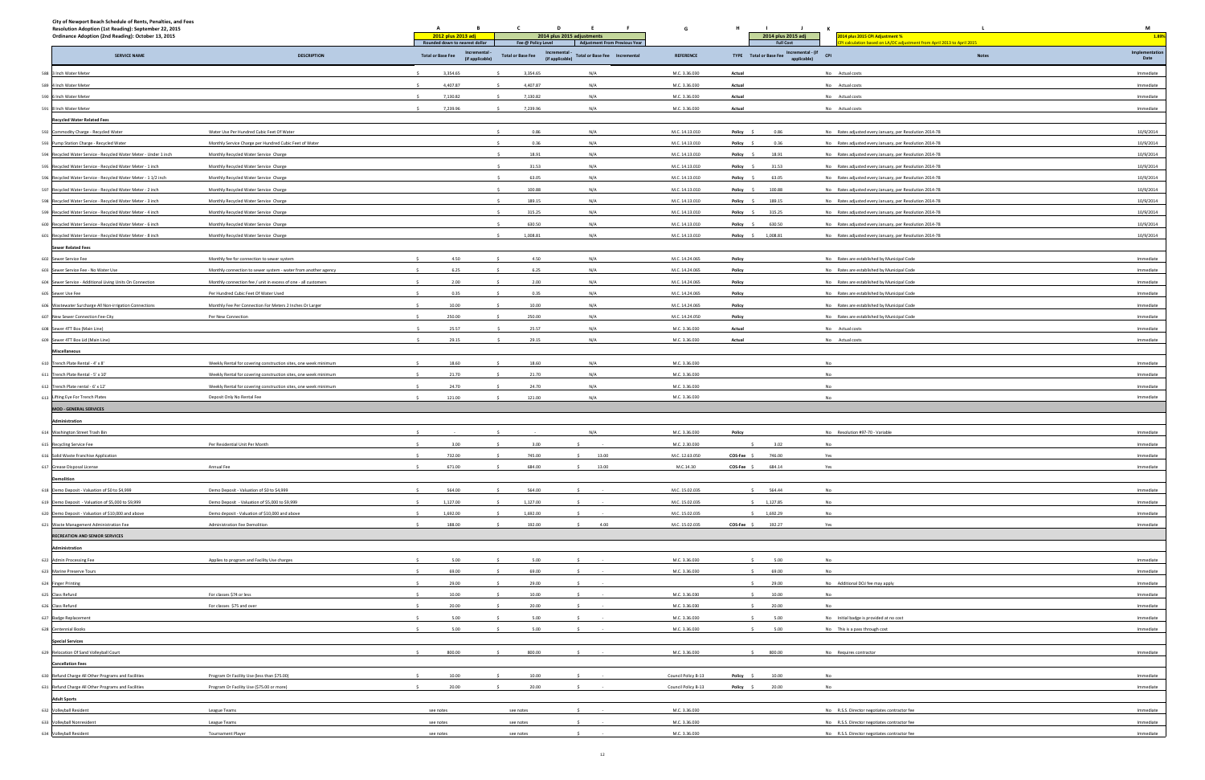City of Newport Beach Schedule of Rents, Penalties, and Fees
Resolution Adoption (1st Reading): September 22, 2015
Ordinance Adoption (2nd Reading): October 13, 2015

| | SERVICE NAME | DESCRIPTION | A: 2012 plus 2013 adj Total or Base Fee | B: Incremental - (if applicable) | C: 2014 plus 2015 adjustments Total or Base Fee (Fee @ Policy Level) | D: Incremental - (if applicable) | E: Total or Base Fee (Adjustment From Previous Year) | F: Incremental | G: REFERENCE | H: TYPE | I: 2014 plus 2015 adj Total or Base Fee (Full Cost) | J: Incremental - (if applicable) | K: CPI | L: Notes (2014 plus 2015 CPI Adjustment % - CPI calculation based on LA/OC adjustment from April 2013 to April 2015: 1.88%) | M: Implementation Date |
|---|---|---|---|---|---|---|---|---|---|---|---|---|---|---|---|
| 588 | 3 Inch Water Meter | | $ 3,354.65 | | $ 3,354.65 | | N/A | | M.C. 3.36.030 | Actual | | | No | Actual costs | Immediate |
| 589 | 4 Inch Water Meter | | $ 4,407.87 | | $ 4,407.87 | | N/A | | M.C. 3.36.030 | Actual | | | No | Actual costs | Immediate |
| 590 | 6 Inch Water Meter | | $ 7,130.82 | | $ 7,130.82 | | N/A | | M.C. 3.36.030 | Actual | | | No | Actual costs | Immediate |
| 591 | 8 Inch Water Meter | | $ 7,239.96 | | $ 7,239.96 | | N/A | | M.C. 3.36.030 | Actual | | | No | Actual costs | Immediate |
| | **Recycled Water Related Fees** | | | | | | | | | | | | | | |
| 592 | Commodity Charge - Recycled Water | Water Use Per Hundred Cubic Feet Of Water | | | $ 0.86 | | N/A | | M.C. 14.13.010 | Policy | $ 0.86 | | No | Rates adjusted every January, per Resolution 2014-78 | 10/9/2014 |
| 593 | Pump Station Charge - Recycled Water | Monthly Service Charge per Hundred Cubic Feet of Water | | | $ 0.36 | | N/A | | M.C. 14.13.010 | Policy | $ 0.36 | | No | Rates adjusted every January, per Resolution 2014-78 | 10/9/2014 |
| 594 | Recycled Water Service - Recycled Water Meter - Under 1 inch | Monthly Recycled Water Service Charge | | | $ 18.91 | | N/A | | M.C. 14.13.010 | Policy | $ 18.91 | | No | Rates adjusted every January, per Resolution 2014-78 | 10/9/2014 |
| 595 | Recycled Water Service - Recycled Water Meter - 1 inch | Monthly Recycled Water Service Charge | | | $ 31.53 | | N/A | | M.C. 14.13.010 | Policy | $ 31.53 | | No | Rates adjusted every January, per Resolution 2014-78 | 10/9/2014 |
| 596 | Recycled Water Service - Recycled Water Meter - 1 1/2 inch | Monthly Recycled Water Service Charge | | | $ 63.05 | | N/A | | M.C. 14.13.010 | Policy | $ 63.05 | | No | Rates adjusted every January, per Resolution 2014-78 | 10/9/2014 |
| 597 | Recycled Water Service - Recycled Water Meter - 2 inch | Monthly Recycled Water Service Charge | | | $ 100.88 | | N/A | | M.C. 14.13.010 | Policy | $ 100.88 | | No | Rates adjusted every January, per Resolution 2014-78 | 10/9/2014 |
| 598 | Recycled Water Service - Recycled Water Meter - 3 inch | Monthly Recycled Water Service Charge | | | $ 189.15 | | N/A | | M.C. 14.13.010 | Policy | $ 189.15 | | No | Rates adjusted every January, per Resolution 2014-78 | 10/9/2014 |
| 599 | Recycled Water Service - Recycled Water Meter - 4 inch | Monthly Recycled Water Service Charge | | | $ 315.25 | | N/A | | M.C. 14.13.010 | Policy | $ 315.25 | | No | Rates adjusted every January, per Resolution 2014-78 | 10/9/2014 |
| 600 | Recycled Water Service - Recycled Water Meter - 6 inch | Monthly Recycled Water Service Charge | | | $ 630.50 | | N/A | | M.C. 14.13.010 | Policy | $ 630.50 | | No | Rates adjusted every January, per Resolution 2014-78 | 10/9/2014 |
| 601 | Recycled Water Service - Recycled Water Meter - 8 inch | Monthly Recycled Water Service Charge | | | $ 1,008.81 | | N/A | | M.C. 14.13.010 | Policy | $ 1,008.81 | | No | Rates adjusted every January, per Resolution 2014-78 | 10/9/2014 |
| | **Sewer Related Fees** | | | | | | | | | | | | | | |
| 602 | Sewer Service Fee | Monthly fee for connection to sewer system | $ 4.50 | | $ 4.50 | | N/A | | M.C. 14.24.065 | Policy | | | No | Rates are established by Municipal Code | Immediate |
| 603 | Sewer Service Fee - No Water Use | Monthly connection to sewer system - water from another agency | $ 6.25 | | $ 6.25 | | N/A | | M.C. 14.24.065 | Policy | | | No | Rates are established by Municipal Code | Immediate |
| 604 | Sewer Service - Additional Living Units On Connection | Monthly connection fee / unit in excess of one - all customers | $ 2.00 | | $ 2.00 | | N/A | | M.C. 14.24.065 | Policy | | | No | Rates are established by Municipal Code | Immediate |
| 605 | Sewer Use Fee | Per Hundred Cubic Feet Of Water Used | $ 0.35 | | $ 0.35 | | N/A | | M.C. 14.24.065 | Policy | | | No | Rates are established by Municipal Code | Immediate |
| 606 | Wastewater Surcharge All Non-irrigation Connections | Monthly Fee Per Connection For Meters 2 Inches Or Larger | $ 10.00 | | $ 10.00 | | N/A | | M.C. 14.24.065 | Policy | | | No | Rates are established by Municipal Code | Immediate |
| 607 | New Sewer Connection Fee-City | Per New Connection | $ 250.00 | | $ 250.00 | | N/A | | M.C. 14.24.050 | Policy | | | No | Rates are established by Municipal Code | Immediate |
| 608 | Sewer 4TT Box (Main Line) | | $ 25.57 | | $ 25.57 | | N/A | | M.C. 3.36.030 | Actual | | | No | Actual costs | Immediate |
| 609 | Sewer 4TT Box Lid (Main Line) | | $ 29.15 | | $ 29.15 | | N/A | | M.C. 3.36.030 | Actual | | | No | Actual costs | Immediate |
| | **Miscellaneous** | | | | | | | | | | | | | | |
| 610 | Trench Plate Rental - 4' x 8' | Weekly Rental for covering construction sites, one week minimum | $ 18.60 | | $ 18.60 | | N/A | | M.C. 3.36.030 | | | | No | | Immediate |
| 611 | Trench Plate Rental - 5' x 10' | Weekly Rental for covering construction sites, one week minimum | $ 21.70 | | $ 21.70 | | N/A | | M.C. 3.36.030 | | | | No | | Immediate |
| 612 | Trench Plate rental - 6' x 12' | Weekly Rental for covering construction sites, one week minimum | $ 24.70 | | $ 24.70 | | N/A | | M.C. 3.36.030 | | | | No | | Immediate |
| 613 | Lifting Eye For Trench Plates | Deposit Only No Rental Fee | $ 121.00 | | $ 121.00 | | N/A | | M.C. 3.36.030 | | | | No | | Immediate |
| | **MOD - GENERAL SERVICES** | | | | | | | | | | | | | | |
| | **Administration** | | | | | | | | | | | | | | |
| 614 | Washington Street Trash Bin | | $ - | | $ - | | N/A | | M.C. 3.36.030 | Policy | | | No | Resolution #97-70 - Variable | Immediate |
| 615 | Recycling Service Fee | Per Residential Unit Per Month | $ 3.00 | | $ 3.00 | | $ - | | M.C. 2.30.030 | | $ 3.02 | | No | | Immediate |
| 616 | Solid Waste Franchise Application | | $ 732.00 | | $ 745.00 | | $ 13.00 | | M.C. 12.63.050 | COS-Fee | $ 746.00 | | Yes | | Immediate |
| 617 | Grease Disposal License | Annual Fee | $ 671.00 | | $ 684.00 | | $ 13.00 | | M.C.14.30 | COS-Fee | $ 684.14 | | Yes | | Immediate |
| | **Demolition** | | | | | | | | | | | | | | |
| 618 | Demo Deposit - Valuation of $0 to $4,999 | Demo Deposit - Valuation of $0 to $4,999 | $ 564.00 | | $ 564.00 | | $ - | | M.C. 15.02.035 | | $ 564.44 | | No | | Immediate |
| 619 | Demo Deposit - Valuation of $5,000 to $9,999 | Demo Deposit - Valuation of $5,000 to $9,999 | $ 1,127.00 | | $ 1,127.00 | | $ - | | M.C. 15.02.035 | | $ 1,127.85 | | No | | Immediate |
| 620 | Demo Deposit - Valuation of $10,000 and above | Demo deposit - Valuation of $10,000 and above | $ 1,692.00 | | $ 1,692.00 | | $ - | | M.C. 15.02.035 | | $ 1,692.29 | | No | | Immediate |
| 621 | Waste Management Administration Fee | Administration Fee Demolition | $ 188.00 | | $ 192.00 | | $ 4.00 | | M.C. 15.02.035 | COS-Fee | $ 192.27 | | Yes | | Immediate |
| | **RECREATION AND SENIOR SERVICES** | | | | | | | | | | | | | | |
| | **Administration** | | | | | | | | | | | | | | |
| 622 | Admin Processing Fee | Applies to program and Facility Use charges | $ 5.00 | | $ 5.00 | | $ - | | M.C. 3.36.030 | | $ 5.00 | | No | | Immediate |
| 623 | Marine Preserve Tours | | $ 69.00 | | $ 69.00 | | $ - | | M.C. 3.36.030 | | $ 69.00 | | No | | Immediate |
| 624 | Finger Printing | | $ 29.00 | | $ 29.00 | | $ - | | | | $ 29.00 | | No | Additional DOJ fee may apply | Immediate |
| 625 | Class Refund | For classes $74 or less | $ 10.00 | | $ 10.00 | | $ - | | M.C. 3.36.030 | | $ 10.00 | | No | | Immediate |
| 626 | Class Refund | For classes $75 and over | $ 20.00 | | $ 20.00 | | $ - | | M.C. 3.36.030 | | $ 20.00 | | No | | Immediate |
| 627 | Badge Replacement | | $ 5.00 | | $ 5.00 | | $ - | | M.C. 3.36.030 | | $ 5.00 | | No | Initial badge is provided at no cost | Immediate |
| 628 | Centennial Books | | $ 5.00 | | $ 5.00 | | $ - | | M.C. 3.36.030 | | $ 5.00 | | No | This is a pass through cost | Immediate |
| | **Special Services** | | | | | | | | | | | | | | |
| 629 | Relocation Of Sand Volleyball Court | | $ 800.00 | | $ 800.00 | | $ - | | M.C. 3.36.030 | | $ 800.00 | | No | Requires contractor | Immediate |
| | **Cancellation Fees** | | | | | | | | | | | | | | |
| 630 | Refund Charge All Other Programs and Facilities | Program Or Facility Use (less than $75.00) | $ 10.00 | | $ 10.00 | | $ - | | Council Policy B-13 | Policy | $ 10.00 | | No | | Immediate |
| 631 | Refund Charge All Other Programs and Facilities | Program Or Facility Use ($75.00 or more) | $ 20.00 | | $ 20.00 | | $ - | | Council Policy B-13 | Policy | $ 20.00 | | No | | Immediate |
| | **Adult Sports** | | | | | | | | | | | | | | |
| 632 | Volleyball Resident | League Teams | see notes | | see notes | | $ - | | M.C. 3.36.030 | | | | No | R.S.S. Director negotiates contractor fee | Immediate |
| 633 | Volleyball Nonresident | League Teams | see notes | | see notes | | $ - | | M.C. 3.36.030 | | | | No | R.S.S. Director negotiates contractor fee | Immediate |
| 634 | Volleyball Resident | Tournament Player | see notes | | see notes | | $ - | | M.C. 3.36.030 | | | | No | R.S.S. Director negotiates contractor fee | Immediate |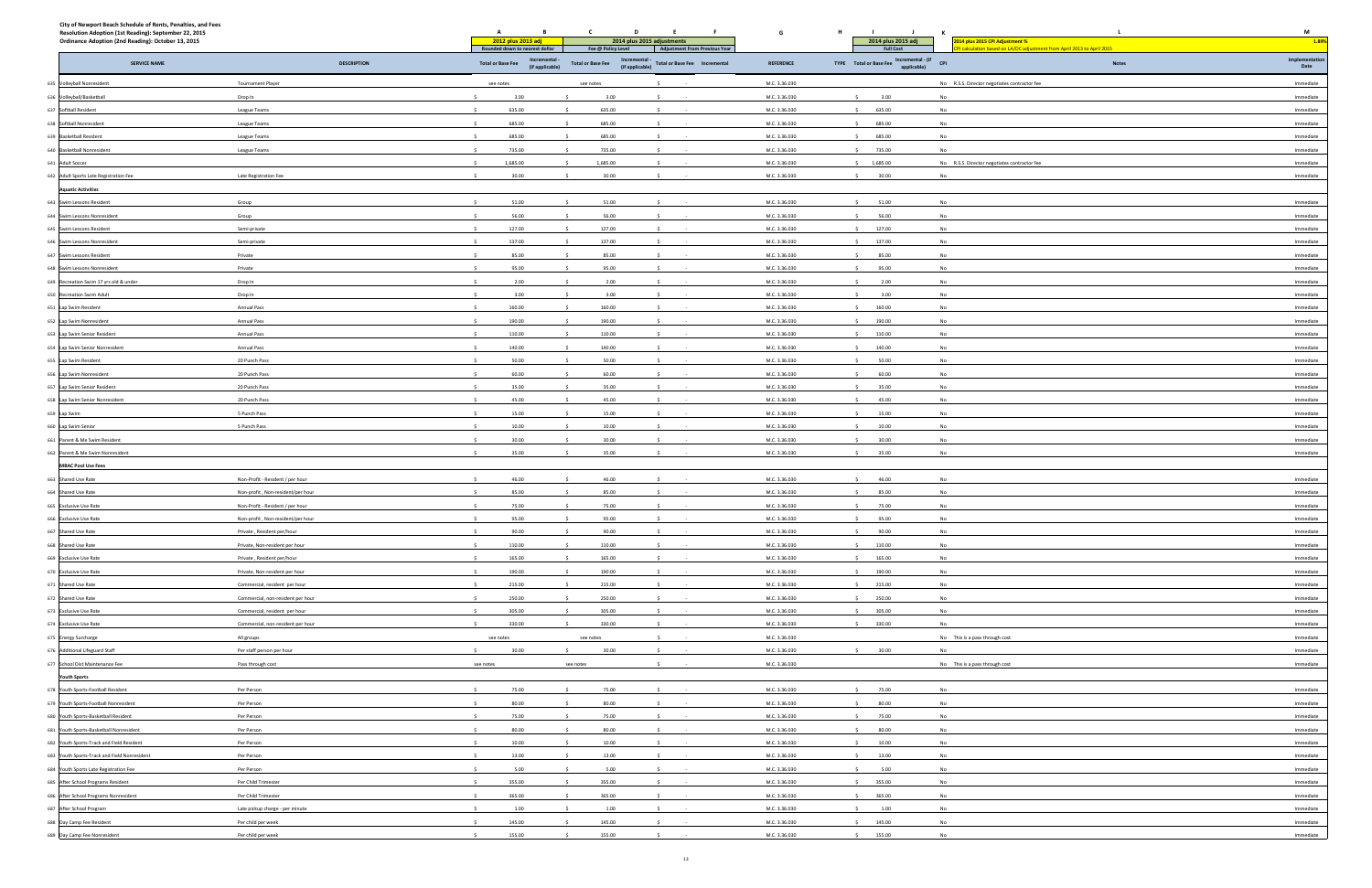**City of Newport Beach Schedule of Rents, Penalties, and Fees**
**Resolution Adoption (1st Reading): September 22, 2015**
**Ordinance Adoption (2nd Reading): October 13, 2015**

| | SERVICE NAME | DESCRIPTION | A: 2012 plus 2013 adj (Rounded down to nearest dollar) Total or Base Fee | B: Incremental - (if applicable) | C: 2014 plus 2015 adjustments (Fee @ Policy Level) Total or Base Fee | D: Incremental - (if applicable) | E: Adjustment From Previous Year Total or Base Fee | F: Incremental | G: REFERENCE | H: TYPE | I: 2014 plus 2015 adj (Full Cost) Total or Base Fee | J: Incremental - (if applicable) | K: CPI | L: Notes (2014 plus 2015 CPI Adjustment % — CPI calculation based on LA/OC adjustment from April 2013 to April 2015: 1.88%) | M: Implementation Date |
|---|---|---|---|---|---|---|---|---|---|---|---|---|---|---|---|
| 635 | Volleyball Nonresident | Tournament Player | see notes | | see notes | | $ - | | M.C. 3.36.030 | | | | No | R.S.S. Director negotiates contractor fee | Immediate |
| 636 | Volleyball/Basketball | Drop In | $ 3.00 | | $ 3.00 | | $ - | | M.C. 3.36.030 | | $ 3.00 | | No | | Immediate |
| 637 | Softball Resident | League Teams | $ 635.00 | | $ 635.00 | | $ - | | M.C. 3.36.030 | | $ 635.00 | | No | | Immediate |
| 638 | Softball Nonresident | League Teams | $ 685.00 | | $ 685.00 | | $ - | | M.C. 3.36.030 | | $ 685.00 | | No | | Immediate |
| 639 | Basketball Resident | League Teams | $ 685.00 | | $ 685.00 | | $ - | | M.C. 3.36.030 | | $ 685.00 | | No | | Immediate |
| 640 | Basketball Nonresident | League Teams | $ 735.00 | | $ 735.00 | | $ - | | M.C. 3.36.030 | | $ 735.00 | | No | | Immediate |
| 641 | Adult Soccer | | $ 1,685.00 | | $ 1,685.00 | | $ - | | M.C. 3.36.030 | | $ 1,685.00 | | No | R.S.S. Director negotiates contractor fee | Immediate |
| 642 | Adult Sports Late Registration Fee | Late Registration Fee | $ 30.00 | | $ 30.00 | | $ - | | M.C. 3.36.030 | | $ 30.00 | | No | | Immediate |
| | **Aquatic Activities** | | | | | | | | | | | | | | |
| 643 | Swim Lessons Resident | Group | $ 51.00 | | $ 51.00 | | $ - | | M.C. 3.36.030 | | $ 51.00 | | No | | Immediate |
| 644 | Swim Lessons Nonresident | Group | $ 56.00 | | $ 56.00 | | $ - | | M.C. 3.36.030 | | $ 56.00 | | No | | Immediate |
| 645 | Swim Lessons Resident | Semi-private | $ 127.00 | | $ 127.00 | | $ - | | M.C. 3.36.030 | | $ 127.00 | | No | | Immediate |
| 646 | Swim Lessons Nonresident | Semi-private | $ 137.00 | | $ 137.00 | | $ - | | M.C. 3.36.030 | | $ 137.00 | | No | | Immediate |
| 647 | Swim Lessons Resident | Private | $ 85.00 | | $ 85.00 | | $ - | | M.C. 3.36.030 | | $ 85.00 | | No | | Immediate |
| 648 | Swim Lessons Nonresident | Private | $ 95.00 | | $ 95.00 | | $ - | | M.C. 3.36.030 | | $ 95.00 | | No | | Immediate |
| 649 | Recreation Swim 17 yrs old & under | Drop In | $ 2.00 | | $ 2.00 | | $ - | | M.C. 3.36.030 | | $ 2.00 | | No | | Immediate |
| 650 | Recreation Swim Adult | Drop In | $ 3.00 | | $ 3.00 | | $ - | | M.C. 3.36.030 | | $ 3.00 | | No | | Immediate |
| 651 | Lap Swim Resident | Annual Pass | $ 160.00 | | $ 160.00 | | $ - | | M.C. 3.36.030 | | $ 160.00 | | No | | Immediate |
| 652 | Lap Swim Nonresident | Annual Pass | $ 190.00 | | $ 190.00 | | $ - | | M.C. 3.36.030 | | $ 190.00 | | No | | Immediate |
| 653 | Lap Swim Senior Resident | Annual Pass | $ 110.00 | | $ 110.00 | | $ - | | M.C. 3.36.030 | | $ 110.00 | | No | | Immediate |
| 654 | Lap Swim Senior Nonresident | Annual Pass | $ 140.00 | | $ 140.00 | | $ - | | M.C. 3.36.030 | | $ 140.00 | | No | | Immediate |
| 655 | Lap Swim Resident | 20 Punch Pass | $ 50.00 | | $ 50.00 | | $ - | | M.C. 3.36.030 | | $ 50.00 | | No | | Immediate |
| 656 | Lap Swim Nonresident | 20 Punch Pass | $ 60.00 | | $ 60.00 | | $ - | | M.C. 3.36.030 | | $ 60.00 | | No | | Immediate |
| 657 | Lap Swim Senior Resident | 20 Punch Pass | $ 35.00 | | $ 35.00 | | $ - | | M.C. 3.36.030 | | $ 35.00 | | No | | Immediate |
| 658 | Lap Swim Senior Nonresident | 20 Punch Pass | $ 45.00 | | $ 45.00 | | $ - | | M.C. 3.36.030 | | $ 45.00 | | No | | Immediate |
| 659 | Lap Swim | 5 Punch Pass | $ 15.00 | | $ 15.00 | | $ - | | M.C. 3.36.030 | | $ 15.00 | | No | | Immediate |
| 660 | Lap Swim Senior | 5 Punch Pass | $ 10.00 | | $ 10.00 | | $ - | | M.C. 3.36.030 | | $ 10.00 | | No | | Immediate |
| 661 | Parent & Me Swim Resident | | $ 30.00 | | $ 30.00 | | $ - | | M.C. 3.36.030 | | $ 30.00 | | No | | Immediate |
| 662 | Parent & Me Swim Nonresident | | $ 35.00 | | $ 35.00 | | $ - | | M.C. 3.36.030 | | $ 35.00 | | No | | Immediate |
| | **MBAC Pool Use Fees** | | | | | | | | | | | | | | |
| 663 | Shared Use Rate | Non-Profit - Resident / per hour | $ 46.00 | | $ 46.00 | | $ - | | M.C. 3.36.030 | | $ 46.00 | | No | | Immediate |
| 664 | Shared Use Rate | Non-profit , Non-resident/per hour | $ 85.00 | | $ 85.00 | | $ - | | M.C. 3.36.030 | | $ 85.00 | | No | | Immediate |
| 665 | Exclusive Use Rate | Non-Profit - Resident / per hour | $ 75.00 | | $ 75.00 | | $ - | | M.C. 3.36.030 | | $ 75.00 | | No | | Immediate |
| 666 | Exclusive Use Rate | Non-profit , Non-resident/per hour | $ 95.00 | | $ 95.00 | | $ - | | M.C. 3.36.030 | | $ 95.00 | | No | | Immediate |
| 667 | Shared Use Rate | Private , Resident per/hour | $ 90.00 | | $ 90.00 | | $ - | | M.C. 3.36.030 | | $ 90.00 | | No | | Immediate |
| 668 | Shared Use Rate | Private, Non-resident per hour | $ 110.00 | | $ 110.00 | | $ - | | M.C. 3.36.030 | | $ 110.00 | | No | | Immediate |
| 669 | Exclusive Use Rate | Private , Resident per/hour | $ 165.00 | | $ 165.00 | | $ - | | M.C. 3.36.030 | | $ 165.00 | | No | | Immediate |
| 670 | Exclusive Use Rate | Private, Non-resident per hour | $ 190.00 | | $ 190.00 | | $ - | | M.C. 3.36.030 | | $ 190.00 | | No | | Immediate |
| 671 | Shared Use Rate | Commercial, resident per hour | $ 215.00 | | $ 215.00 | | $ - | | M.C. 3.36.030 | | $ 215.00 | | No | | Immediate |
| 672 | Shared Use Rate | Commercial, non-resident per hour | $ 250.00 | | $ 250.00 | | $ - | | M.C. 3.36.030 | | $ 250.00 | | No | | Immediate |
| 673 | Exclusive Use Rate | Commercial, resident per hour | $ 305.00 | | $ 305.00 | | $ - | | M.C. 3.36.030 | | $ 305.00 | | No | | Immediate |
| 674 | Exclusive Use Rate | Commercial, non-resident per hour | $ 330.00 | | $ 330.00 | | $ - | | M.C. 3.36.030 | | $ 330.00 | | No | | Immediate |
| 675 | Energy Surcharge | All groups | see notes | | see notes | | $ - | | M.C. 3.36.030 | | | | No | This is a pass through cost | Immediate |
| 676 | Additional Lifeguard Staff | Per staff person per hour | $ 30.00 | | $ 30.00 | | $ - | | M.C. 3.36.030 | | $ 30.00 | | No | | Immediate |
| 677 | School Dist Maintenance Fee | Pass through cost | see notes | | see notes | | $ - | | M.C. 3.36.030 | | | | No | This is a pass through cost | Immediate |
| | **Youth Sports** | | | | | | | | | | | | | | |
| 678 | Youth Sports-Football Resident | Per Person | $ 75.00 | | $ 75.00 | | $ - | | M.C. 3.36.030 | | $ 75.00 | | No | | Immediate |
| 679 | Youth Sports-Football Nonresident | Per Person | $ 80.00 | | $ 80.00 | | $ - | | M.C. 3.36.030 | | $ 80.00 | | No | | Immediate |
| 680 | Youth Sports-Basketball Resident | Per Person | $ 75.00 | | $ 75.00 | | $ - | | M.C. 3.36.030 | | $ 75.00 | | No | | Immediate |
| 681 | Youth Sports-Basketball Nonresident | Per Person | $ 80.00 | | $ 80.00 | | $ - | | M.C. 3.36.030 | | $ 80.00 | | No | | Immediate |
| 682 | Youth Sports-Track and Field Resident | Per Person | $ 10.00 | | $ 10.00 | | $ - | | M.C. 3.36.030 | | $ 10.00 | | No | | Immediate |
| 683 | Youth Sports-Track and Field Nonresident | Per Person | $ 13.00 | | $ 13.00 | | $ - | | M.C. 3.36.030 | | $ 13.00 | | No | | Immediate |
| 684 | Youth Sports Late Registration Fee | Per Person | $ 5.00 | | $ 5.00 | | $ - | | M.C. 3.36.030 | | $ 5.00 | | No | | Immediate |
| 685 | After School Programs Resident | Per Child Trimester | $ 355.00 | | $ 355.00 | | $ - | | M.C. 3.36.030 | | $ 355.00 | | No | | Immediate |
| 686 | After School Programs Nonresident | Per Child Trimester | $ 365.00 | | $ 365.00 | | $ - | | M.C. 3.36.030 | | $ 365.00 | | No | | Immediate |
| 687 | After School Program | Late pickup charge - per minute | $ 1.00 | | $ 1.00 | | $ - | | M.C. 3.36.030 | | $ 1.00 | | No | | Immediate |
| 688 | Day Camp Fee Resident | Per child per week | $ 145.00 | | $ 145.00 | | $ - | | M.C. 3.36.030 | | $ 145.00 | | No | | Immediate |
| 689 | Day Camp Fee Nonresident | Per child per week | $ 155.00 | | $ 155.00 | | $ - | | M.C. 3.36.030 | | $ 155.00 | | No | | Immediate |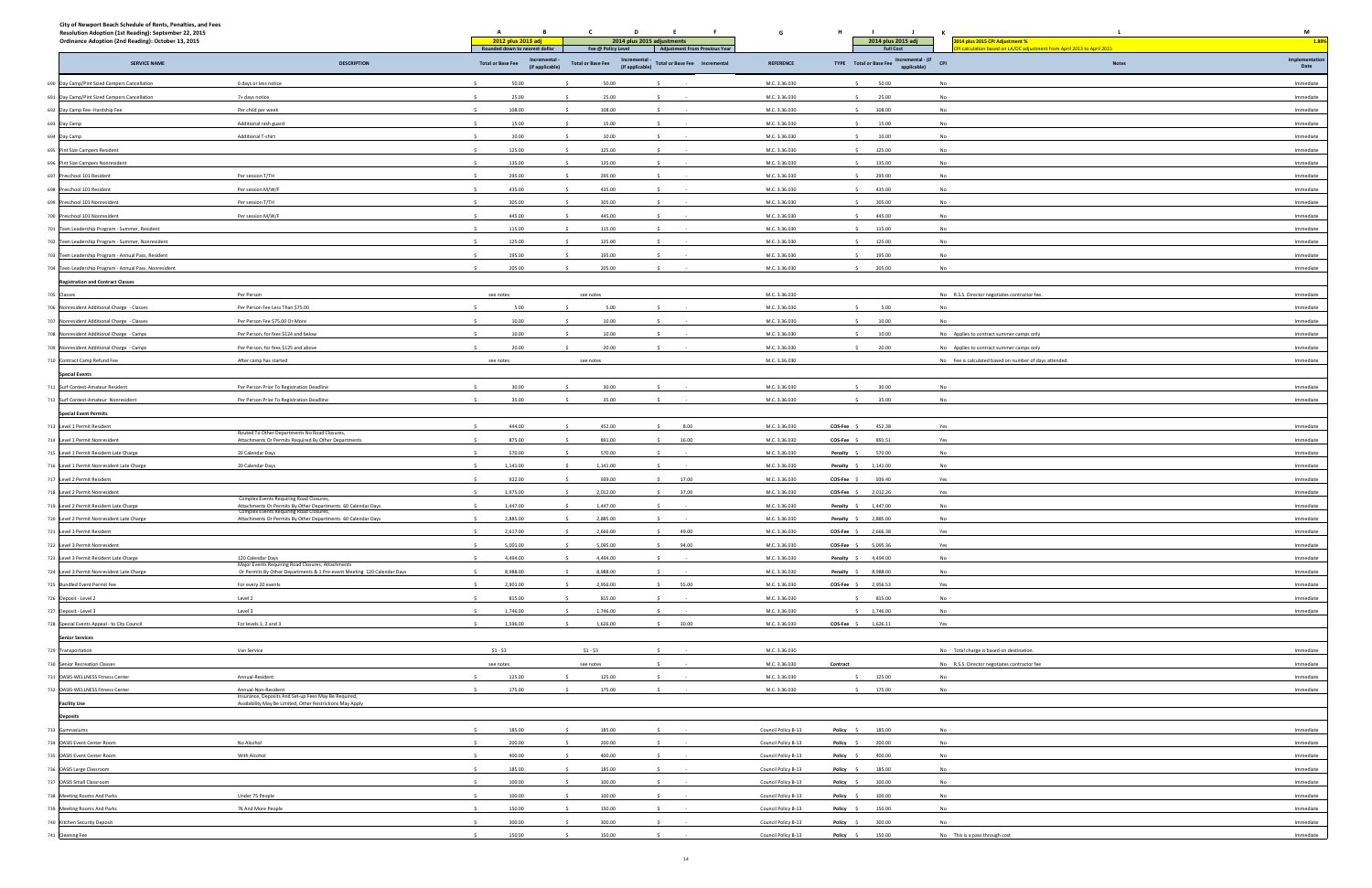City of Newport Beach Schedule of Rents, Penalties, and Fees
Resolution Adoption (1st Reading): September 22, 2015
Ordinance Adoption (2nd Reading): October 13, 2015

| | SERVICE NAME | DESCRIPTION | A: 2012 plus 2013 adj - Rounded down to nearest dollar - Total or Base Fee | B: Incremental - (if applicable) | C: 2014 plus 2015 adjustments - Fee @ Policy Level - Total or Base Fee | D: Incremental - (if applicable) | E: Adjustment From Previous Year - Total or Base Fee | F: Incremental | G: REFERENCE | H: TYPE | I: 2014 plus 2015 adj - Full Cost - Total or Base Fee | J: Incremental - (if applicable) | K: CPI | L: Notes (2014 plus 2015 CPI Adjustment % 1.88%; CPI calculation based on LA/OC adjustment from April 2013 to April 2015) | M: Implementation Date |
|---|---|---|---|---|---|---|---|---|---|---|---|---|---|---|---|
| 690 | Day Camp/Pint Sized Campers Cancellation | 6 days or less notice | $ 50.00 | | $ 50.00 | | $ - | | M.C. 3.36.030 | | $ 50.00 | | No | | Immediate |
| 691 | Day Camp/Pint Sized Campers Cancellation | 7+ days notice | $ 25.00 | | $ 25.00 | | $ - | | M.C. 3.36.030 | | $ 25.00 | | No | | Immediate |
| 692 | Day Camp Fee- Hardship Fee | Per child per week | $ 108.00 | | $ 108.00 | | $ - | | M.C. 3.36.030 | | $ 108.00 | | No | | Immediate |
| 693 | Day Camp | Additional rash guard | $ 15.00 | | $ 15.00 | | $ - | | M.C. 3.36.030 | | $ 15.00 | | No | | Immediate |
| 694 | Day Camp | Additional T-shirt | $ 10.00 | | $ 10.00 | | $ - | | M.C. 3.36.030 | | $ 10.00 | | No | | Immediate |
| 695 | Pint Size Campers Resident | | $ 125.00 | | $ 125.00 | | $ - | | M.C. 3.36.030 | | $ 125.00 | | No | | Immediate |
| 696 | Pint Size Campers Nonresident | | $ 135.00 | | $ 135.00 | | $ - | | M.C. 3.36.030 | | $ 135.00 | | No | | Immediate |
| 697 | Preschool 101 Resident | Per session T/TH | $ 295.00 | | $ 295.00 | | $ - | | M.C. 3.36.030 | | $ 295.00 | | No | | Immediate |
| 698 | Preschool 101 Resident | Per session M/W/F | $ 435.00 | | $ 435.00 | | $ - | | M.C. 3.36.030 | | $ 435.00 | | No | | Immediate |
| 699 | Preschool 101 Nonresident | Per session T/TH | $ 305.00 | | $ 305.00 | | $ - | | M.C. 3.36.030 | | $ 305.00 | | No | | Immediate |
| 700 | Preschool 101 Nonresident | Per session M/W/F | $ 445.00 | | $ 445.00 | | $ - | | M.C. 3.36.030 | | $ 445.00 | | No | | Immediate |
| 701 | Teen Leadership Program - Summer, Resident | | $ 115.00 | | $ 115.00 | | $ - | | M.C. 3.36.030 | | $ 115.00 | | No | | Immediate |
| 702 | Teen Leadership Program - Summer, Nonresident | | $ 125.00 | | $ 125.00 | | $ - | | M.C. 3.36.030 | | $ 125.00 | | No | | Immediate |
| 703 | Teen Leadership Program - Annual Pass, Resident | | $ 195.00 | | $ 195.00 | | $ - | | M.C. 3.36.030 | | $ 195.00 | | No | | Immediate |
| 704 | Teen Leadership Program - Annual Pass, Nonresident | | $ 205.00 | | $ 205.00 | | $ - | | M.C. 3.36.030 | | $ 205.00 | | No | | Immediate |
| | **Registration and Contract Classes** | | | | | | | | | | | | | | |
| 705 | Classes | Per Person | see notes | | see notes | | | | M.C. 3.36.030 | | | | No | R.S.S. Director negotiates contractor fee | Immediate |
| 706 | Nonresident Additional Charge - Classes | Per Person Fee Less Than $75.00 | $ 5.00 | | $ 5.00 | | $ - | | M.C. 3.36.030 | | $ 5.00 | | No | | Immediate |
| 707 | Nonresident Additional Charge - Classes | Per Person Fee $75.00 Or More | $ 10.00 | | $ 10.00 | | $ - | | M.C. 3.36.030 | | $ 10.00 | | No | | Immediate |
| 708 | Nonresident Additional Charge - Camps | Per Person, for fees $124 and below | $ 10.00 | | $ 10.00 | | $ - | | M.C. 3.36.030 | | $ 10.00 | | No | Applies to contract summer camps only | Immediate |
| 709 | Nonresident Additional Charge - Camps | Per Person, for fees $125 and above | $ 20.00 | | $ 20.00 | | $ - | | M.C. 3.36.030 | | $ 20.00 | | No | Applies to contract summer camps only | Immediate |
| 710 | Contract Camp Refund Fee | After camp has started | see notes | | see notes | | | | M.C. 3.36.030 | | | | No | Fee is calculated based on number of days attended. | Immediate |
| | **Special Events** | | | | | | | | | | | | | | |
| 711 | Surf Contest-Amateur Resident | Per Person Prior To Registration Deadline | $ 30.00 | | $ 30.00 | | $ - | | M.C. 3.36.030 | | $ 30.00 | | No | | Immediate |
| 712 | Surf Contest-Amateur Nonresident | Per Person Prior To Registration Deadline | $ 35.00 | | $ 35.00 | | $ - | | M.C. 3.36.030 | | $ 35.00 | | No | | Immediate |
| | **Special Event Permits** | | | | | | | | | | | | | | |
| 713 | Level 1 Permit Resident | | $ 444.00 | | $ 452.00 | | $ 8.00 | | M.C. 3.36.030 | COS-Fee | $ 452.38 | | Yes | | Immediate |
| 714 | Level 1 Permit Nonresident | Routed To Other Departments No Road Closures, Attachments Or Permits Required By Other Departments | $ 875.00 | | $ 891.00 | | $ 16.00 | | M.C. 3.36.030 | COS-Fee | $ 891.51 | | Yes | | Immediate |
| 715 | Level 1 Permit Resident Late Charge | 20 Calendar Days | $ 570.00 | | $ 570.00 | | $ - | | M.C. 3.36.030 | Penalty | $ 570.00 | | No | | Immediate |
| 716 | Level 1 Permit Nonresident Late Charge | 20 Calendar Days | $ 1,141.00 | | $ 1,141.00 | | $ - | | M.C. 3.36.030 | Penalty | $ 1,141.00 | | No | | Immediate |
| 717 | Level 2 Permit Resident | | $ 922.00 | | $ 939.00 | | $ 17.00 | | M.C. 3.36.030 | COS-Fee | $ 939.40 | | Yes | | Immediate |
| 718 | Level 2 Permit Nonresident | | $ 1,975.00 | | $ 2,012.00 | | $ 37.00 | | M.C. 3.36.030 | COS-Fee | $ 2,012.26 | | Yes | | Immediate |
| 719 | Level 2 Permit Resident Late Charge | Complex Events Requiring Road Closures, Attachments Or Permits By Other Departments 60 Calendar Days | $ 1,447.00 | | $ 1,447.00 | | $ - | | M.C. 3.36.030 | Penalty | $ 1,447.00 | | No | | Immediate |
| 720 | Level 2 Permit Nonresident Late Charge | Complex Events Requiring Road Closures, Attachments Or Permits By Other Departments 60 Calendar Days | $ 2,885.00 | | $ 2,885.00 | | $ - | | M.C. 3.36.030 | Penalty | $ 2,885.00 | | No | | Immediate |
| 721 | Level 3 Permit Resident | | $ 2,617.00 | | $ 2,666.00 | | $ 49.00 | | M.C. 3.36.030 | COS-Fee | $ 2,666.38 | | Yes | | Immediate |
| 722 | Level 3 Permit Nonresident | | $ 5,001.00 | | $ 5,095.00 | | $ 94.00 | | M.C. 3.36.030 | COS-Fee | $ 5,095.36 | | Yes | | Immediate |
| 723 | Level 3 Permit Resident Late Charge | 120 Calendar Days | $ 4,494.00 | | $ 4,494.00 | | $ - | | M.C. 3.36.030 | Penalty | $ 4,494.00 | | No | | Immediate |
| 724 | Level 3 Permit Nonresident Late Charge | Major Events Requiring Road Closures, Attachments Or Permits By Other Departments & 1 Pre-event Meeting 120 Calendar Days | $ 8,988.00 | | $ 8,988.00 | | $ - | | M.C. 3.36.030 | Penalty | $ 8,988.00 | | No | | Immediate |
| 725 | Bundled Event Permit Fee | For every 20 events | $ 2,901.00 | | $ 2,956.00 | | $ 55.00 | | M.C. 3.36.030 | COS-Fee | $ 2,956.53 | | Yes | | Immediate |
| 726 | Deposit - Level 2 | Level 2 | $ 815.00 | | $ 815.00 | | $ - | | M.C. 3.36.030 | | $ 815.00 | | No | | Immediate |
| 727 | Deposit - Level 3 | Level 3 | $ 1,746.00 | | $ 1,746.00 | | $ - | | M.C. 3.36.030 | | $ 1,746.00 | | No | | Immediate |
| 728 | Special Events Appeal - to City Council | For levels 1, 2 and 3 | $ 1,596.00 | | $ 1,626.00 | | $ 30.00 | | M.C. 3.36.030 | COS-Fee | $ 1,626.11 | | Yes | | Immediate |
| | **Senior Services** | | | | | | | | | | | | | | |
| 729 | Transportation | Van Service | $1 - $3 | | $1 - $3 | | $ - | | M.C. 3.36.030 | | | | No | Total charge is based on destination. | Immediate |
| 730 | Senior Recreation Classes | | see notes | | see notes | | $ - | | M.C. 3.36.030 | Contract | | | No | R.S.S. Director negotiates contractor fee | Immediate |
| 731 | OASIS-WELLNESS Fitness Center | Annual-Resident | $ 125.00 | | $ 125.00 | | $ - | | M.C. 3.36.030 | | $ 125.00 | | No | | Immediate |
| 732 | OASIS-WELLNESS Fitness Center | Annual-Non-Resident | $ 175.00 | | $ 175.00 | | $ - | | M.C. 3.36.030 | | $ 175.00 | | No | | Immediate |
| | **Facility Use** | Insurance, Deposits And Set-up Fees May Be Required, Availability May Be Limited, Other Restrictions May Apply | | | | | | | | | | | | | |
| | **Deposits** | | | | | | | | | | | | | | |
| 733 | Gymnasiums | | $ 185.00 | | $ 185.00 | | $ - | | Council Policy B-13 | Policy | $ 185.00 | | No | | Immediate |
| 734 | OASIS Event Center Room | No Alcohol | $ 200.00 | | $ 200.00 | | $ - | | Council Policy B-13 | Policy | $ 200.00 | | No | | Immediate |
| 735 | OASIS Event Center Room | With Alcohol | $ 400.00 | | $ 400.00 | | $ - | | Council Policy B-13 | Policy | $ 400.00 | | No | | Immediate |
| 736 | OASIS Large Classroom | | $ 185.00 | | $ 185.00 | | $ - | | Council Policy B-13 | Policy | $ 185.00 | | No | | Immediate |
| 737 | OASIS Small Classroom | | $ 100.00 | | $ 100.00 | | $ - | | Council Policy B-13 | Policy | $ 100.00 | | No | | Immediate |
| 738 | Meeting Rooms And Parks | Under 75 People | $ 100.00 | | $ 100.00 | | $ - | | Council Policy B-13 | Policy | $ 100.00 | | No | | Immediate |
| 739 | Meeting Rooms And Parks | 76 And More People | $ 150.00 | | $ 150.00 | | $ - | | Council Policy B-13 | Policy | $ 150.00 | | No | | Immediate |
| 740 | Kitchen Security Deposit | | $ 300.00 | | $ 300.00 | | $ - | | Council Policy B-13 | Policy | $ 300.00 | | No | | Immediate |
| 741 | Cleaning Fee | | $ 150.00 | | $ 150.00 | | $ - | | Council Policy B-13 | Policy | $ 150.00 | | No | This is a pass through cost | Immediate |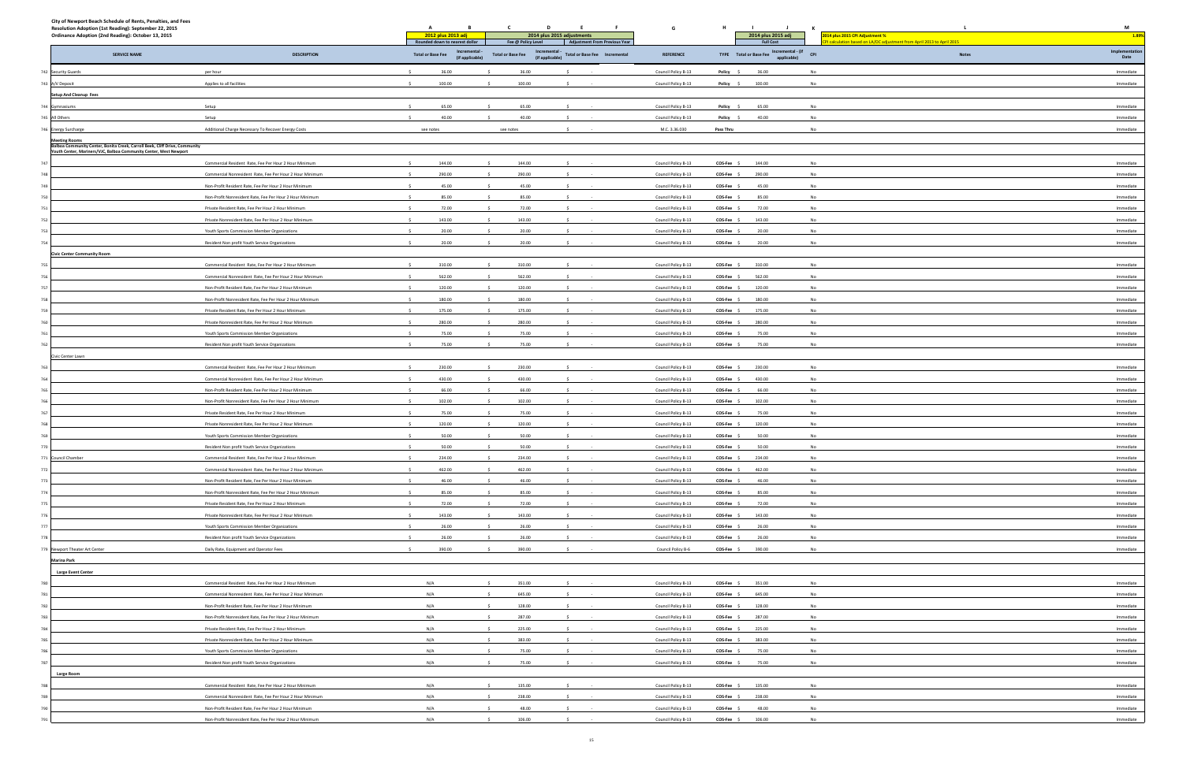City of Newport Beach Schedule of Rents, Penalties, and Fees
Resolution Adoption (1st Reading): September 22, 2015
Ordinance Adoption (2nd Reading): October 13, 2015

| | SERVICE NAME | DESCRIPTION | A: 2012 plus 2013 adj Rounded down to nearest dollar — Total or Base Fee | B: Incremental - (if applicable) | C: 2014 plus 2015 adjustments Fee @ Policy Level — Total or Base Fee | D: Incremental - (if applicable) | E: Adjustment From Previous Year — Total or Base Fee | F: Incremental | G: REFERENCE | H: TYPE | I: 2014 plus 2015 adj Full Cost — Total or Base Fee | J: Incremental - (if applicable) | K: CPI | L: Notes (2014 plus 2015 CPI Adjustment % — CPI calculation based on LA/OC adjustment from April 2013 to April 2015) | M: Implementation Date (1.88%) |
|---|---|---|---|---|---|---|---|---|---|---|---|---|---|---|---|
| 742 | Security Guards | per hour | $ 36.00 | | $ 36.00 | | $ - | | Council Policy B-13 | Policy | $ 36.00 | | No | | Immediate |
| 743 | A/V Deposit | Applies to all facilities | $ 100.00 | | $ 100.00 | | $ - | | Council Policy B-13 | Policy | $ 100.00 | | No | | Immediate |
| | **Setup And Cleanup Fees** | | | | | | | | | | | | | | |
| 744 | Gymnasiums | Setup | $ 65.00 | | $ 65.00 | | $ - | | Council Policy B-13 | Policy | $ 65.00 | | No | | Immediate |
| 745 | All Others | Setup | $ 40.00 | | $ 40.00 | | $ - | | Council Policy B-13 | Policy | $ 40.00 | | No | | Immediate |
| 746 | Energy Surcharge | Additional Charge Necessary To Recover Energy Costs | see notes | | see notes | | $ - | | M.C. 3.36.030 | Pass Thru | | | No | | Immediate |
| | **Meeting Rooms** **Balboa Community Center, Bonita Creek, Carroll Beek, Cliff Drive, Community Youth Center, Mariners/YJC, Balboa Community Center, West Newport** | | | | | | | | | | | | | | |
| 747 | | Commercial Resident Rate, Fee Per Hour 2 Hour Minimum | $ 144.00 | | $ 144.00 | | $ - | | Council Policy B-13 | COS-Fee | $ 144.00 | | No | | Immediate |
| 748 | | Commercial Nonresident Rate, Fee Per Hour 2 Hour Minimum | $ 290.00 | | $ 290.00 | | $ - | | Council Policy B-13 | COS-Fee | $ 290.00 | | No | | Immediate |
| 749 | | Non-Profit Resident Rate, Fee Per Hour 2 Hour Minimum | $ 45.00 | | $ 45.00 | | $ - | | Council Policy B-13 | COS-Fee | $ 45.00 | | No | | Immediate |
| 750 | | Non-Profit Nonresident Rate, Fee Per Hour 2 Hour Minimum | $ 85.00 | | $ 85.00 | | $ - | | Council Policy B-13 | COS-Fee | $ 85.00 | | No | | Immediate |
| 751 | | Private Resident Rate, Fee Per Hour 2 Hour Minimum | $ 72.00 | | $ 72.00 | | $ - | | Council Policy B-13 | COS-Fee | $ 72.00 | | No | | Immediate |
| 752 | | Private Nonresident Rate, Fee Per Hour 2 Hour Minimum | $ 143.00 | | $ 143.00 | | $ - | | Council Policy B-13 | COS-Fee | $ 143.00 | | No | | Immediate |
| 753 | | Youth Sports Commission Member Organizations | $ 20.00 | | $ 20.00 | | $ - | | Council Policy B-13 | COS-Fee | $ 20.00 | | No | | Immediate |
| 754 | | Resident Non profit Youth Service Organizations | $ 20.00 | | $ 20.00 | | $ - | | Council Policy B-13 | COS-Fee | $ 20.00 | | No | | Immediate |
| | **Civic Center Community Room** | | | | | | | | | | | | | | |
| 755 | | Commercial Resident Rate, Fee Per Hour 2 Hour Minimum | $ 310.00 | | $ 310.00 | | $ - | | Council Policy B-13 | COS-Fee | $ 310.00 | | No | | Immediate |
| 756 | | Commercial Nonresident Rate, Fee Per Hour 2 Hour Minimum | $ 562.00 | | $ 562.00 | | $ - | | Council Policy B-13 | COS-Fee | $ 562.00 | | No | | Immediate |
| 757 | | Non-Profit Resident Rate, Fee Per Hour 2 Hour Minimum | $ 120.00 | | $ 120.00 | | $ - | | Council Policy B-13 | COS-Fee | $ 120.00 | | No | | Immediate |
| 758 | | Non-Profit Nonresident Rate, Fee Per Hour 2 Hour Minimum | $ 180.00 | | $ 180.00 | | $ - | | Council Policy B-13 | COS-Fee | $ 180.00 | | No | | Immediate |
| 759 | | Private Resident Rate, Fee Per Hour 2 Hour Minimum | $ 175.00 | | $ 175.00 | | $ - | | Council Policy B-13 | COS-Fee | $ 175.00 | | No | | Immediate |
| 760 | | Private Nonresident Rate, Fee Per Hour 2 Hour Minimum | $ 280.00 | | $ 280.00 | | $ - | | Council Policy B-13 | COS-Fee | $ 280.00 | | No | | Immediate |
| 761 | | Youth Sports Commission Member Organizations | $ 75.00 | | $ 75.00 | | $ - | | Council Policy B-13 | COS-Fee | $ 75.00 | | No | | Immediate |
| 762 | | Resident Non profit Youth Service Organizations | $ 75.00 | | $ 75.00 | | $ - | | Council Policy B-13 | COS-Fee | $ 75.00 | | No | | Immediate |
| | Civic Center Lawn | | | | | | | | | | | | | | |
| 763 | | Commercial Resident Rate, Fee Per Hour 2 Hour Minimum | $ 230.00 | | $ 230.00 | | $ - | | Council Policy B-13 | COS-Fee | $ 230.00 | | No | | Immediate |
| 764 | | Commercial Nonresident Rate, Fee Per Hour 2 Hour Minimum | $ 430.00 | | $ 430.00 | | $ - | | Council Policy B-13 | COS-Fee | $ 430.00 | | No | | Immediate |
| 765 | | Non-Profit Resident Rate, Fee Per Hour 2 Hour Minimum | $ 66.00 | | $ 66.00 | | $ - | | Council Policy B-13 | COS-Fee | $ 66.00 | | No | | Immediate |
| 766 | | Non-Profit Nonresident Rate, Fee Per Hour 2 Hour Minimum | $ 102.00 | | $ 102.00 | | $ - | | Council Policy B-13 | COS-Fee | $ 102.00 | | No | | Immediate |
| 767 | | Private Resident Rate, Fee Per Hour 2 Hour Minimum | $ 75.00 | | $ 75.00 | | $ - | | Council Policy B-13 | COS-Fee | $ 75.00 | | No | | Immediate |
| 768 | | Private Nonresident Rate, Fee Per Hour 2 Hour Minimum | $ 120.00 | | $ 120.00 | | $ - | | Council Policy B-13 | COS-Fee | $ 120.00 | | No | | Immediate |
| 769 | | Youth Sports Commission Member Organizations | $ 50.00 | | $ 50.00 | | $ - | | Council Policy B-13 | COS-Fee | $ 50.00 | | No | | Immediate |
| 770 | | Resident Non profit Youth Service Organizations | $ 50.00 | | $ 50.00 | | $ - | | Council Policy B-13 | COS-Fee | $ 50.00 | | No | | Immediate |
| 771 | Council Chamber | Commercial Resident Rate, Fee Per Hour 2 Hour Minimum | $ 234.00 | | $ 234.00 | | $ - | | Council Policy B-13 | COS-Fee | $ 234.00 | | No | | Immediate |
| 772 | | Commercial Nonresident Rate, Fee Per Hour 2 Hour Minimum | $ 462.00 | | $ 462.00 | | $ - | | Council Policy B-13 | COS-Fee | $ 462.00 | | No | | Immediate |
| 773 | | Non-Profit Resident Rate, Fee Per Hour 2 Hour Minimum | $ 46.00 | | $ 46.00 | | $ - | | Council Policy B-13 | COS-Fee | $ 46.00 | | No | | Immediate |
| 774 | | Non-Profit Nonresident Rate, Fee Per Hour 2 Hour Minimum | $ 85.00 | | $ 85.00 | | $ - | | Council Policy B-13 | COS-Fee | $ 85.00 | | No | | Immediate |
| 775 | | Private Resident Rate, Fee Per Hour 2 Hour Minimum | $ 72.00 | | $ 72.00 | | $ - | | Council Policy B-13 | COS-Fee | $ 72.00 | | No | | Immediate |
| 776 | | Private Nonresident Rate, Fee Per Hour 2 Hour Minimum | $ 143.00 | | $ 143.00 | | $ - | | Council Policy B-13 | COS-Fee | $ 143.00 | | No | | Immediate |
| 777 | | Youth Sports Commission Member Organizations | $ 26.00 | | $ 26.00 | | $ - | | Council Policy B-13 | COS-Fee | $ 26.00 | | No | | Immediate |
| 778 | | Resident Non profit Youth Service Organizations | $ 26.00 | | $ 26.00 | | $ - | | Council Policy B-13 | COS-Fee | $ 26.00 | | No | | Immediate |
| 779 | Newport Theater Art Center | Daily Rate, Equipment and Operator Fees | $ 390.00 | | $ 390.00 | | $ - | | Council Policy B-6 | COS-Fee | $ 390.00 | | No | | Immediate |
| | **Marina Park** | | | | | | | | | | | | | | |
| | **Large Event Center** | | | | | | | | | | | | | | |
| 780 | | Commercial Resident Rate, Fee Per Hour 2 Hour Minimum | N/A | | $ 351.00 | | $ - | | Council Policy B-13 | COS-Fee | $ 351.00 | | No | | Immediate |
| 781 | | Commercial Nonresident Rate, Fee Per Hour 2 Hour Minimum | N/A | | $ 645.00 | | $ - | | Council Policy B-13 | COS-Fee | $ 645.00 | | No | | Immediate |
| 782 | | Non-Profit Resident Rate, Fee Per Hour 2 Hour Minimum | N/A | | $ 128.00 | | $ - | | Council Policy B-13 | COS-Fee | $ 128.00 | | No | | Immediate |
| 783 | | Non-Profit Nonresident Rate, Fee Per Hour 2 Hour Minimum | N/A | | $ 287.00 | | $ - | | Council Policy B-13 | COS-Fee | $ 287.00 | | No | | Immediate |
| 784 | | Private Resident Rate, Fee Per Hour 2 Hour Minimum | N/A | | $ 225.00 | | $ - | | Council Policy B-13 | COS-Fee | $ 225.00 | | No | | Immediate |
| 785 | | Private Nonresident Rate, Fee Per Hour 2 Hour Minimum | N/A | | $ 383.00 | | $ - | | Council Policy B-13 | COS-Fee | $ 383.00 | | No | | Immediate |
| 786 | | Youth Sports Commission Member Organizations | N/A | | $ 75.00 | | $ - | | Council Policy B-13 | COS-Fee | $ 75.00 | | No | | Immediate |
| 787 | | Resident Non profit Youth Service Organizations | N/A | | $ 75.00 | | $ - | | Council Policy B-13 | COS-Fee | $ 75.00 | | No | | Immediate |
| | **Large Room** | | | | | | | | | | | | | | |
| 788 | | Commercial Resident Rate, Fee Per Hour 2 Hour Minimum | N/A | | $ 135.00 | | $ - | | Council Policy B-13 | COS-Fee | $ 135.00 | | No | | Immediate |
| 789 | | Commercial Nonresident Rate, Fee Per Hour 2 Hour Minimum | N/A | | $ 238.00 | | $ - | | Council Policy B-13 | COS-Fee | $ 238.00 | | No | | Immediate |
| 790 | | Non-Profit Resident Rate, Fee Per Hour 2 Hour Minimum | N/A | | $ 48.00 | | $ - | | Council Policy B-13 | COS-Fee | $ 48.00 | | No | | Immediate |
| 791 | | Non-Profit Nonresident Rate, Fee Per Hour 2 Hour Minimum | N/A | | $ 106.00 | | $ - | | Council Policy B-13 | COS-Fee | $ 106.00 | | No | | Immediate |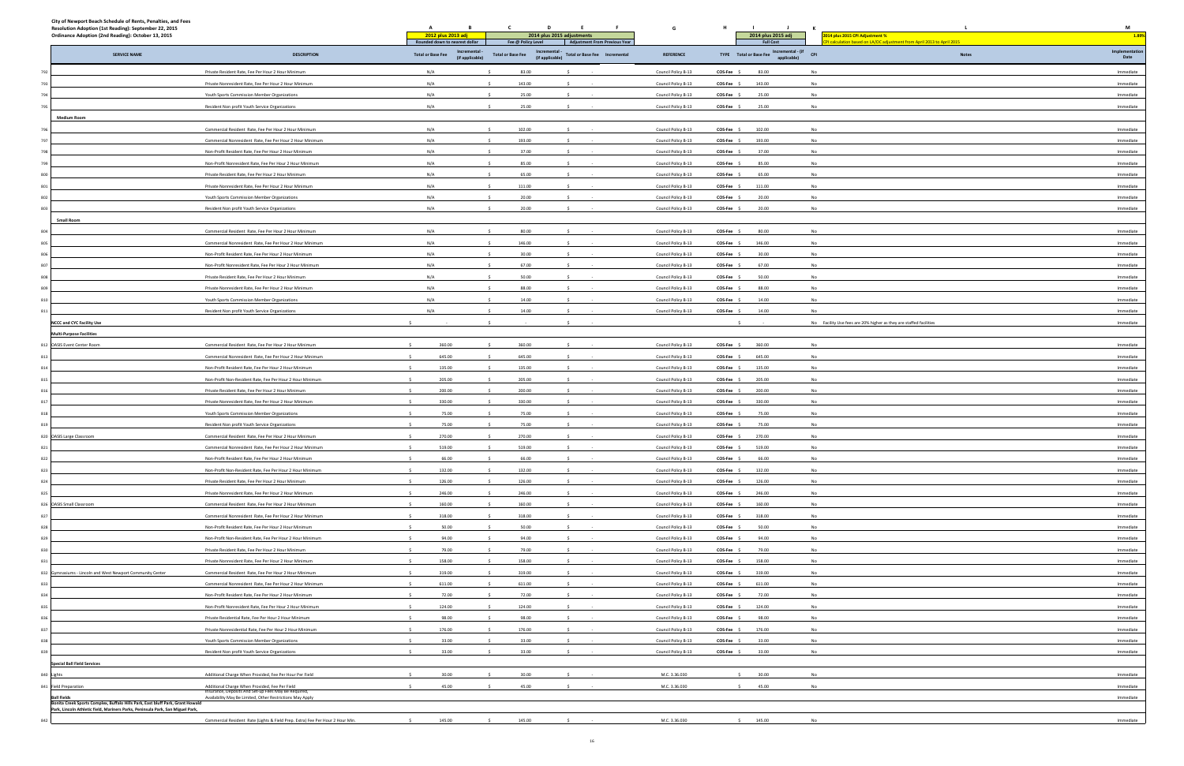City of Newport Beach Schedule of Rents, Penalties, and Fees
Resolution Adoption (1st Reading): September 22, 2015
Ordinance Adoption (2nd Reading): October 13, 2015

| | SERVICE NAME | DESCRIPTION | A: 2012 plus 2013 adj (Rounded down to nearest dollar) Total or Base Fee | B: Incremental - (if applicable) | C: 2014 plus 2015 adjustments (Fee @ Policy Level) Total or Base Fee | D: Incremental - (if applicable) | E: Adjustment From Previous Year Total or Base Fee | F: Incremental | G: REFERENCE | H: TYPE | I: 2014 plus 2015 adj (Full Cost) Total or Base Fee | J: Incremental - (if applicable) | K: CPI | L: Notes | M: Implementation Date |
|---|---|---|---|---|---|---|---|---|---|---|---|---|---|---|---|
| 792 | | Private Resident Rate, Fee Per Hour 2 Hour Minimum | N/A | | $ 83.00 | | $ - | | Council Policy B-13 | COS-Fee | $ 83.00 | | No | | Immediate |
| 793 | | Private Nonresident Rate, Fee Per Hour 2 Hour Minimum | N/A | | $ 143.00 | | $ - | | Council Policy B-13 | COS-Fee | $ 143.00 | | No | | Immediate |
| 794 | | Youth Sports Commission Member Organizations | N/A | | $ 25.00 | | $ - | | Council Policy B-13 | COS-Fee | $ 25.00 | | No | | Immediate |
| 795 | | Resident Non profit Youth Service Organizations | N/A | | $ 25.00 | | $ - | | Council Policy B-13 | COS-Fee | $ 25.00 | | No | | Immediate |
| | **Medium Room** | | | | | | | | | | | | | | |
| 796 | | Commercial Resident Rate, Fee Per Hour 2 Hour Minimum | N/A | | $ 102.00 | | $ - | | Council Policy B-13 | COS-Fee | $ 102.00 | | No | | Immediate |
| 797 | | Commercial Nonresident Rate, Fee Per Hour 2 Hour Minimum | N/A | | $ 193.00 | | $ - | | Council Policy B-13 | COS-Fee | $ 193.00 | | No | | Immediate |
| 798 | | Non-Profit Resident Rate, Fee Per Hour 2 Hour Minimum | N/A | | $ 37.00 | | $ - | | Council Policy B-13 | COS-Fee | $ 37.00 | | No | | Immediate |
| 799 | | Non-Profit Nonresident Rate, Fee Per Hour 2 Hour Minimum | N/A | | $ 85.00 | | $ - | | Council Policy B-13 | COS-Fee | $ 85.00 | | No | | Immediate |
| 800 | | Private Resident Rate, Fee Per Hour 2 Hour Minimum | N/A | | $ 65.00 | | $ - | | Council Policy B-13 | COS-Fee | $ 65.00 | | No | | Immediate |
| 801 | | Private Nonresident Rate, Fee Per Hour 2 Hour Minimum | N/A | | $ 111.00 | | $ - | | Council Policy B-13 | COS-Fee | $ 111.00 | | No | | Immediate |
| 802 | | Youth Sports Commission Member Organizations | N/A | | $ 20.00 | | $ - | | Council Policy B-13 | COS-Fee | $ 20.00 | | No | | Immediate |
| 803 | | Resident Non profit Youth Service Organizations | N/A | | $ 20.00 | | $ - | | Council Policy B-13 | COS-Fee | $ 20.00 | | No | | Immediate |
| | **Small Room** | | | | | | | | | | | | | | |
| 804 | | Commercial Resident Rate, Fee Per Hour 2 Hour Minimum | N/A | | $ 80.00 | | $ - | | Council Policy B-13 | COS-Fee | $ 80.00 | | No | | Immediate |
| 805 | | Commercial Nonresident Rate, Fee Per Hour 2 Hour Minimum | N/A | | $ 146.00 | | $ - | | Council Policy B-13 | COS-Fee | $ 146.00 | | No | | Immediate |
| 806 | | Non-Profit Resident Rate, Fee Per Hour 2 Hour Minimum | N/A | | $ 30.00 | | $ - | | Council Policy B-13 | COS-Fee | $ 30.00 | | No | | Immediate |
| 807 | | Non-Profit Nonresident Rate, Fee Per Hour 2 Hour Minimum | N/A | | $ 67.00 | | $ - | | Council Policy B-13 | COS-Fee | $ 67.00 | | No | | Immediate |
| 808 | | Private Resident Rate, Fee Per Hour 2 Hour Minimum | N/A | | $ 50.00 | | $ - | | Council Policy B-13 | COS-Fee | $ 50.00 | | No | | Immediate |
| 809 | | Private Nonresident Rate, Fee Per Hour 2 Hour Minimum | N/A | | $ 88.00 | | $ - | | Council Policy B-13 | COS-Fee | $ 88.00 | | No | | Immediate |
| 810 | | Youth Sports Commission Member Organizations | N/A | | $ 14.00 | | $ - | | Council Policy B-13 | COS-Fee | $ 14.00 | | No | | Immediate |
| 811 | | Resident Non profit Youth Service Organizations | N/A | | $ 14.00 | | $ - | | Council Policy B-13 | COS-Fee | $ 14.00 | | No | | Immediate |
| | **NCCC and CYC Facility Use** | | $ - | | $ - | | $ - | | | | $ - | | No | Facility Use fees are 20% higher as they are staffed facilities | Immediate |
| | **Multi-Purpose Facilities** | | | | | | | | | | | | | | |
| 812 | OASIS Event Center Room | Commercial Resident Rate, Fee Per Hour 2 Hour Minimum | $ 360.00 | | $ 360.00 | | $ - | | Council Policy B-13 | COS-Fee | $ 360.00 | | No | | Immediate |
| 813 | | Commercial Nonresident Rate, Fee Per Hour 2 Hour Minimum | $ 645.00 | | $ 645.00 | | $ - | | Council Policy B-13 | COS-Fee | $ 645.00 | | No | | Immediate |
| 814 | | Non-Profit Resident Rate, Fee Per Hour 2 Hour Minimum | $ 135.00 | | $ 135.00 | | $ - | | Council Policy B-13 | COS-Fee | $ 135.00 | | No | | Immediate |
| 815 | | Non-Profit Non-Resident Rate, Fee Per Hour 2 Hour Minimum | $ 205.00 | | $ 205.00 | | $ - | | Council Policy B-13 | COS-Fee | $ 205.00 | | No | | Immediate |
| 816 | | Private Resident Rate, Fee Per Hour 2 Hour Minimum | $ 200.00 | | $ 200.00 | | $ - | | Council Policy B-13 | COS-Fee | $ 200.00 | | No | | Immediate |
| 817 | | Private Nonresident Rate, Fee Per Hour 2 Hour Minimum | $ 330.00 | | $ 330.00 | | $ - | | Council Policy B-13 | COS-Fee | $ 330.00 | | No | | Immediate |
| 818 | | Youth Sports Commission Member Organizations | $ 75.00 | | $ 75.00 | | $ - | | Council Policy B-13 | COS-Fee | $ 75.00 | | No | | Immediate |
| 819 | | Resident Non profit Youth Service Organizations | $ 75.00 | | $ 75.00 | | $ - | | Council Policy B-13 | COS-Fee | $ 75.00 | | No | | Immediate |
| 820 | OASIS Large Classroom | Commercial Resident Rate, Fee Per Hour 2 Hour Minimum | $ 270.00 | | $ 270.00 | | $ - | | Council Policy B-13 | COS-Fee | $ 270.00 | | No | | Immediate |
| 821 | | Commercial Nonresident Rate, Fee Per Hour 2 Hour Minimum | $ 519.00 | | $ 519.00 | | $ - | | Council Policy B-13 | COS-Fee | $ 519.00 | | No | | Immediate |
| 822 | | Non-Profit Resident Rate, Fee Per Hour 2 Hour Minimum | $ 66.00 | | $ 66.00 | | $ - | | Council Policy B-13 | COS-Fee | $ 66.00 | | No | | Immediate |
| 823 | | Non-Profit Non-Resident Rate, Fee Per Hour 2 Hour Minimum | $ 132.00 | | $ 132.00 | | $ - | | Council Policy B-13 | COS-Fee | $ 132.00 | | No | | Immediate |
| 824 | | Private Resident Rate, Fee Per Hour 2 Hour Minimum | $ 126.00 | | $ 126.00 | | $ - | | Council Policy B-13 | COS-Fee | $ 126.00 | | No | | Immediate |
| 825 | | Private Nonresident Rate, Fee Per Hour 2 Hour Minimum | $ 246.00 | | $ 246.00 | | $ - | | Council Policy B-13 | COS-Fee | $ 246.00 | | No | | Immediate |
| 826 | OASIS Small Classroom | Commercial Resident Rate, Fee Per Hour 2 Hour Minimum | $ 160.00 | | $ 160.00 | | $ - | | Council Policy B-13 | COS-Fee | $ 160.00 | | No | | Immediate |
| 827 | | Commercial Nonresident Rate, Fee Per Hour 2 Hour Minimum | $ 318.00 | | $ 318.00 | | $ - | | Council Policy B-13 | COS-Fee | $ 318.00 | | No | | Immediate |
| 828 | | Non-Profit Resident Rate, Fee Per Hour 2 Hour Minimum | $ 50.00 | | $ 50.00 | | $ - | | Council Policy B-13 | COS-Fee | $ 50.00 | | No | | Immediate |
| 829 | | Non-Profit Non-Resident Rate, Fee Per Hour 2 Hour Minimum | $ 94.00 | | $ 94.00 | | $ - | | Council Policy B-13 | COS-Fee | $ 94.00 | | No | | Immediate |
| 830 | | Private Resident Rate, Fee Per Hour 2 Hour Minimum | $ 79.00 | | $ 79.00 | | $ - | | Council Policy B-13 | COS-Fee | $ 79.00 | | No | | Immediate |
| 831 | | Private Nonresident Rate, Fee Per Hour 2 Hour Minimum | $ 158.00 | | $ 158.00 | | $ - | | Council Policy B-13 | COS-Fee | $ 158.00 | | No | | Immediate |
| 832 | Gymnasiums - Lincoln and West Newport Community Center | Commercial Resident Rate, Fee Per Hour 2 Hour Minimum | $ 319.00 | | $ 319.00 | | $ - | | Council Policy B-13 | COS-Fee | $ 319.00 | | No | | Immediate |
| 833 | | Commercial Nonresident Rate, Fee Per Hour 2 Hour Minimum | $ 611.00 | | $ 611.00 | | $ - | | Council Policy B-13 | COS-Fee | $ 611.00 | | No | | Immediate |
| 834 | | Non-Profit Resident Rate, Fee Per Hour 2 Hour Minimum | $ 72.00 | | $ 72.00 | | $ - | | Council Policy B-13 | COS-Fee | $ 72.00 | | No | | Immediate |
| 835 | | Non-Profit Nonresident Rate, Fee Per Hour 2 Hour Minimum | $ 124.00 | | $ 124.00 | | $ - | | Council Policy B-13 | COS-Fee | $ 124.00 | | No | | Immediate |
| 836 | | Private Residential Rate, Fee Per Hour 2 Hour Minimum | $ 98.00 | | $ 98.00 | | $ - | | Council Policy B-13 | COS-Fee | $ 98.00 | | No | | Immediate |
| 837 | | Private Nonresidential Rate, Fee Per Hour 2 Hour Minimum | $ 176.00 | | $ 176.00 | | $ - | | Council Policy B-13 | COS-Fee | $ 176.00 | | No | | Immediate |
| 838 | | Youth Sports Commission Member Organizations | $ 33.00 | | $ 33.00 | | $ - | | Council Policy B-13 | COS-Fee | $ 33.00 | | No | | Immediate |
| 839 | | Resident Non profit Youth Service Organizations | $ 33.00 | | $ 33.00 | | $ - | | Council Policy B-13 | COS-Fee | $ 33.00 | | No | | Immediate |
| | **Special Ball Field Services** | | | | | | | | | | | | | | |
| 840 | Lights | Additional Charge When Provided, Fee Per Hour Per Field | $ 30.00 | | $ 30.00 | | $ - | | M.C. 3.36.030 | | $ 30.00 | | No | | Immediate |
| 841 | Field Preparation | Additional Charge When Provided, Fee Per Field | $ 45.00 | | $ 45.00 | | $ - | | M.C. 3.36.030 | | $ 45.00 | | No | | Immediate |
| | **Ball Fields** Bonita Creek Sports Complex, Buffalo Hills Park, East Bluff Park, Grant Howald Park, Lincoln Athletic field, Mariners Parks, Peninsula Park, San Miguel Park, | Insurance, Deposits And Set-up Fees May Be Required, Availability May Be Limited, Other Restrictions May Apply | | | | | | | | | | | | | Immediate |
| 842 | | Commercial Resident Rate (Lights & Field Prep. Extra) Fee Per Hour 2 Hour Min. | $ 145.00 | | $ 145.00 | | $ - | | M.C. 3.36.030 | | $ 145.00 | | No | | Immediate |

2014 plus 2015 CPI Adjustment % 1.88%
CPI calculation based on LA/OC adjustment from April 2013 to April 2015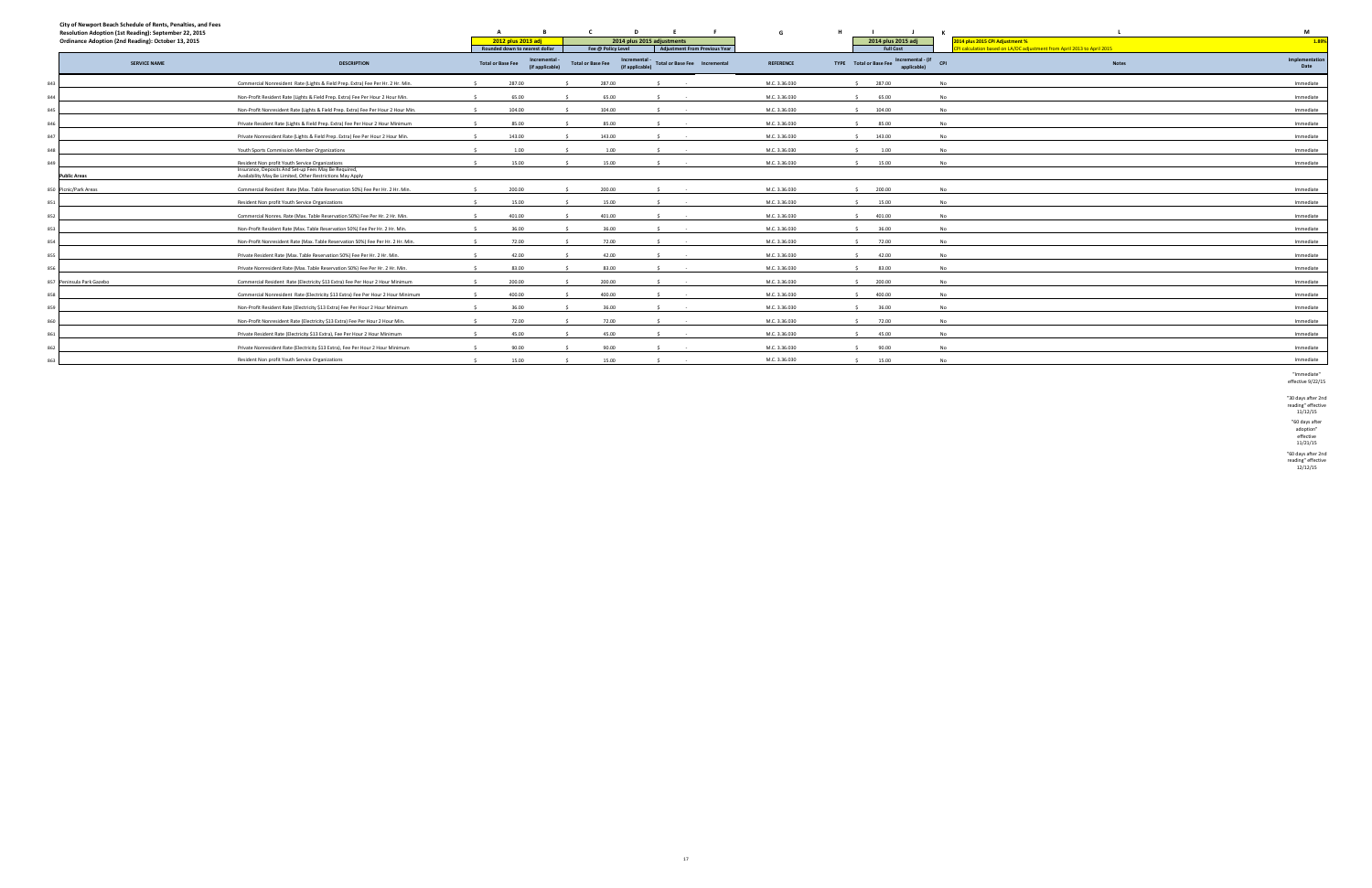**City of Newport Beach Schedule of Rents, Penalties, and Fees**
**Resolution Adoption (1st Reading): September 22, 2015**
**Ordinance Adoption (2nd Reading): October 13, 2015**

| | | | A | B | C | D | E | F | G | H | I | J | K | L | M |
|---|---|---|---|---|---|---|---|---|---|---|---|---|---|---|---|
| | | | 2012 plus 2013 adj | | 2014 plus 2015 adjustments | | | | | | 2014 plus 2015 adj | | 2014 plus 2015 CPI Adjustment % | | 1.89% |
| | | | Rounded down to nearest dollar | | Fee @ Policy Level | | Adjustment From Previous Year | | | | Full Cost | | CPI calculation based on LA/OC adjustment from April 2013 to April 2015 | | |
| | SERVICE NAME | DESCRIPTION | Total or Base Fee | Incremental - (if applicable) | Total or Base Fee | Incremental - (if applicable) | Total or Base Fee | Incremental | REFERENCE | TYPE | Total or Base Fee | Incremental - (if applicable) | CPI | Notes | Implementation Date |
| 843 | | Commercial Nonresident Rate (Lights & Field Prep. Extra) Fee Per Hr. 2 Hr. Min. | $ 287.00 | | $ 287.00 | | $ - | | M.C. 3.36.030 | | $ 287.00 | | No | | Immediate |
| 844 | | Non-Profit Resident Rate (Lights & Field Prep. Extra) Fee Per Hour 2 Hour Min. | $ 65.00 | | $ 65.00 | | $ - | | M.C. 3.36.030 | | $ 65.00 | | No | | Immediate |
| 845 | | Non-Profit Nonresident Rate (Lights & Field Prep. Extra) Fee Per Hour 2 Hour Min. | $ 104.00 | | $ 104.00 | | $ - | | M.C. 3.36.030 | | $ 104.00 | | No | | Immediate |
| 846 | | Private Resident Rate (Lights & Field Prep. Extra) Fee Per Hour 2 Hour Minimum | $ 85.00 | | $ 85.00 | | $ - | | M.C. 3.36.030 | | $ 85.00 | | No | | Immediate |
| 847 | | Private Nonresident Rate (Lights & Field Prep. Extra) Fee Per Hour 2 Hour Min. | $ 143.00 | | $ 143.00 | | $ - | | M.C. 3.36.030 | | $ 143.00 | | No | | Immediate |
| 848 | | Youth Sports Commission Member Organizations | $ 1.00 | | $ 1.00 | | $ - | | M.C. 3.36.030 | | $ 1.00 | | No | | Immediate |
| 849 | | Resident Non profit Youth Service Organizations | $ 15.00 | | $ 15.00 | | $ - | | M.C. 3.36.030 | | $ 15.00 | | No | | Immediate |
| | Public Areas | Insurance, Deposits And Set-up Fees May Be Required, Availability May Be Limited, Other Restrictions May Apply | | | | | | | | | | | | | |
| 850 | Picnic/Park Areas | Commercial Resident Rate (Max. Table Reservation 50%) Fee Per Hr. 2 Hr. Min. | $ 200.00 | | $ 200.00 | | $ - | | M.C. 3.36.030 | | $ 200.00 | | No | | Immediate |
| 851 | | Resident Non profit Youth Service Organizations | $ 15.00 | | $ 15.00 | | $ - | | M.C. 3.36.030 | | $ 15.00 | | No | | Immediate |
| 852 | | Commercial Nonres. Rate (Max. Table Reservation 50%) Fee Per Hr. 2 Hr. Min. | $ 401.00 | | $ 401.00 | | $ - | | M.C. 3.36.030 | | $ 401.00 | | No | | Immediate |
| 853 | | Non-Profit Resident Rate (Max. Table Reservation 50%) Fee Per Hr. 2 Hr. Min. | $ 36.00 | | $ 36.00 | | $ - | | M.C. 3.36.030 | | $ 36.00 | | No | | Immediate |
| 854 | | Non-Profit Nonresident Rate (Max. Table Reservation 50%) Fee Per Hr. 2 Hr. Min. | $ 72.00 | | $ 72.00 | | $ - | | M.C. 3.36.030 | | $ 72.00 | | No | | Immediate |
| 855 | | Private Resident Rate (Max. Table Reservation 50%) Fee Per Hr. 2 Hr. Min. | $ 42.00 | | $ 42.00 | | $ - | | M.C. 3.36.030 | | $ 42.00 | | No | | Immediate |
| 856 | | Private Nonresident Rate (Max. Table Reservation 50%) Fee Per Hr. 2 Hr. Min. | $ 83.00 | | $ 83.00 | | $ - | | M.C. 3.36.030 | | $ 83.00 | | No | | Immediate |
| 857 | Peninsula Park Gazebo | Commercial Resident Rate (Electricity $13 Extra) Fee Per Hour 2 Hour Minimum | $ 200.00 | | $ 200.00 | | $ - | | M.C. 3.36.030 | | $ 200.00 | | No | | Immediate |
| 858 | | Commercial Nonresident Rate (Electricity $13 Extra) Fee Per Hour 2 Hour Minimum | $ 400.00 | | $ 400.00 | | $ - | | M.C. 3.36.030 | | $ 400.00 | | No | | Immediate |
| 859 | | Non-Profit Resident Rate (Electricity $13 Extra) Fee Per Hour 2 Hour Minimum | $ 36.00 | | $ 36.00 | | $ - | | M.C. 3.36.030 | | $ 36.00 | | No | | Immediate |
| 860 | | Non-Profit Nonresident Rate (Electricity $13 Extra) Fee Per Hour 2 Hour Min. | $ 72.00 | | $ 72.00 | | $ - | | M.C. 3.36.030 | | $ 72.00 | | No | | Immediate |
| 861 | | Private Resident Rate (Electricity $13 Extra), Fee Per Hour 2 Hour Minimum | $ 45.00 | | $ 45.00 | | $ - | | M.C. 3.36.030 | | $ 45.00 | | No | | Immediate |
| 862 | | Private Nonresident Rate (Electricity $13 Extra), Fee Per Hour 2 Hour Minimum | $ 90.00 | | $ 90.00 | | $ - | | M.C. 3.36.030 | | $ 90.00 | | No | | Immediate |
| 863 | | Resident Non profit Youth Service Organizations | $ 15.00 | | $ 15.00 | | $ - | | M.C. 3.36.030 | | $ 15.00 | | No | | Immediate |

"Immediate" effective 9/22/15

"30 days after 2nd reading" effective 11/12/15

"60 days after adoption" effective 11/21/15

"60 days after 2nd reading" effective 12/12/15